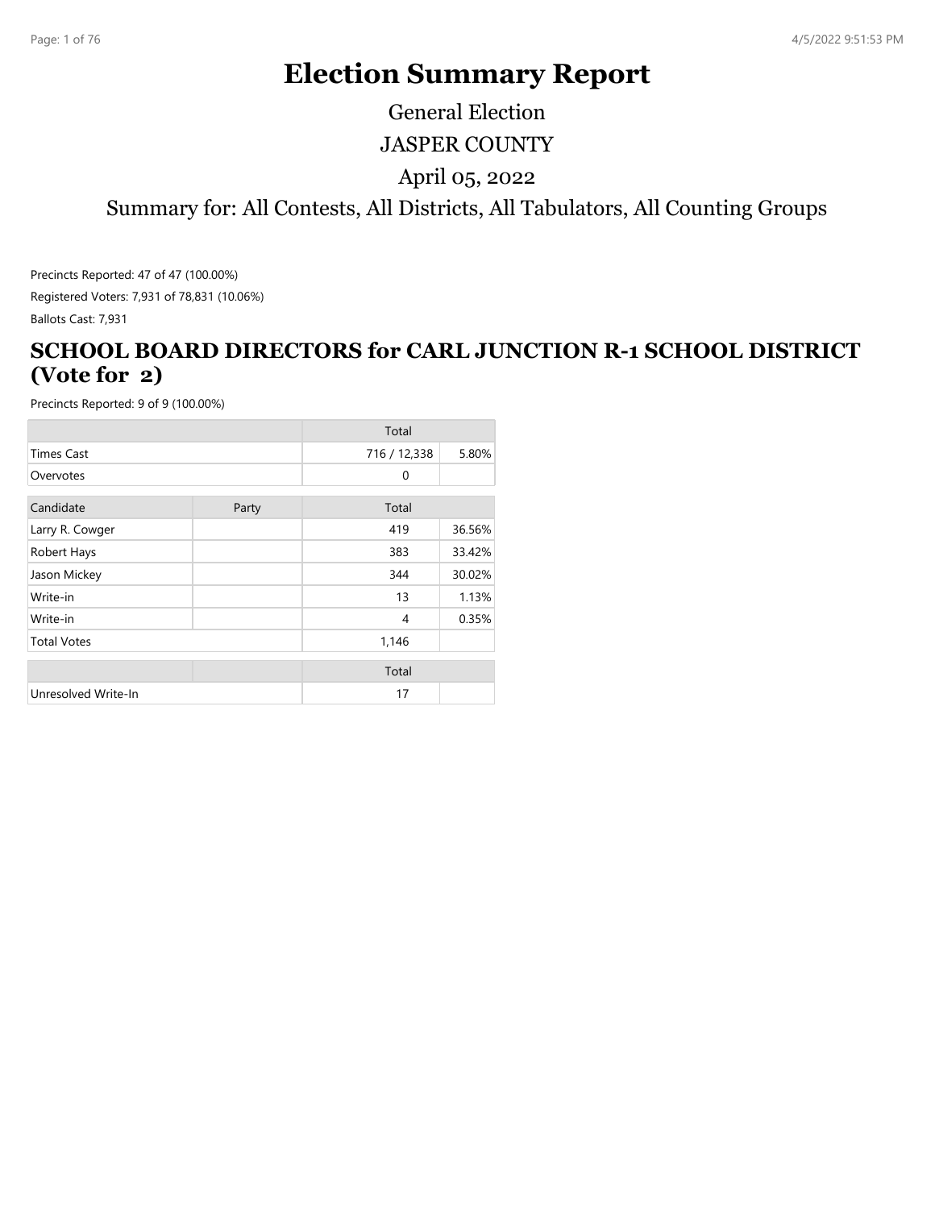# Election Summary Report

General Election

JASPER COUNTY

April 05, 2022

Summary for: All Contests, All Districts, All Tabulators, All Counting Groups

Precincts Reported: 47 of 47 (100.00%)

Registered Voters: 7,931 of 78,831 (10.06%)

Ballots Cast: 7,931

## SCHOOL BOARD DIRECTORS for CARL JUNCTION R-1 SCHOOL DISTRICT (Vote for 2)

Precincts Reported: 9 of 9 (100.00%)

| | | Total | |
|---|---|---|---|
| Times Cast | | 716 / 12,338 | 5.80% |
| Overvotes | | 0 | |

| Candidate | Party | Total | |
|---|---|---|---|
| Larry R. Cowger | | 419 | 36.56% |
| Robert Hays | | 383 | 33.42% |
| Jason Mickey | | 344 | 30.02% |
| Write-in | | 13 | 1.13% |
| Write-in | | 4 | 0.35% |
| Total Votes | | 1,146 | |

| | | Total | |
|---|---|---|---|
| Unresolved Write-In | | 17 | |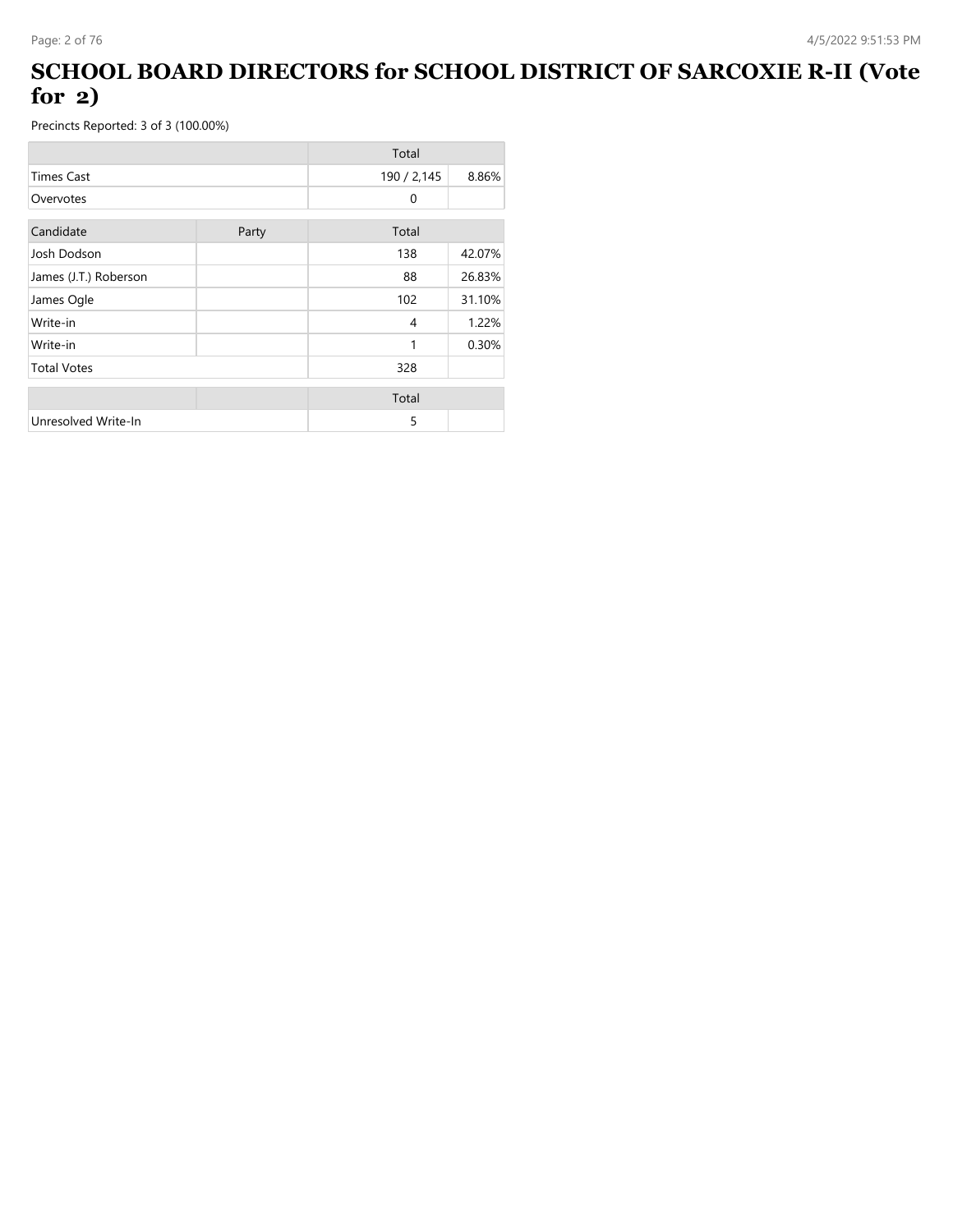# SCHOOL BOARD DIRECTORS for SCHOOL DISTRICT OF SARCOXIE R-II (Vote for 2)

Precincts Reported: 3 of 3 (100.00%)

| | Total | |
|---|---|---|
| Times Cast | 190 / 2,145 | 8.86% |
| Overvotes | 0 | |

| Candidate | Party | Total | |
|---|---|---|---|
| Josh Dodson | | 138 | 42.07% |
| James (J.T.) Roberson | | 88 | 26.83% |
| James Ogle | | 102 | 31.10% |
| Write-in | | 4 | 1.22% |
| Write-in | | 1 | 0.30% |
| Total Votes | | 328 | |

| | | Total | |
|---|---|---|---|
| Unresolved Write-In | | 5 | |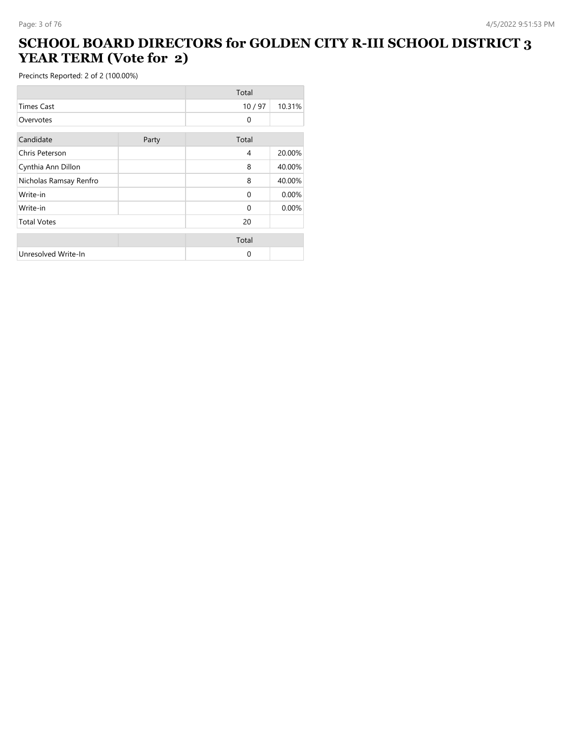# SCHOOL BOARD DIRECTORS for GOLDEN CITY R-III SCHOOL DISTRICT 3 YEAR TERM (Vote for 2)

Precincts Reported: 2 of 2 (100.00%)

| | Total | |
|---|---|---|
| Times Cast | 10 / 97 | 10.31% |
| Overvotes | 0 | |

| Candidate | Party | Total | |
|---|---|---|---|
| Chris Peterson | | 4 | 20.00% |
| Cynthia Ann Dillon | | 8 | 40.00% |
| Nicholas Ramsay Renfro | | 8 | 40.00% |
| Write-in | | 0 | 0.00% |
| Write-in | | 0 | 0.00% |
| Total Votes | | 20 | |

| | | Total | |
|---|---|---|---|
| Unresolved Write-In | | 0 | |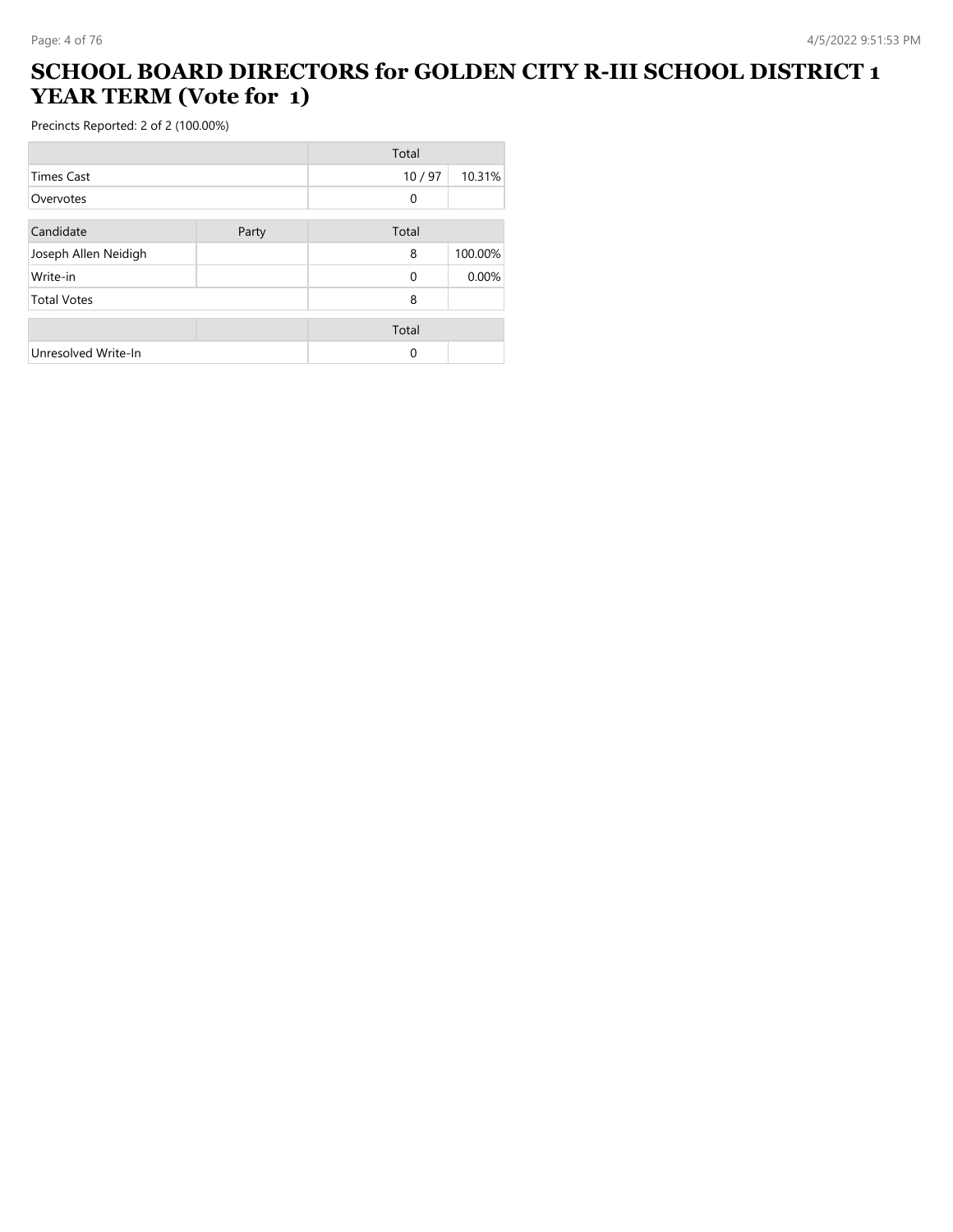# SCHOOL BOARD DIRECTORS for GOLDEN CITY R-III SCHOOL DISTRICT 1 YEAR TERM (Vote for 1)

Precincts Reported: 2 of 2 (100.00%)

| | Total | |
|---|---|---|
| Times Cast | 10 / 97 | 10.31% |
| Overvotes | 0 | |

| Candidate | Party | Total | |
|---|---|---|---|
| Joseph Allen Neidigh | | 8 | 100.00% |
| Write-in | | 0 | 0.00% |
| Total Votes | | 8 | |

| | | Total | |
|---|---|---|---|
| Unresolved Write-In | | 0 | |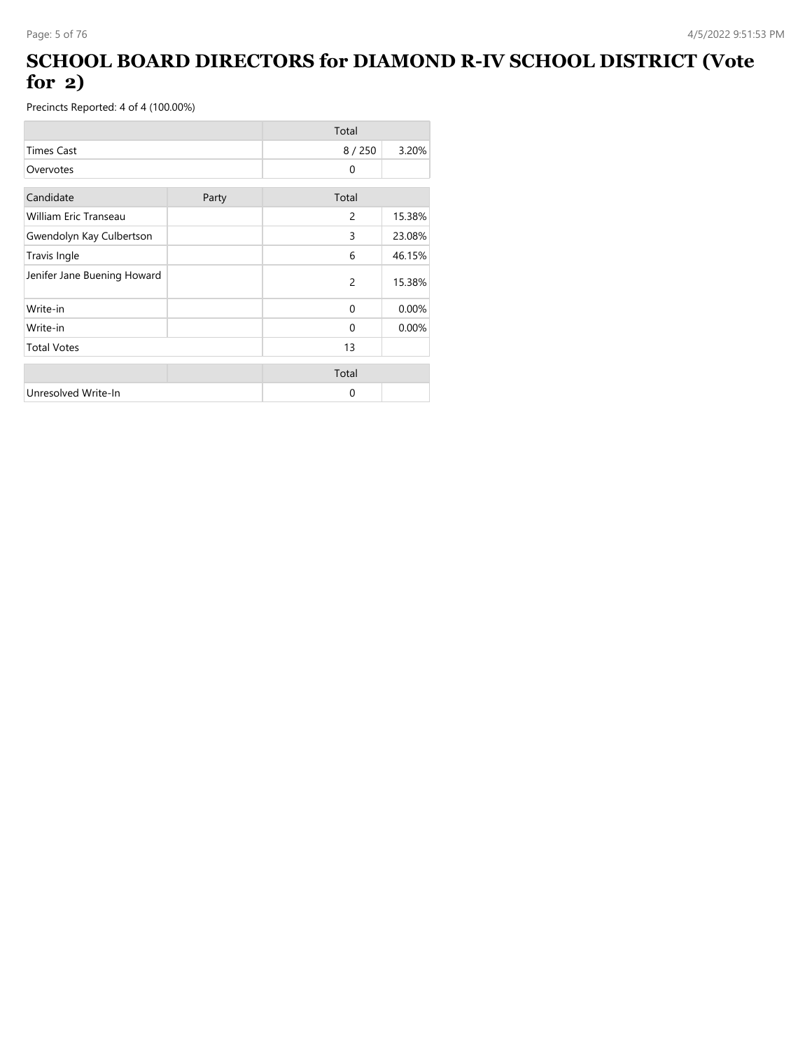# SCHOOL BOARD DIRECTORS for DIAMOND R-IV SCHOOL DISTRICT (Vote for 2)

Precincts Reported: 4 of 4 (100.00%)

| | Total | |
|---|---|---|
| Times Cast | 8 / 250 | 3.20% |
| Overvotes | 0 | |

| Candidate | Party | Total | |
|---|---|---|---|
| William Eric Transeau | | 2 | 15.38% |
| Gwendolyn Kay Culbertson | | 3 | 23.08% |
| Travis Ingle | | 6 | 46.15% |
| Jenifer Jane Buening Howard | | 2 | 15.38% |
| Write-in | | 0 | 0.00% |
| Write-in | | 0 | 0.00% |
| Total Votes | | 13 | |

| | | Total | |
|---|---|---|---|
| Unresolved Write-In | | 0 | |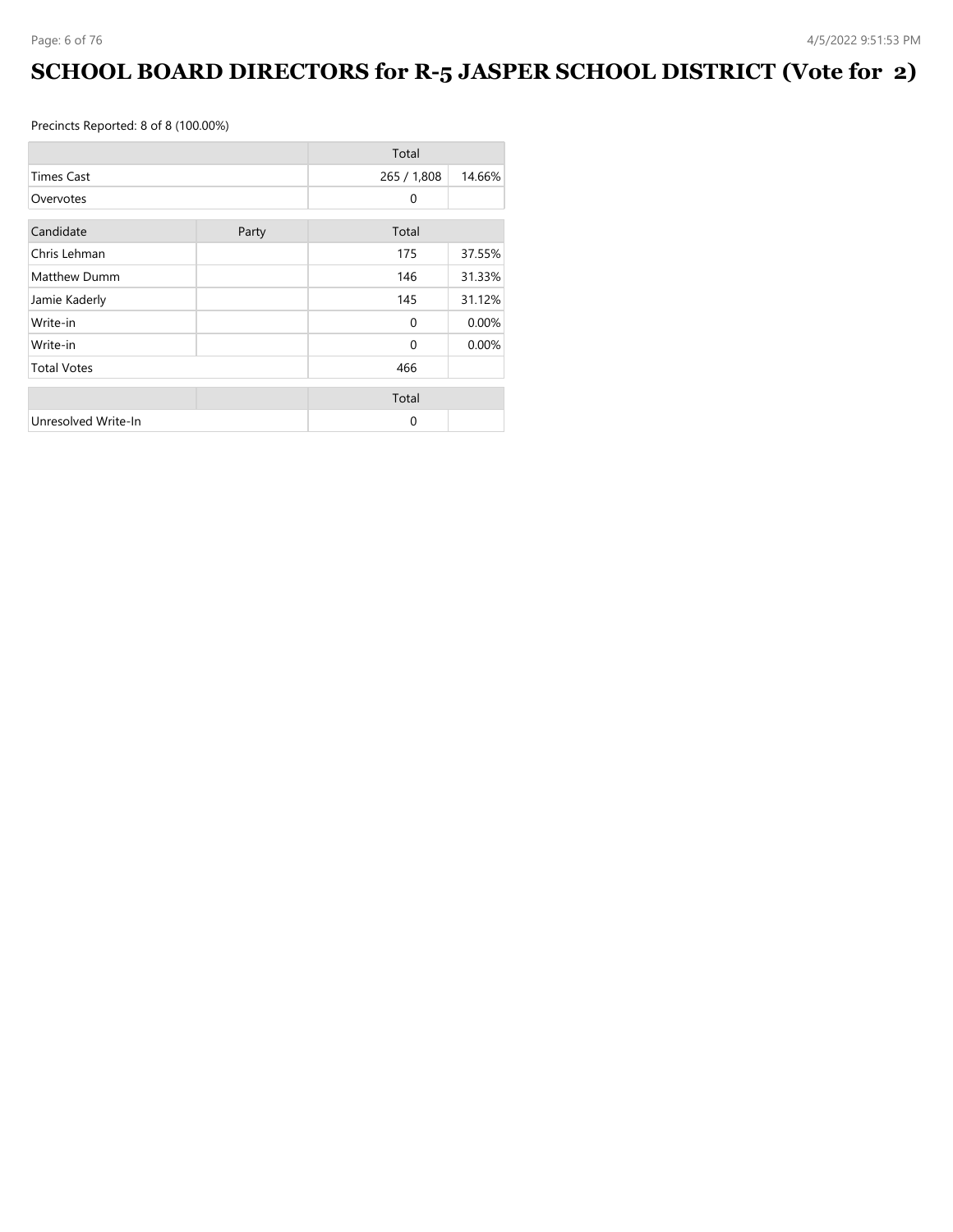# SCHOOL BOARD DIRECTORS for R-5 JASPER SCHOOL DISTRICT (Vote for 2)

Precincts Reported: 8 of 8 (100.00%)

| | | Total | |
|---|---|---|---|
| Times Cast | | 265 / 1,808 | 14.66% |
| Overvotes | | 0 | |

| Candidate | Party | Total | |
|---|---|---|---|
| Chris Lehman | | 175 | 37.55% |
| Matthew Dumm | | 146 | 31.33% |
| Jamie Kaderly | | 145 | 31.12% |
| Write-in | | 0 | 0.00% |
| Write-in | | 0 | 0.00% |
| Total Votes | | 466 | |

| | | Total | |
|---|---|---|---|
| Unresolved Write-In | | 0 | |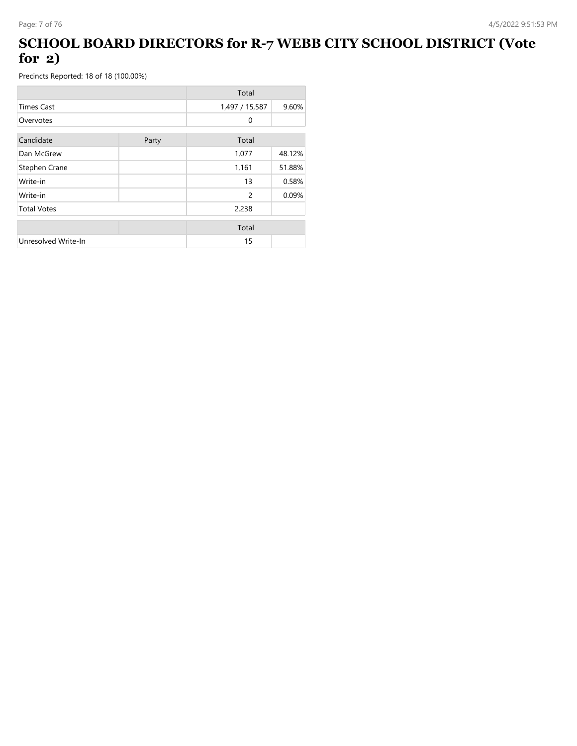# SCHOOL BOARD DIRECTORS for R-7 WEBB CITY SCHOOL DISTRICT (Vote for 2)

Precincts Reported: 18 of 18 (100.00%)

| | Total | |
|---|---|---|
| Times Cast | 1,497 / 15,587 | 9.60% |
| Overvotes | 0 | |

| Candidate | Party | Total | |
|---|---|---|---|
| Dan McGrew | | 1,077 | 48.12% |
| Stephen Crane | | 1,161 | 51.88% |
| Write-in | | 13 | 0.58% |
| Write-in | | 2 | 0.09% |
| Total Votes | | 2,238 | |

| | | Total | |
|---|---|---|---|
| Unresolved Write-In | | 15 | |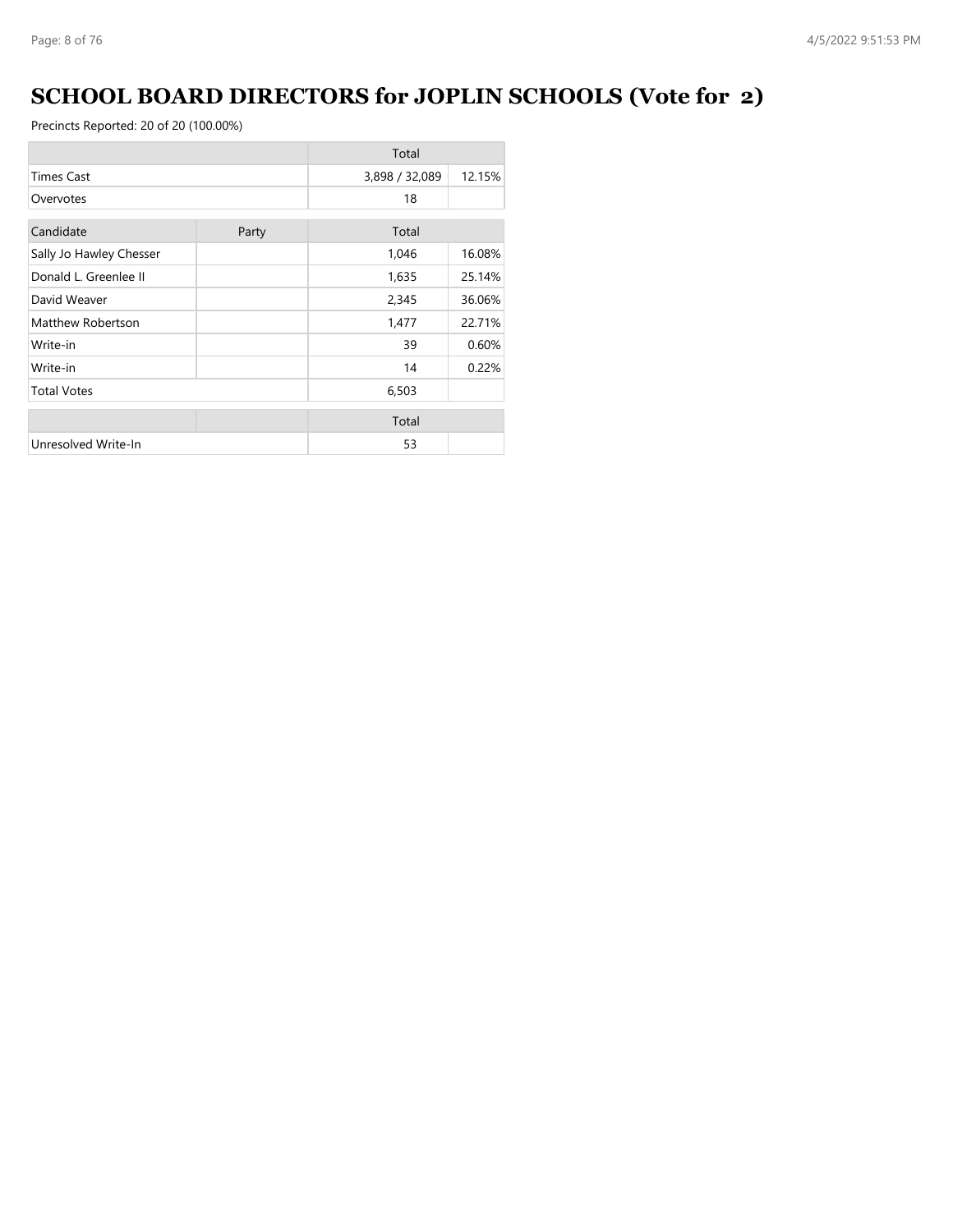# SCHOOL BOARD DIRECTORS for JOPLIN SCHOOLS (Vote for 2)

Precincts Reported: 20 of 20 (100.00%)

| | Total | |
|---|---|---|
| Times Cast | 3,898 / 32,089 | 12.15% |
| Overvotes | 18 | |

| Candidate | Party | Total | |
|---|---|---|---|
| Sally Jo Hawley Chesser | | 1,046 | 16.08% |
| Donald L. Greenlee II | | 1,635 | 25.14% |
| David Weaver | | 2,345 | 36.06% |
| Matthew Robertson | | 1,477 | 22.71% |
| Write-in | | 39 | 0.60% |
| Write-in | | 14 | 0.22% |
| Total Votes | | 6,503 | |

| | | Total | |
|---|---|---|---|
| Unresolved Write-In | | 53 | |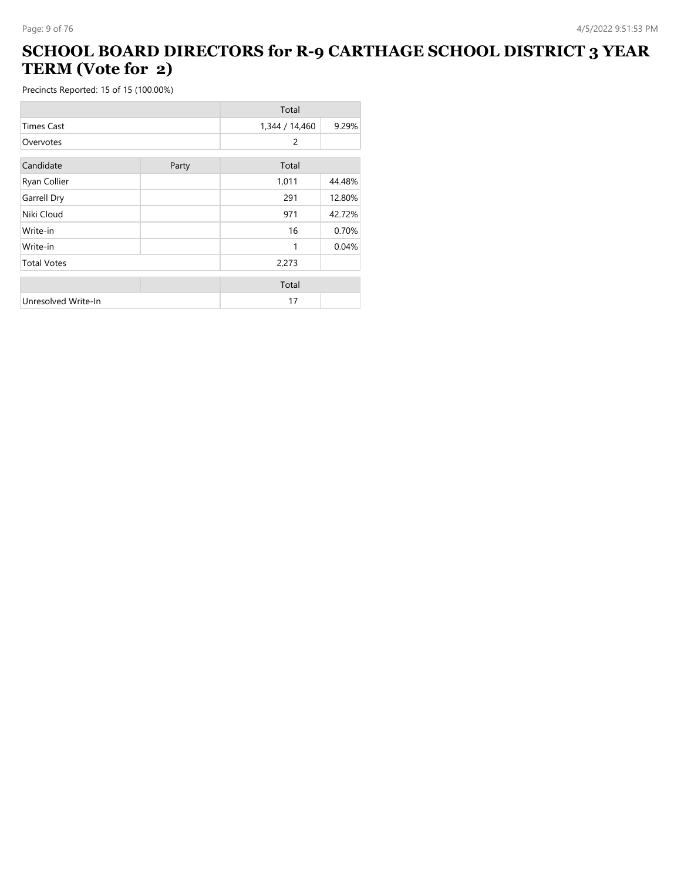# SCHOOL BOARD DIRECTORS for R-9 CARTHAGE SCHOOL DISTRICT 3 YEAR TERM (Vote for 2)

Precincts Reported: 15 of 15 (100.00%)

| | Total | |
|---|---|---|
| Times Cast | 1,344 / 14,460 | 9.29% |
| Overvotes | 2 | |

| Candidate | Party | Total | |
|---|---|---|---|
| Ryan Collier | | 1,011 | 44.48% |
| Garrell Dry | | 291 | 12.80% |
| Niki Cloud | | 971 | 42.72% |
| Write-in | | 16 | 0.70% |
| Write-in | | 1 | 0.04% |
| Total Votes | | 2,273 | |

| | | Total | |
|---|---|---|---|
| Unresolved Write-In | | 17 | |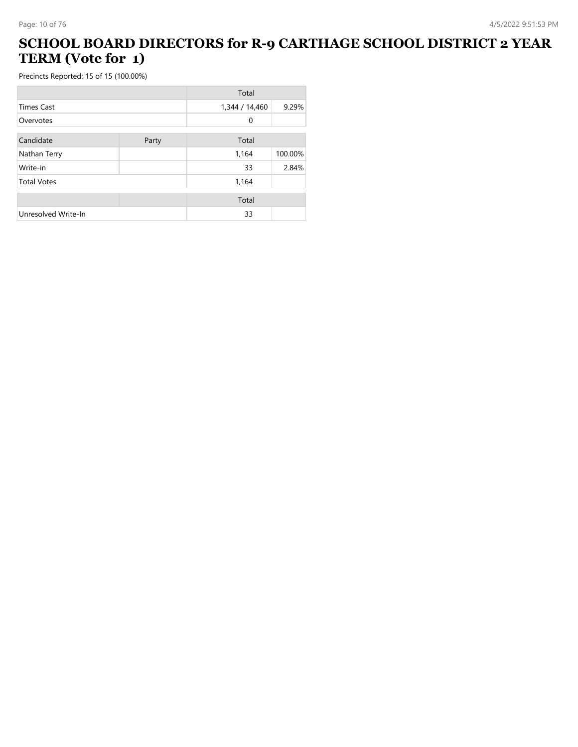# SCHOOL BOARD DIRECTORS for R-9 CARTHAGE SCHOOL DISTRICT 2 YEAR TERM (Vote for 1)

Precincts Reported: 15 of 15 (100.00%)

| | Total | |
|---|---|---|
| Times Cast | 1,344 / 14,460 | 9.29% |
| Overvotes | 0 | |

| Candidate | Party | Total | |
|---|---|---|---|
| Nathan Terry | | 1,164 | 100.00% |
| Write-in | | 33 | 2.84% |
| Total Votes | | 1,164 | |

| | Total |
|---|---|
| Unresolved Write-In | 33 |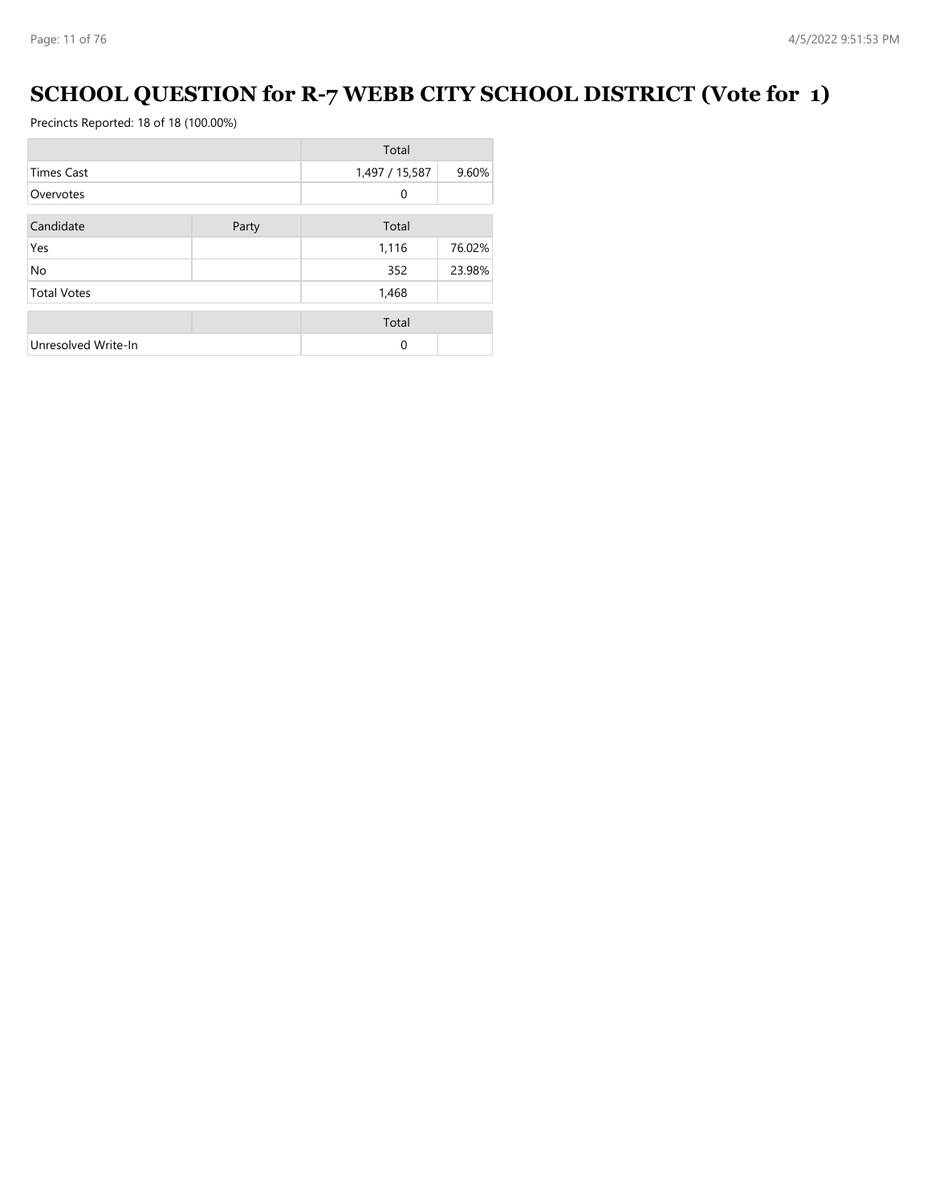# SCHOOL QUESTION for R-7 WEBB CITY SCHOOL DISTRICT (Vote for 1)

Precincts Reported: 18 of 18 (100.00%)

| | | Total | |
|---|---|---|---|
| Times Cast | | 1,497 / 15,587 | 9.60% |
| Overvotes | | 0 | |

| Candidate | Party | Total | |
|---|---|---|---|
| Yes | | 1,116 | 76.02% |
| No | | 352 | 23.98% |
| Total Votes | | 1,468 | |

| | | Total | |
|---|---|---|---|
| Unresolved Write-In | | 0 | |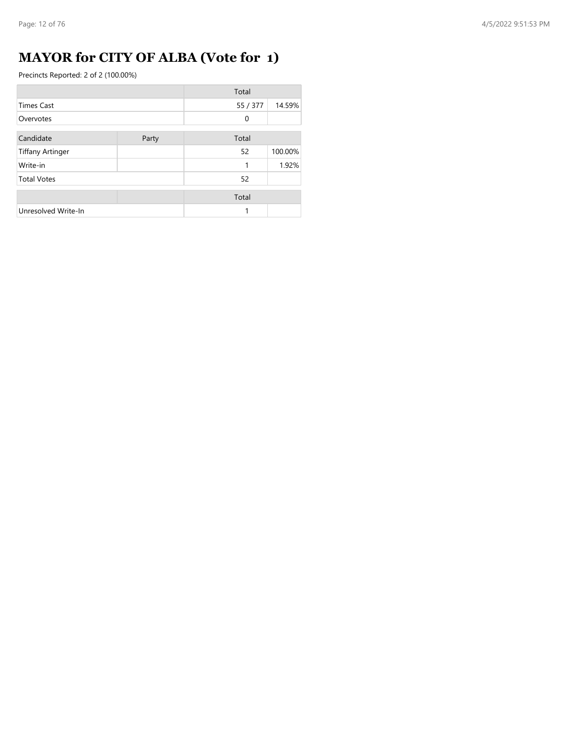# MAYOR for CITY OF ALBA (Vote for 1)

Precincts Reported: 2 of 2 (100.00%)

| | Total | |
|---|---|---|
| Times Cast | 55 / 377 | 14.59% |
| Overvotes | 0 | |

| Candidate | Party | Total | |
|---|---|---|---|
| Tiffany Artinger | | 52 | 100.00% |
| Write-in | | 1 | 1.92% |
| Total Votes | | 52 | |

| | Total | |
|---|---|---|
| Unresolved Write-In | 1 | |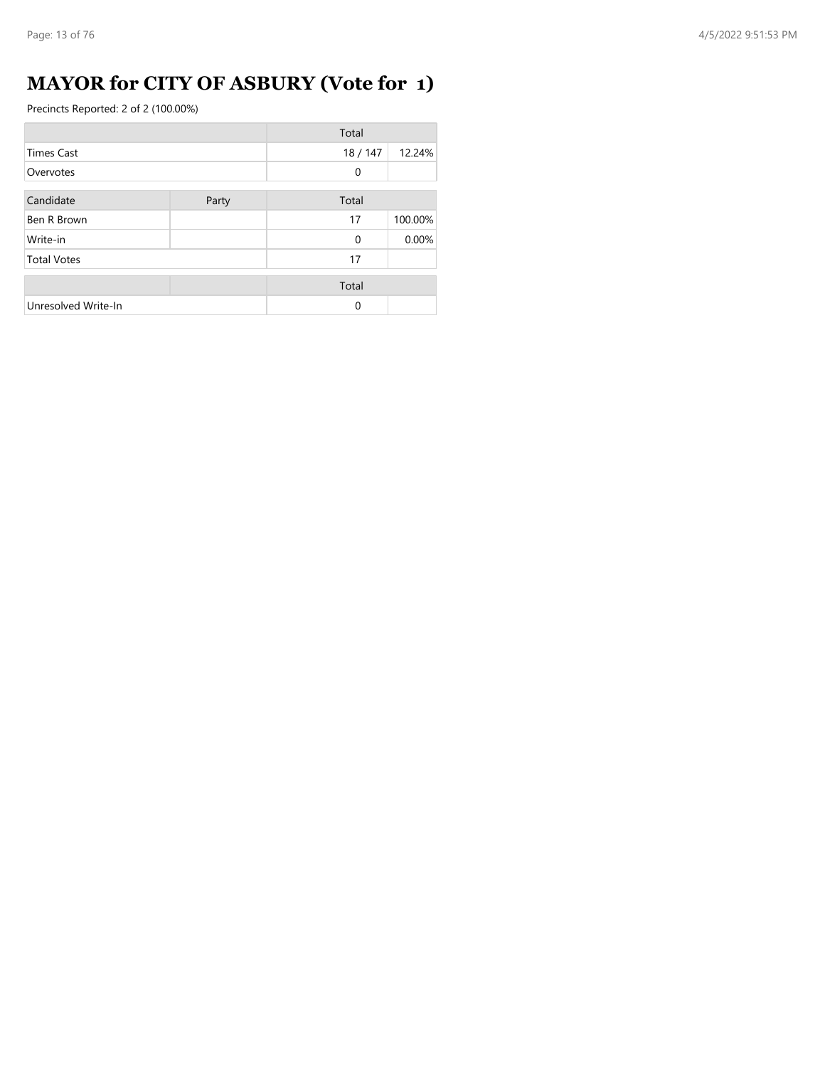# MAYOR for CITY OF ASBURY (Vote for 1)

Precincts Reported: 2 of 2 (100.00%)

| | Total | |
|---|---|---|
| Times Cast | 18 / 147 | 12.24% |
| Overvotes | 0 | |

| Candidate | Party | Total | |
|---|---|---|---|
| Ben R Brown | | 17 | 100.00% |
| Write-in | | 0 | 0.00% |
| Total Votes | | 17 | |

| | | Total | |
|---|---|---|---|
| Unresolved Write-In | | 0 | |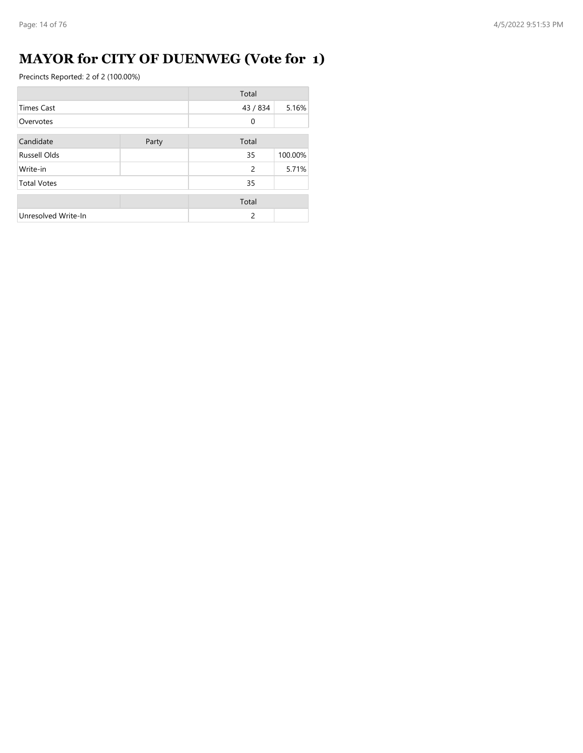# MAYOR for CITY OF DUENWEG (Vote for 1)

Precincts Reported: 2 of 2 (100.00%)

| | Total | |
|---|---|---|
| Times Cast | 43 / 834 | 5.16% |
| Overvotes | 0 | |

| Candidate | Party | Total | |
|---|---|---|---|
| Russell Olds | | 35 | 100.00% |
| Write-in | | 2 | 5.71% |
| Total Votes | | 35 | |

| | | Total | |
|---|---|---|---|
| Unresolved Write-In | | 2 | |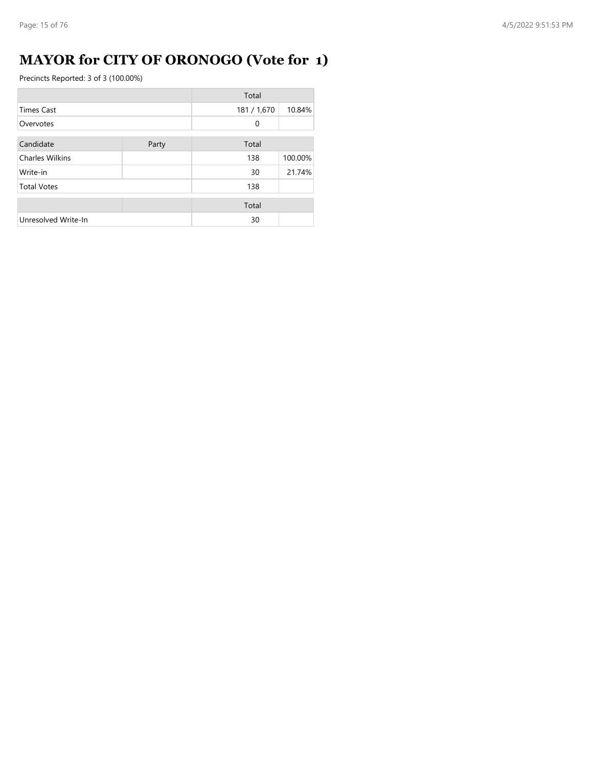# MAYOR for CITY OF ORONOGO (Vote for 1)

Precincts Reported: 3 of 3 (100.00%)

| | Total | |
|---|---|---|
| Times Cast | 181 / 1,670 | 10.84% |
| Overvotes | 0 | |

| Candidate | Party | Total | |
|---|---|---|---|
| Charles Wilkins | | 138 | 100.00% |
| Write-in | | 30 | 21.74% |
| Total Votes | | 138 | |

| | | Total | |
|---|---|---|---|
| Unresolved Write-In | | 30 | |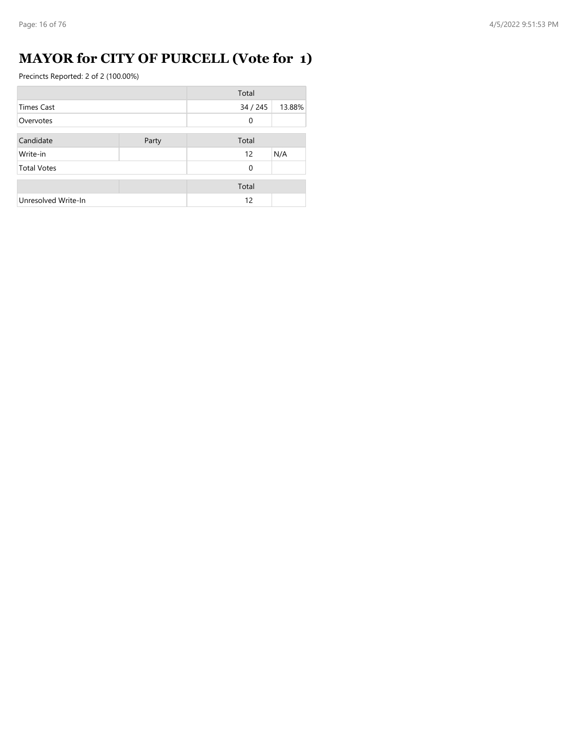# MAYOR for CITY OF PURCELL (Vote for 1)

Precincts Reported: 2 of 2 (100.00%)

| | Total | |
|---|---|---|
| Times Cast | 34 / 245 | 13.88% |
| Overvotes | 0 | |

| Candidate | Party | Total | |
|---|---|---|---|
| Write-in | | 12 | N/A |
| Total Votes | | 0 | |

| | | Total | |
|---|---|---|---|
| Unresolved Write-In | | 12 | |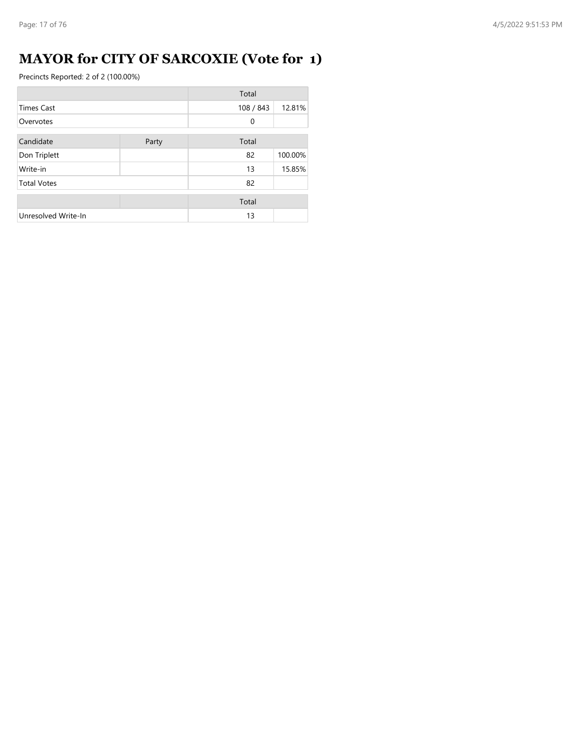# MAYOR for CITY OF SARCOXIE (Vote for 1)

Precincts Reported: 2 of 2 (100.00%)

| | Total | |
|---|---|---|
| Times Cast | 108 / 843 | 12.81% |
| Overvotes | 0 | |

| Candidate | Party | Total | |
|---|---|---|---|
| Don Triplett | | 82 | 100.00% |
| Write-in | | 13 | 15.85% |
| Total Votes | | 82 | |

| | | Total | |
|---|---|---|---|
| Unresolved Write-In | | 13 | |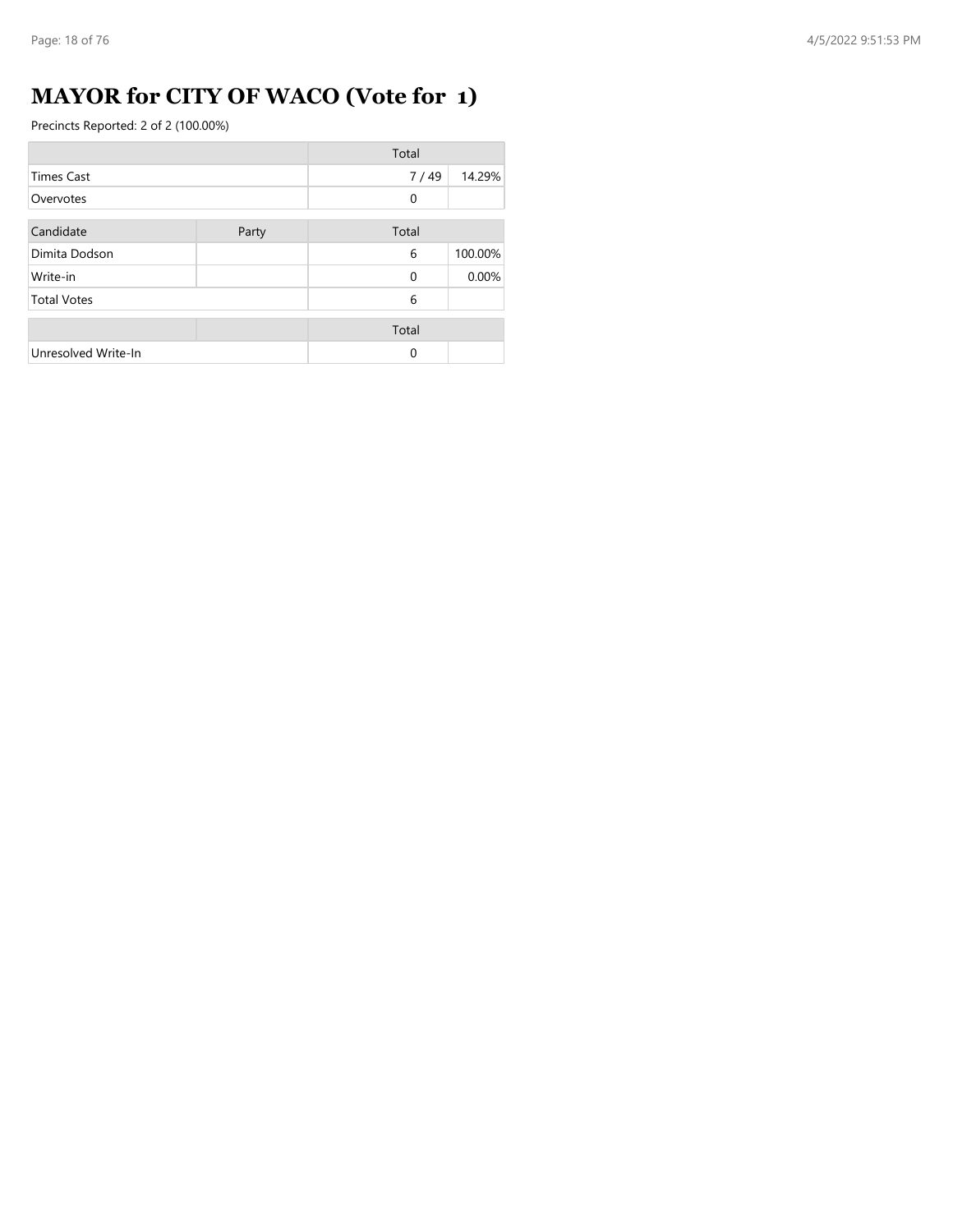# MAYOR for CITY OF WACO (Vote for 1)

Precincts Reported: 2 of 2 (100.00%)

| | Total | |
|---|---|---|
| Times Cast | 7 / 49 | 14.29% |
| Overvotes | 0 | |

| Candidate | Party | Total | |
|---|---|---|---|
| Dimita Dodson | | 6 | 100.00% |
| Write-in | | 0 | 0.00% |
| Total Votes | | 6 | |

| | | Total | |
|---|---|---|---|
| Unresolved Write-In | | 0 | |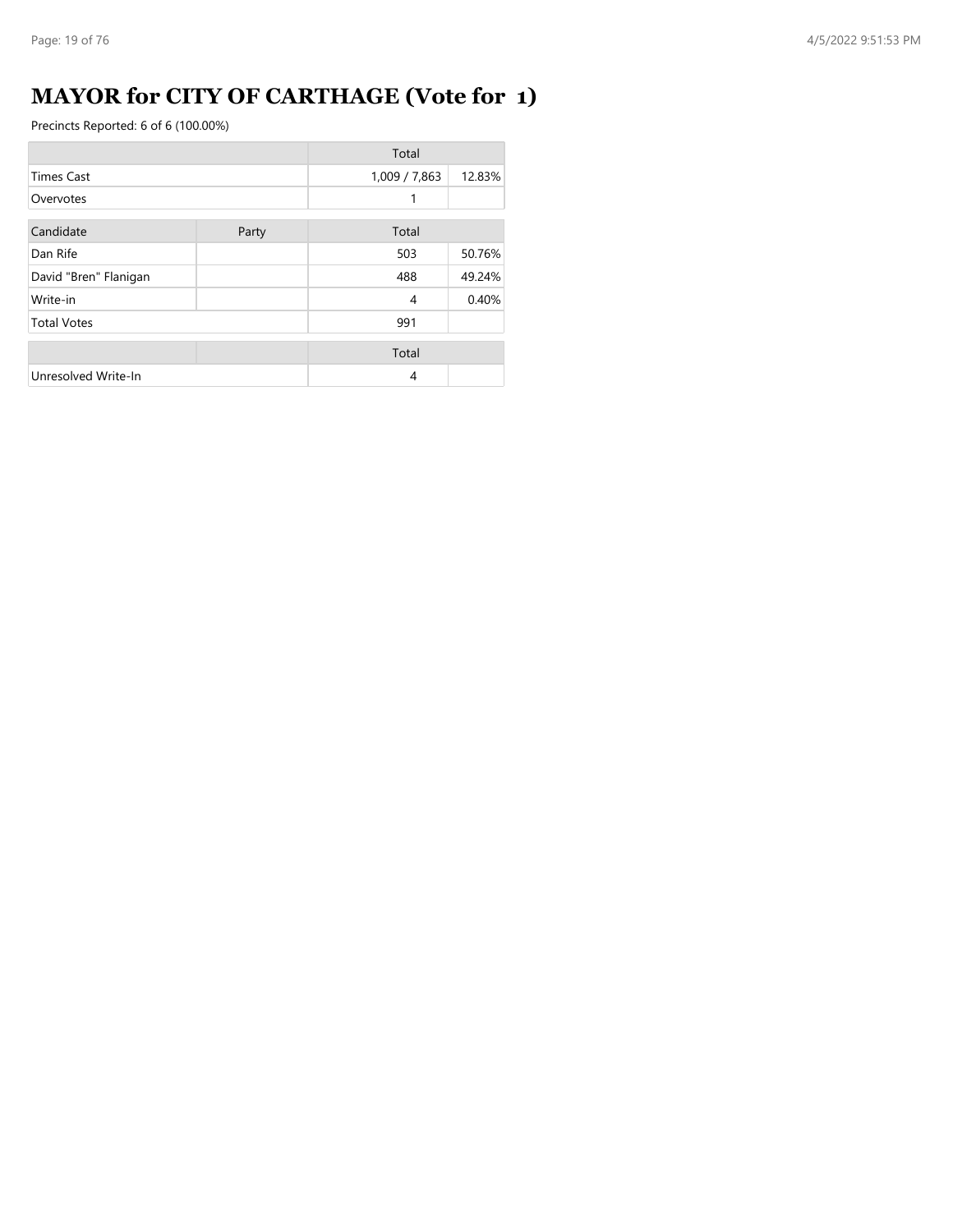# MAYOR for CITY OF CARTHAGE (Vote for 1)

Precincts Reported: 6 of 6 (100.00%)

| | Total | |
|---|---|---|
| Times Cast | 1,009 / 7,863 | 12.83% |
| Overvotes | 1 | |

| Candidate | Party | Total | |
|---|---|---|---|
| Dan Rife | | 503 | 50.76% |
| David "Bren" Flanigan | | 488 | 49.24% |
| Write-in | | 4 | 0.40% |
| Total Votes | | 991 | |

| | | Total | |
|---|---|---|---|
| Unresolved Write-In | | 4 | |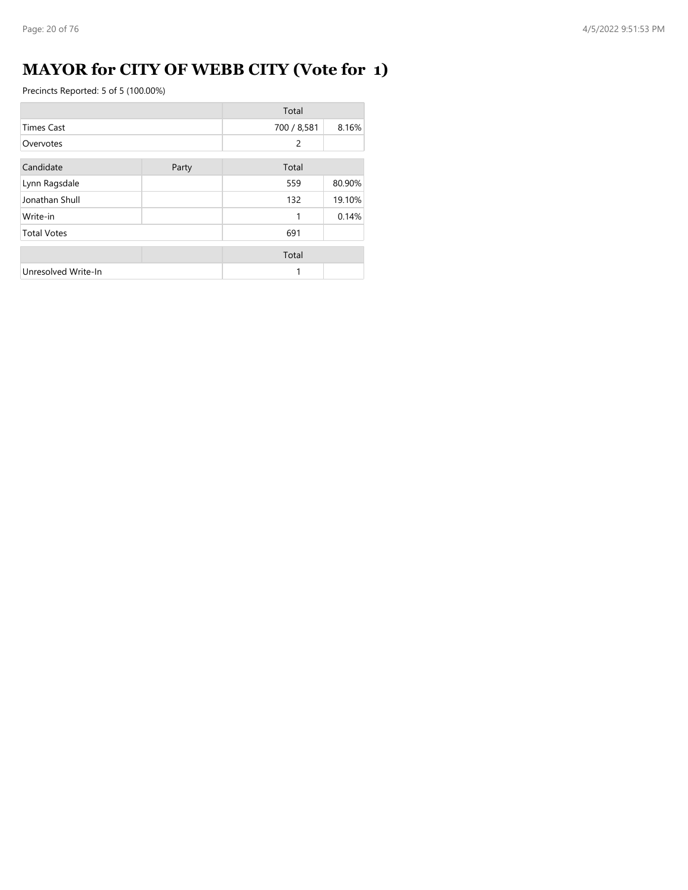# MAYOR for CITY OF WEBB CITY (Vote for 1)

Precincts Reported: 5 of 5 (100.00%)

| | Total | |
|---|---|---|
| Times Cast | 700 / 8,581 | 8.16% |
| Overvotes | 2 | |

| Candidate | Party | Total | |
|---|---|---|---|
| Lynn Ragsdale | | 559 | 80.90% |
| Jonathan Shull | | 132 | 19.10% |
| Write-in | | 1 | 0.14% |
| Total Votes | | 691 | |

| | | Total | |
|---|---|---|---|
| Unresolved Write-In | | 1 | |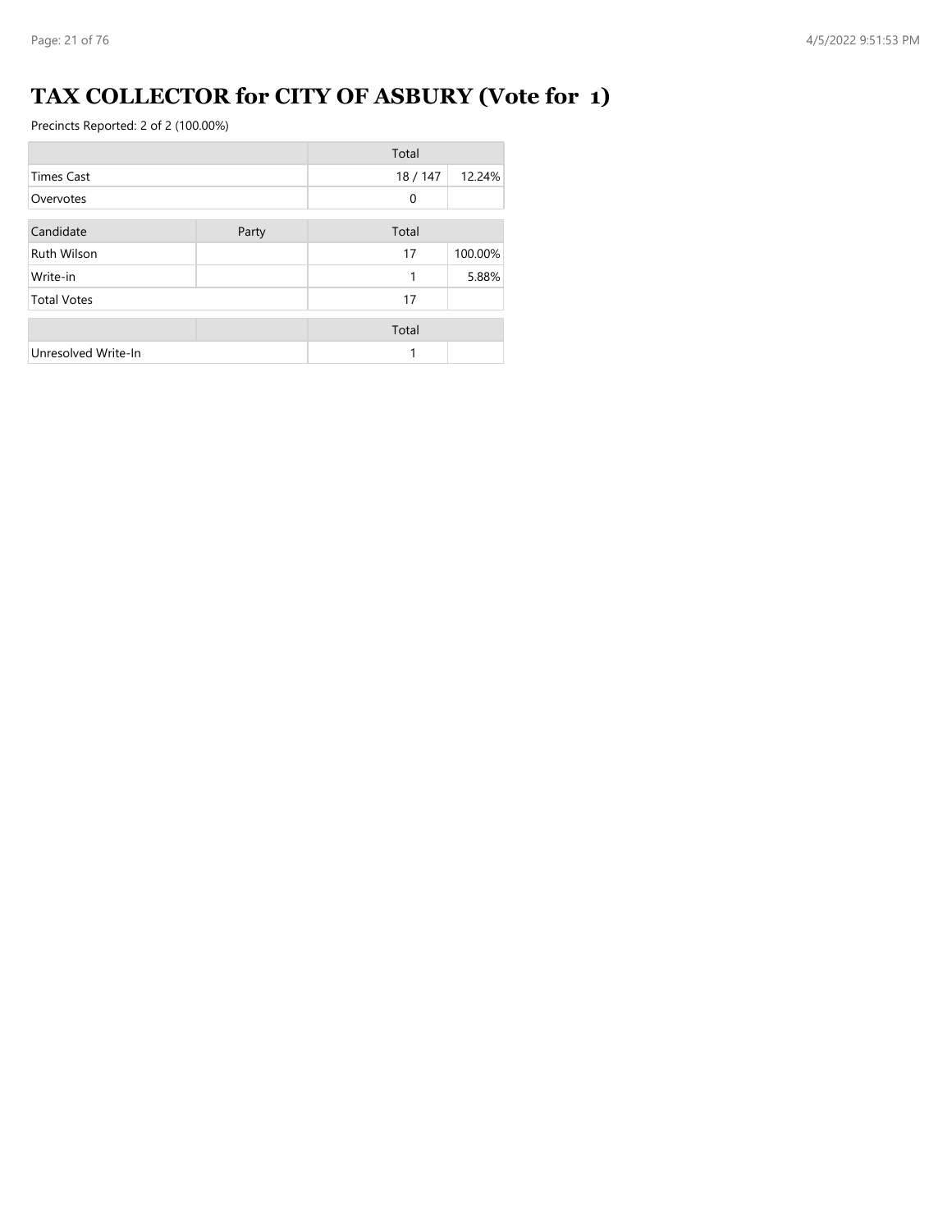# TAX COLLECTOR for CITY OF ASBURY (Vote for 1)

Precincts Reported: 2 of 2 (100.00%)

| | Total | |
|---|---|---|
| Times Cast | 18 / 147 | 12.24% |
| Overvotes | 0 | |

| Candidate | Party | Total | |
|---|---|---|---|
| Ruth Wilson | | 17 | 100.00% |
| Write-in | | 1 | 5.88% |
| Total Votes | | 17 | |

| | | Total | |
|---|---|---|---|
| Unresolved Write-In | | 1 | |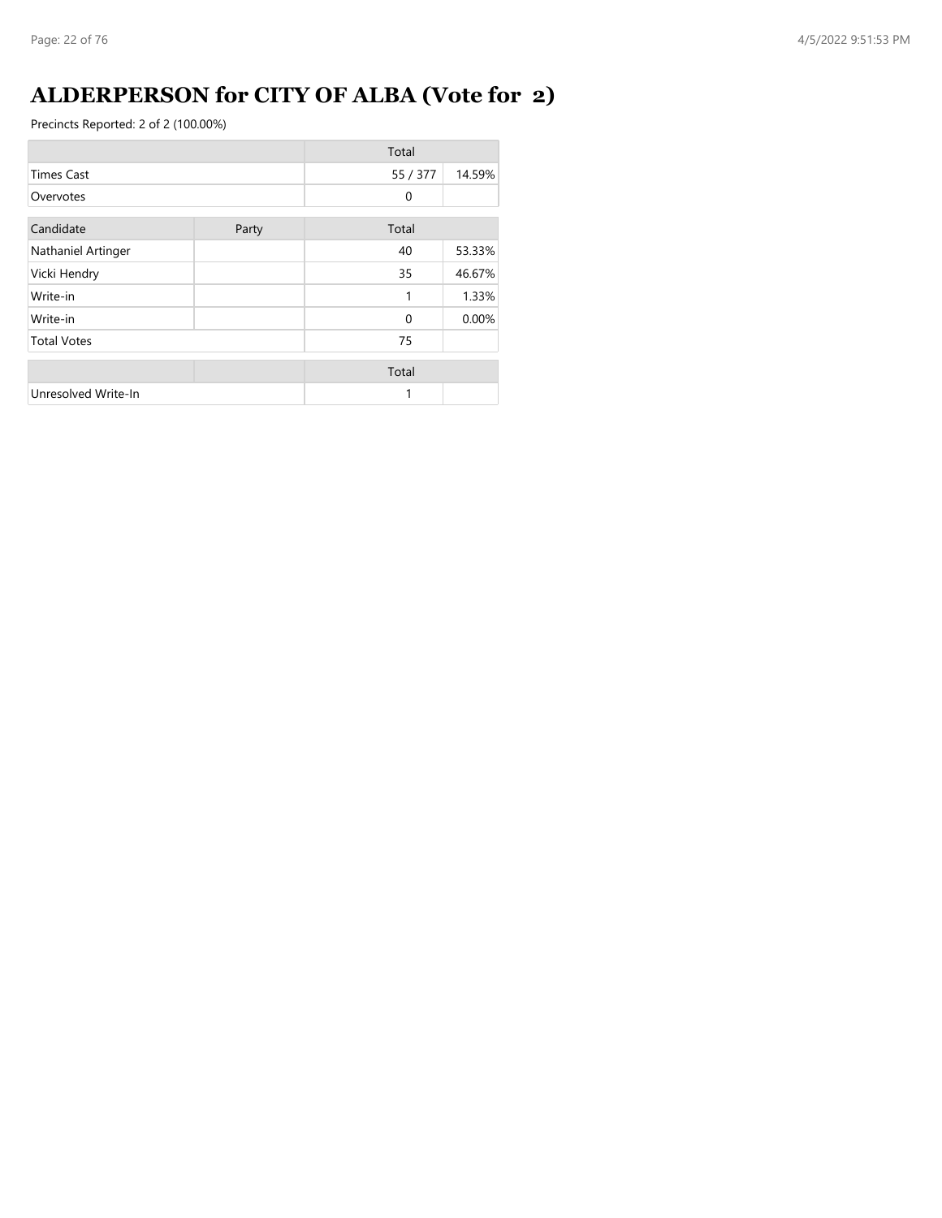# ALDERPERSON for CITY OF ALBA (Vote for 2)

Precincts Reported: 2 of 2 (100.00%)

| | Total | |
|---|---|---|
| Times Cast | 55 / 377 | 14.59% |
| Overvotes | 0 | |

| Candidate | Party | Total | |
|---|---|---|---|
| Nathaniel Artinger | | 40 | 53.33% |
| Vicki Hendry | | 35 | 46.67% |
| Write-in | | 1 | 1.33% |
| Write-in | | 0 | 0.00% |
| Total Votes | | 75 | |

| | | Total | |
|---|---|---|---|
| Unresolved Write-In | | 1 | |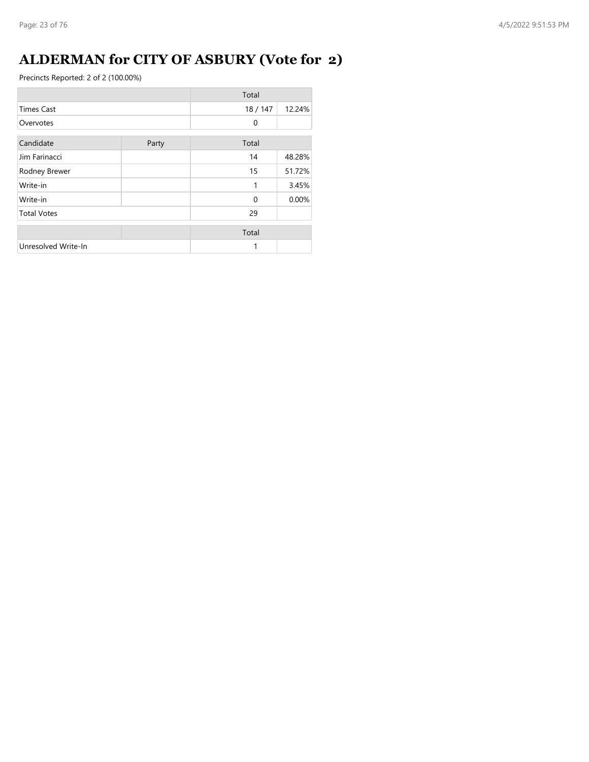# ALDERMAN for CITY OF ASBURY (Vote for 2)

Precincts Reported: 2 of 2 (100.00%)

| | Total | |
|---|---|---|
| Times Cast | 18 / 147 | 12.24% |
| Overvotes | 0 | |

| Candidate | Party | Total | |
|---|---|---|---|
| Jim Farinacci | | 14 | 48.28% |
| Rodney Brewer | | 15 | 51.72% |
| Write-in | | 1 | 3.45% |
| Write-in | | 0 | 0.00% |
| Total Votes | | 29 | |

| | | Total | |
|---|---|---|---|
| Unresolved Write-In | | 1 | |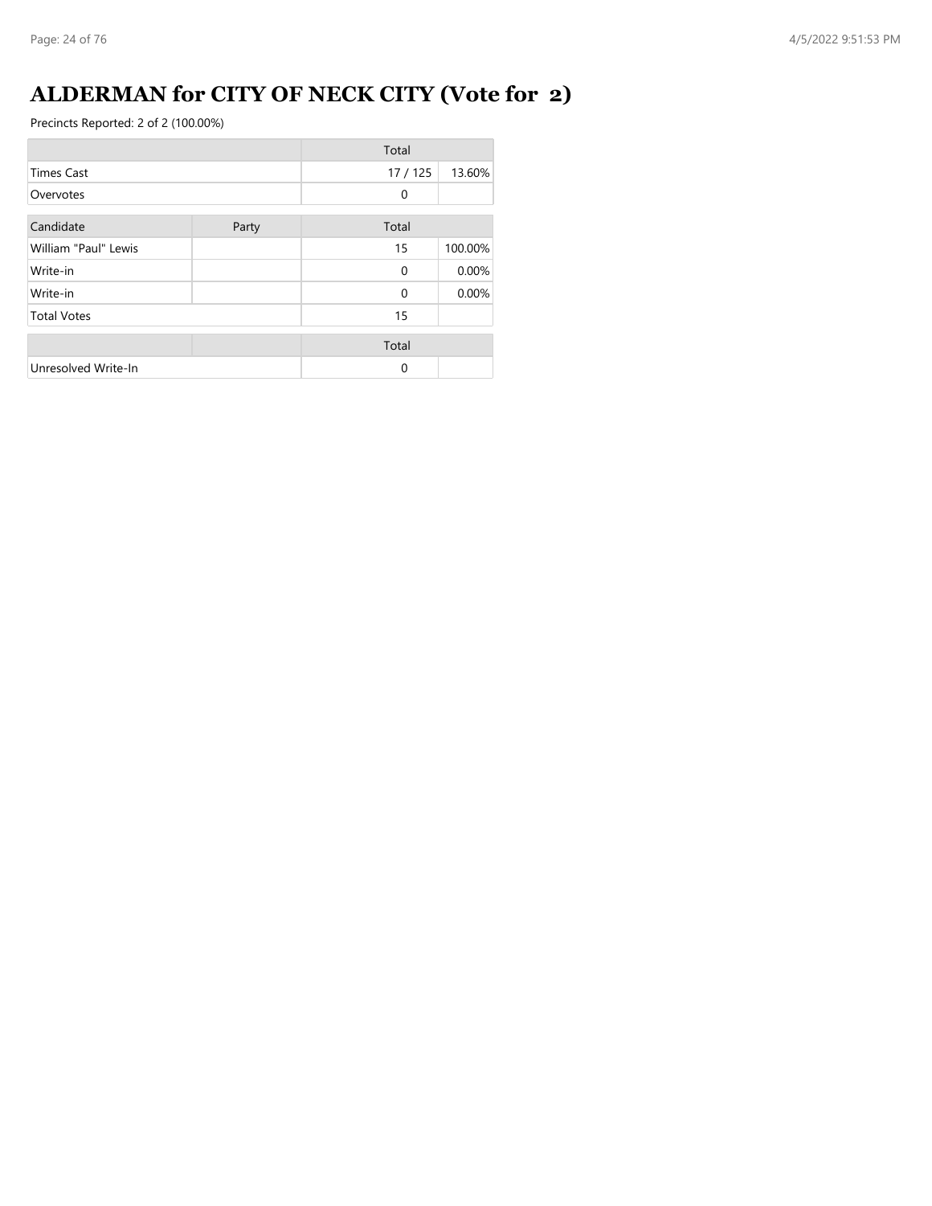# ALDERMAN for CITY OF NECK CITY (Vote for 2)

Precincts Reported: 2 of 2 (100.00%)

| | Total | |
|---|---|---|
| Times Cast | 17 / 125 | 13.60% |
| Overvotes | 0 | |

| Candidate | Party | Total | |
|---|---|---|---|
| William "Paul" Lewis | | 15 | 100.00% |
| Write-in | | 0 | 0.00% |
| Write-in | | 0 | 0.00% |
| Total Votes | | 15 | |

| | | Total | |
|---|---|---|---|
| Unresolved Write-In | | 0 | |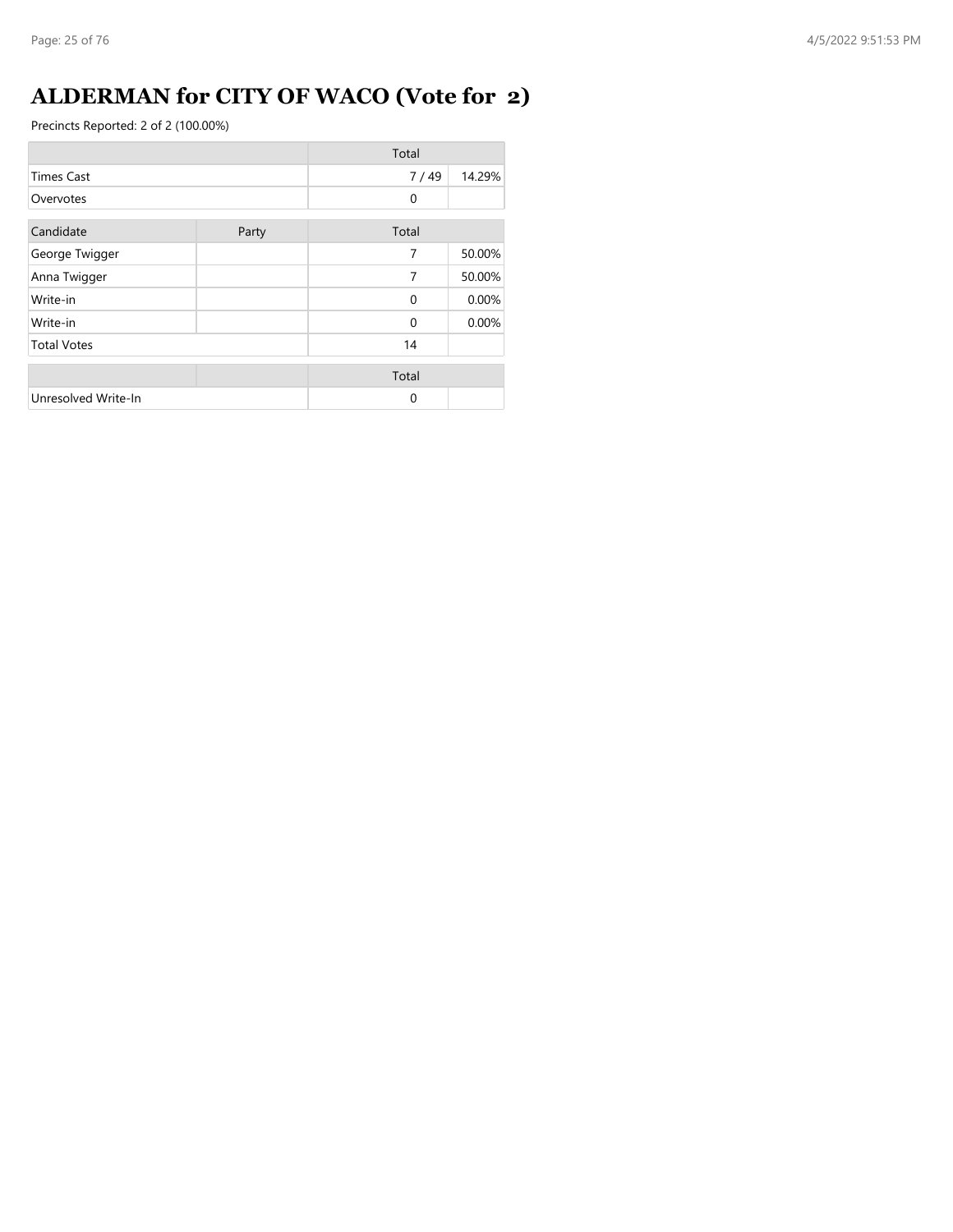# ALDERMAN for CITY OF WACO (Vote for 2)

Precincts Reported: 2 of 2 (100.00%)

| | Total | |
|---|---|---|
| Times Cast | 7 / 49 | 14.29% |
| Overvotes | 0 | |

| Candidate | Party | Total | |
|---|---|---|---|
| George Twigger | | 7 | 50.00% |
| Anna Twigger | | 7 | 50.00% |
| Write-in | | 0 | 0.00% |
| Write-in | | 0 | 0.00% |
| Total Votes | | 14 | |

| | | Total | |
|---|---|---|---|
| Unresolved Write-In | | 0 | |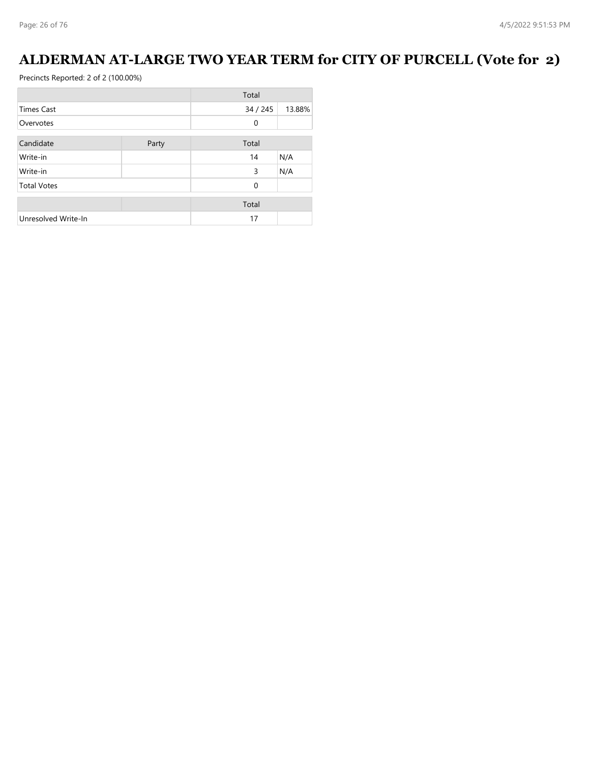# ALDERMAN AT-LARGE TWO YEAR TERM for CITY OF PURCELL (Vote for 2)

Precincts Reported: 2 of 2 (100.00%)

| | Total | |
|---|---|---|
| Times Cast | 34 / 245 | 13.88% |
| Overvotes | 0 | |

| Candidate | Party | Total | |
|---|---|---|---|
| Write-in | | 14 | N/A |
| Write-in | | 3 | N/A |
| Total Votes | | 0 | |

| | | Total | |
|---|---|---|---|
| Unresolved Write-In | | 17 | |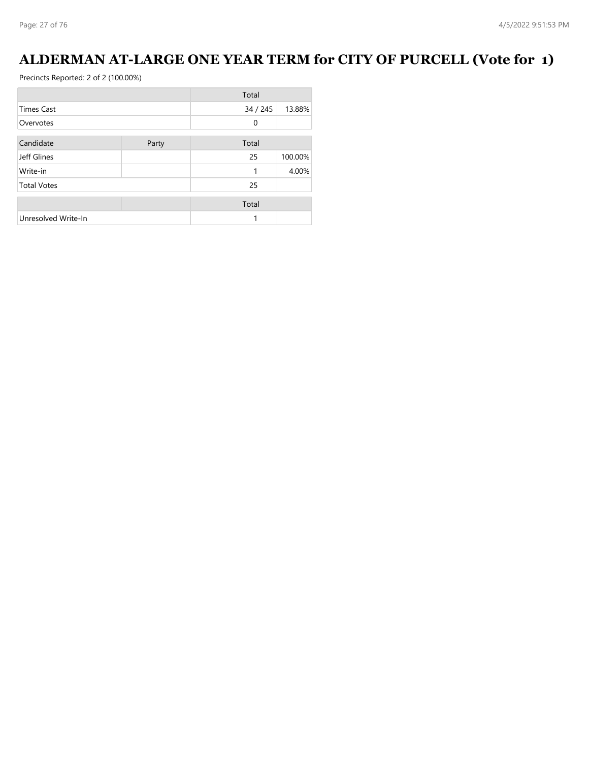# ALDERMAN AT-LARGE ONE YEAR TERM for CITY OF PURCELL (Vote for 1)

Precincts Reported: 2 of 2 (100.00%)

| | Total | |
|---|---|---|
| Times Cast | 34 / 245 | 13.88% |
| Overvotes | 0 | |

| Candidate | Party | Total | |
|---|---|---|---|
| Jeff Glines | | 25 | 100.00% |
| Write-in | | 1 | 4.00% |
| Total Votes | | 25 | |

| | | Total | |
|---|---|---|---|
| Unresolved Write-In | | 1 | |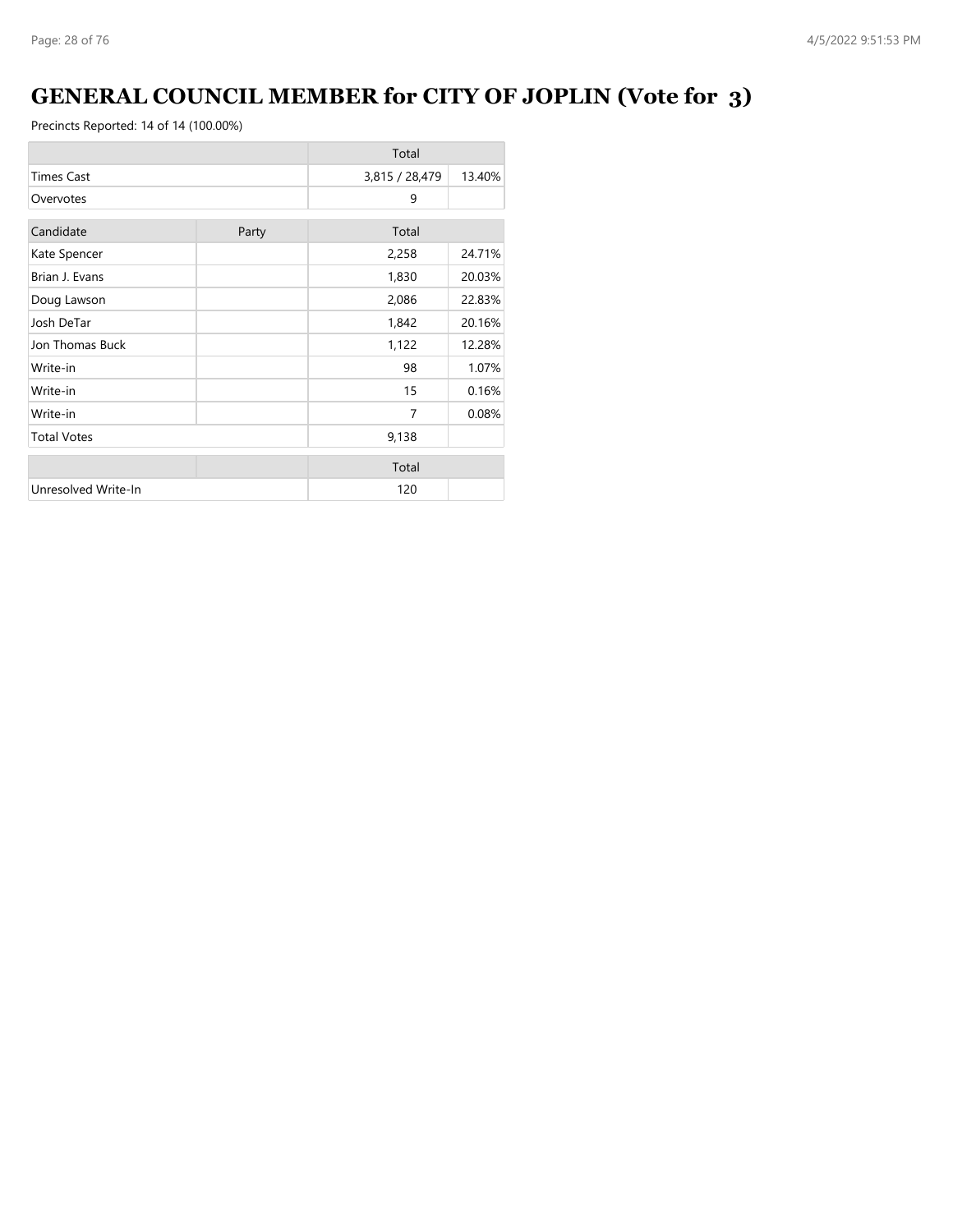# GENERAL COUNCIL MEMBER for CITY OF JOPLIN (Vote for 3)

Precincts Reported: 14 of 14 (100.00%)

| | Total | |
|---|---|---|
| Times Cast | 3,815 / 28,479 | 13.40% |
| Overvotes | 9 | |

| Candidate | Party | Total | |
|---|---|---|---|
| Kate Spencer | | 2,258 | 24.71% |
| Brian J. Evans | | 1,830 | 20.03% |
| Doug Lawson | | 2,086 | 22.83% |
| Josh DeTar | | 1,842 | 20.16% |
| Jon Thomas Buck | | 1,122 | 12.28% |
| Write-in | | 98 | 1.07% |
| Write-in | | 15 | 0.16% |
| Write-in | | 7 | 0.08% |
| Total Votes | | 9,138 | |

| | | Total | |
|---|---|---|---|
| Unresolved Write-In | | 120 | |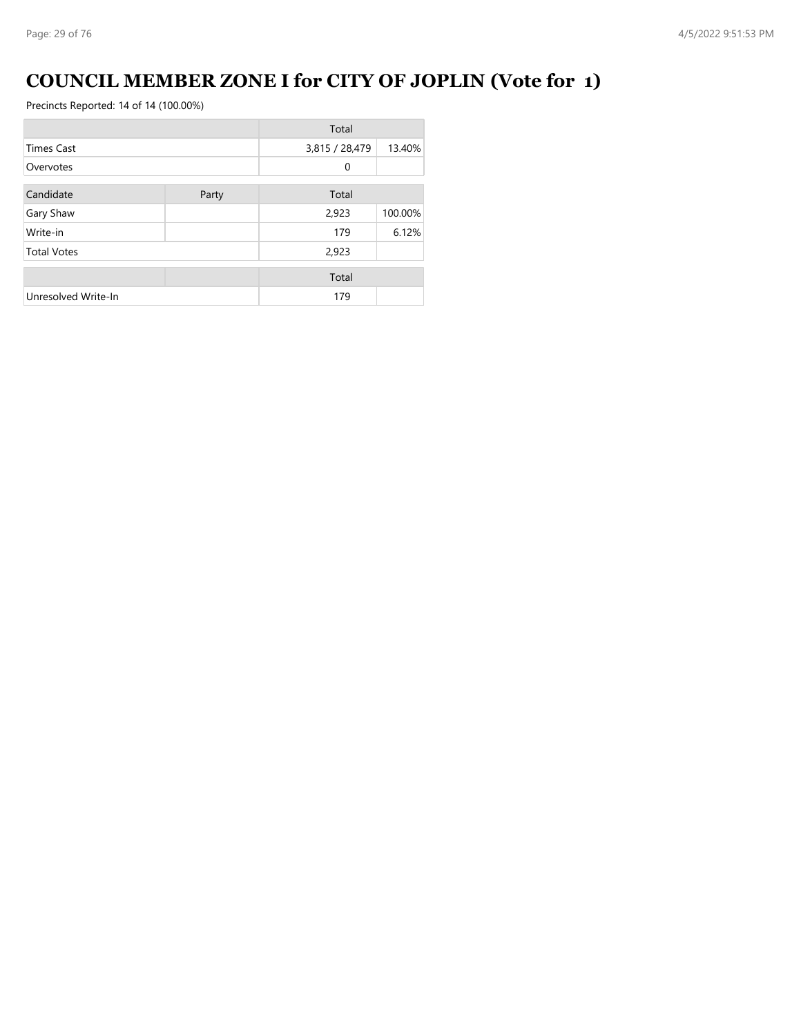# COUNCIL MEMBER ZONE I for CITY OF JOPLIN (Vote for 1)

Precincts Reported: 14 of 14 (100.00%)

| | | Total | |
|---|---|---|---|
| Times Cast | | 3,815 / 28,479 | 13.40% |
| Overvotes | | 0 | |

| Candidate | Party | Total | |
|---|---|---|---|
| Gary Shaw | | 2,923 | 100.00% |
| Write-in | | 179 | 6.12% |
| Total Votes | | 2,923 | |

| | | Total | |
|---|---|---|---|
| Unresolved Write-In | | 179 | |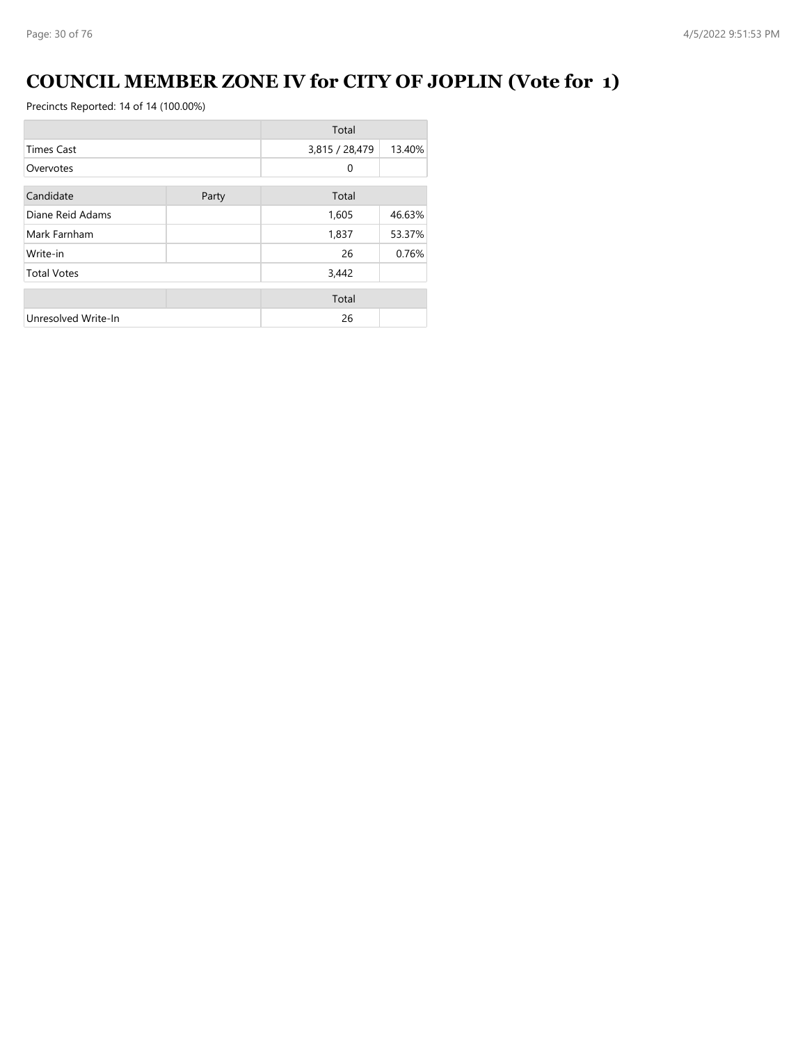# COUNCIL MEMBER ZONE IV for CITY OF JOPLIN (Vote for 1)

Precincts Reported: 14 of 14 (100.00%)

| | | Total | |
|---|---|---|---|
| Times Cast | | 3,815 / 28,479 | 13.40% |
| Overvotes | | 0 | |

| Candidate | Party | Total | |
|---|---|---|---|
| Diane Reid Adams | | 1,605 | 46.63% |
| Mark Farnham | | 1,837 | 53.37% |
| Write-in | | 26 | 0.76% |
| Total Votes | | 3,442 | |

| | | Total | |
|---|---|---|---|
| Unresolved Write-In | | 26 | |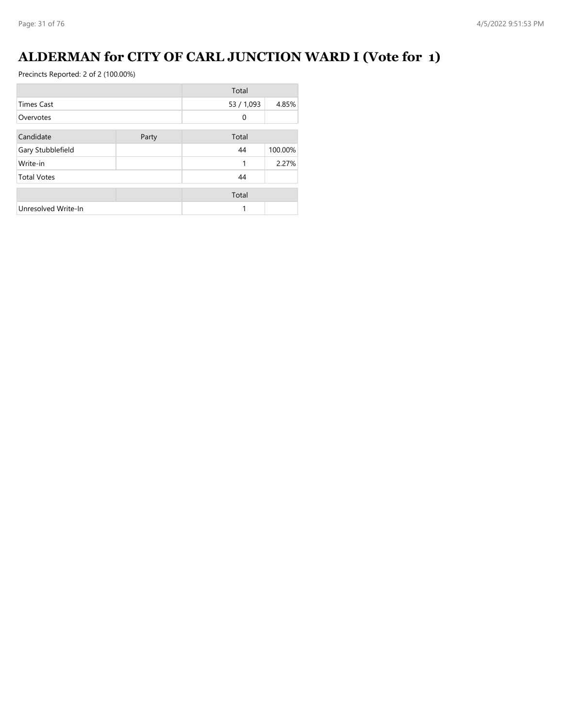# ALDERMAN for CITY OF CARL JUNCTION WARD I (Vote for 1)

Precincts Reported: 2 of 2 (100.00%)

| | Total | |
|---|---|---|
| Times Cast | 53 / 1,093 | 4.85% |
| Overvotes | 0 | |

| Candidate | Party | Total | |
|---|---|---|---|
| Gary Stubblefield | | 44 | 100.00% |
| Write-in | | 1 | 2.27% |
| Total Votes | | 44 | |

| | | Total | |
|---|---|---|---|
| Unresolved Write-In | | 1 | |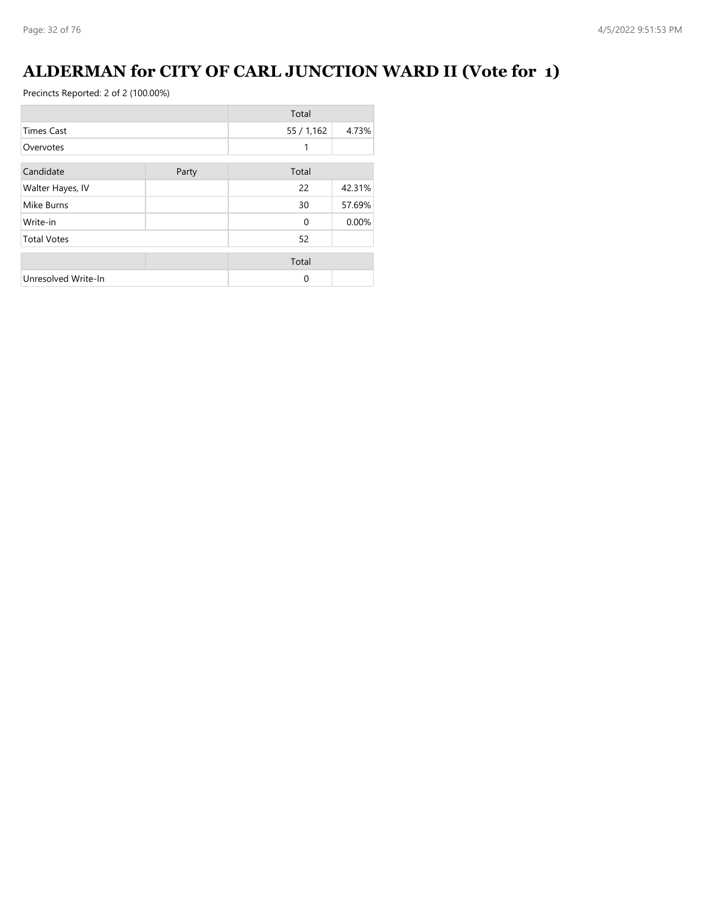# ALDERMAN for CITY OF CARL JUNCTION WARD II (Vote for 1)

Precincts Reported: 2 of 2 (100.00%)

| | Total | |
|---|---|---|
| Times Cast | 55 / 1,162 | 4.73% |
| Overvotes | 1 | |

| Candidate | Party | Total | |
|---|---|---|---|
| Walter Hayes, IV | | 22 | 42.31% |
| Mike Burns | | 30 | 57.69% |
| Write-in | | 0 | 0.00% |
| Total Votes | | 52 | |

| | | Total | |
|---|---|---|---|
| Unresolved Write-In | | 0 | |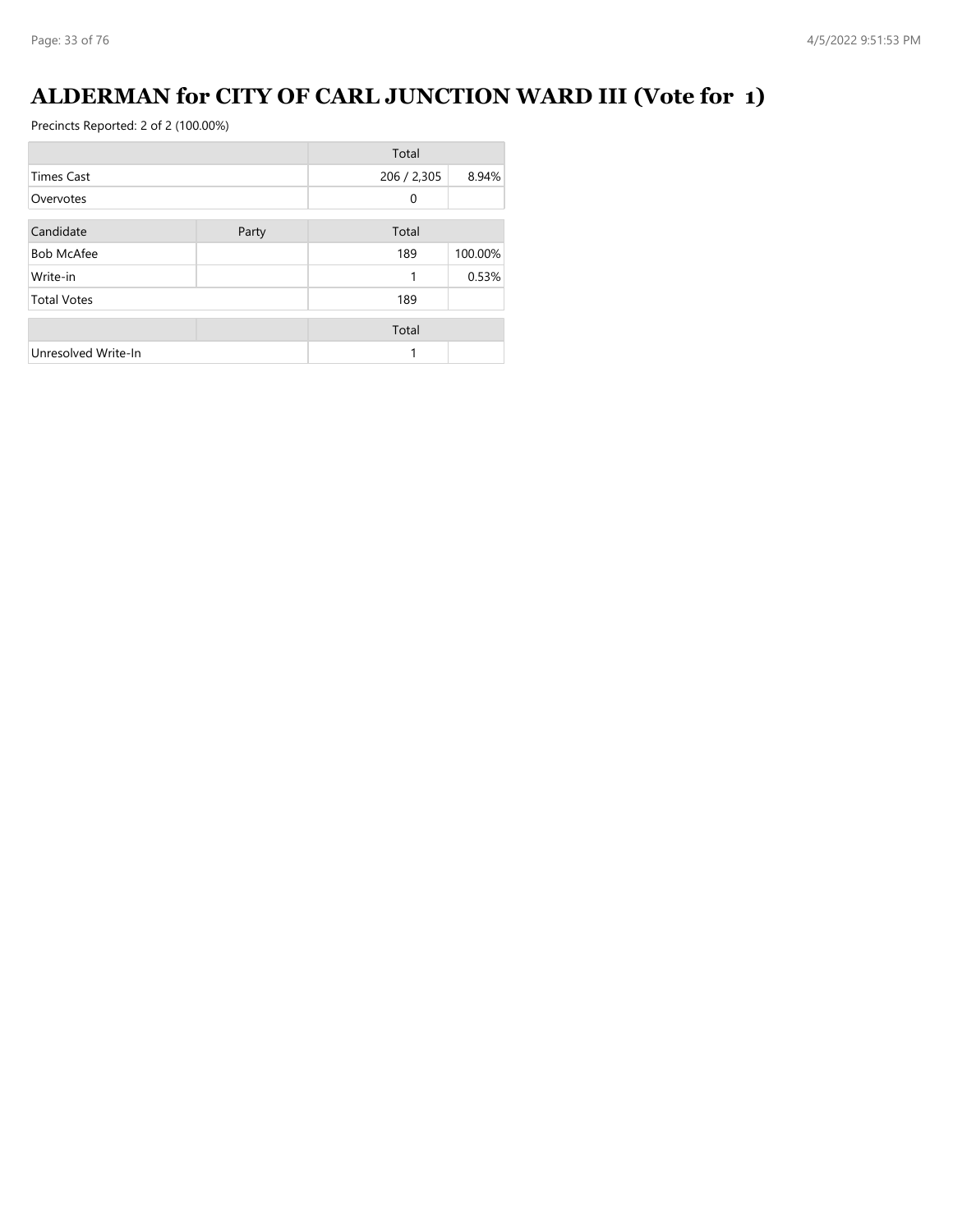# ALDERMAN for CITY OF CARL JUNCTION WARD III (Vote for 1)

Precincts Reported: 2 of 2 (100.00%)

| | Total | |
|---|---|---|
| Times Cast | 206 / 2,305 | 8.94% |
| Overvotes | 0 | |

| Candidate | Party | Total | |
|---|---|---|---|
| Bob McAfee | | 189 | 100.00% |
| Write-in | | 1 | 0.53% |
| Total Votes | | 189 | |

| | | Total | |
|---|---|---|---|
| Unresolved Write-In | | 1 | |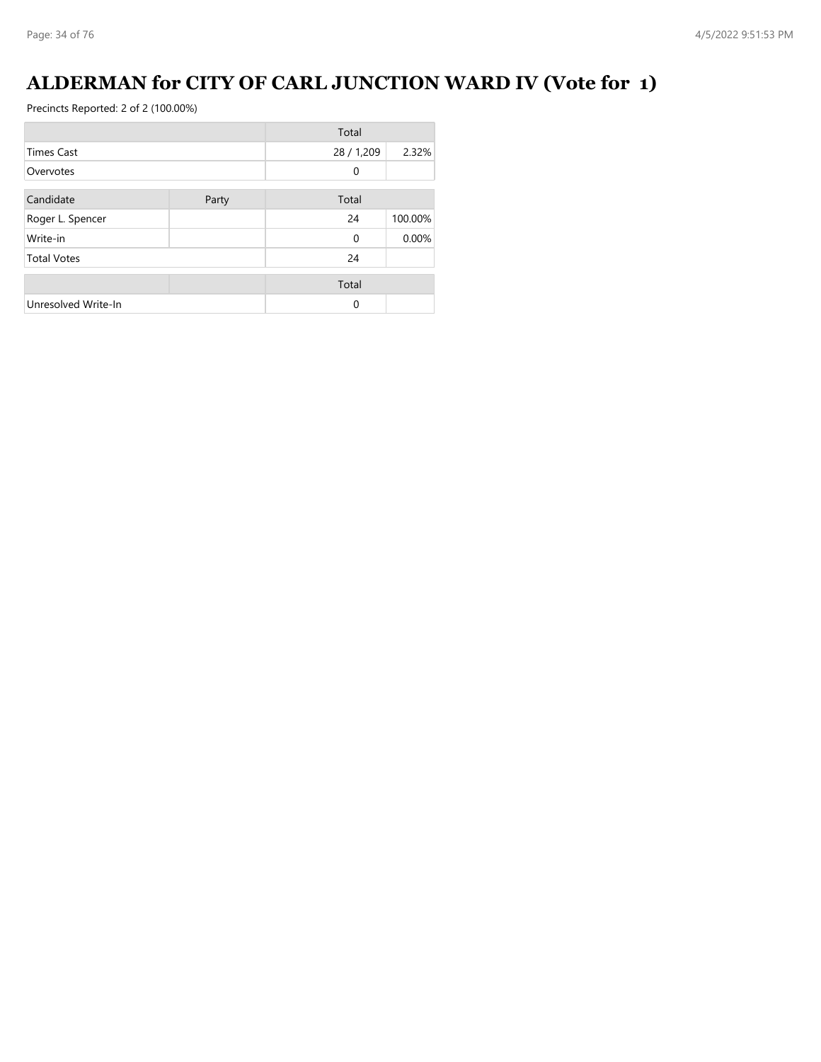# ALDERMAN for CITY OF CARL JUNCTION WARD IV (Vote for 1)

Precincts Reported: 2 of 2 (100.00%)

| | Total | |
|---|---|---|
| Times Cast | 28 / 1,209 | 2.32% |
| Overvotes | 0 | |

| Candidate | Party | Total | |
|---|---|---|---|
| Roger L. Spencer | | 24 | 100.00% |
| Write-in | | 0 | 0.00% |
| Total Votes | | 24 | |

| | | Total | |
|---|---|---|---|
| Unresolved Write-In | | 0 | |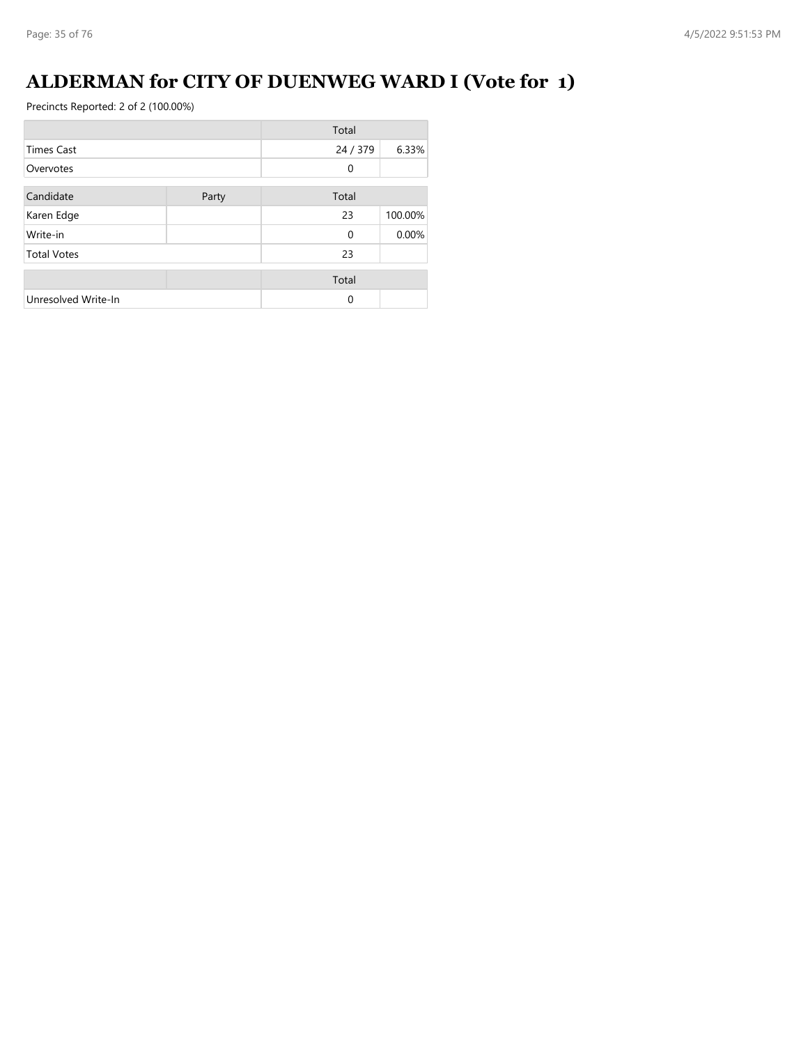# ALDERMAN for CITY OF DUENWEG WARD I (Vote for 1)

Precincts Reported: 2 of 2 (100.00%)

| | Total | |
|---|---|---|
| Times Cast | 24 / 379 | 6.33% |
| Overvotes | 0 | |

| Candidate | Party | Total | |
|---|---|---|---|
| Karen Edge | | 23 | 100.00% |
| Write-in | | 0 | 0.00% |
| Total Votes | | 23 | |

| | | Total | |
|---|---|---|---|
| Unresolved Write-In | | 0 | |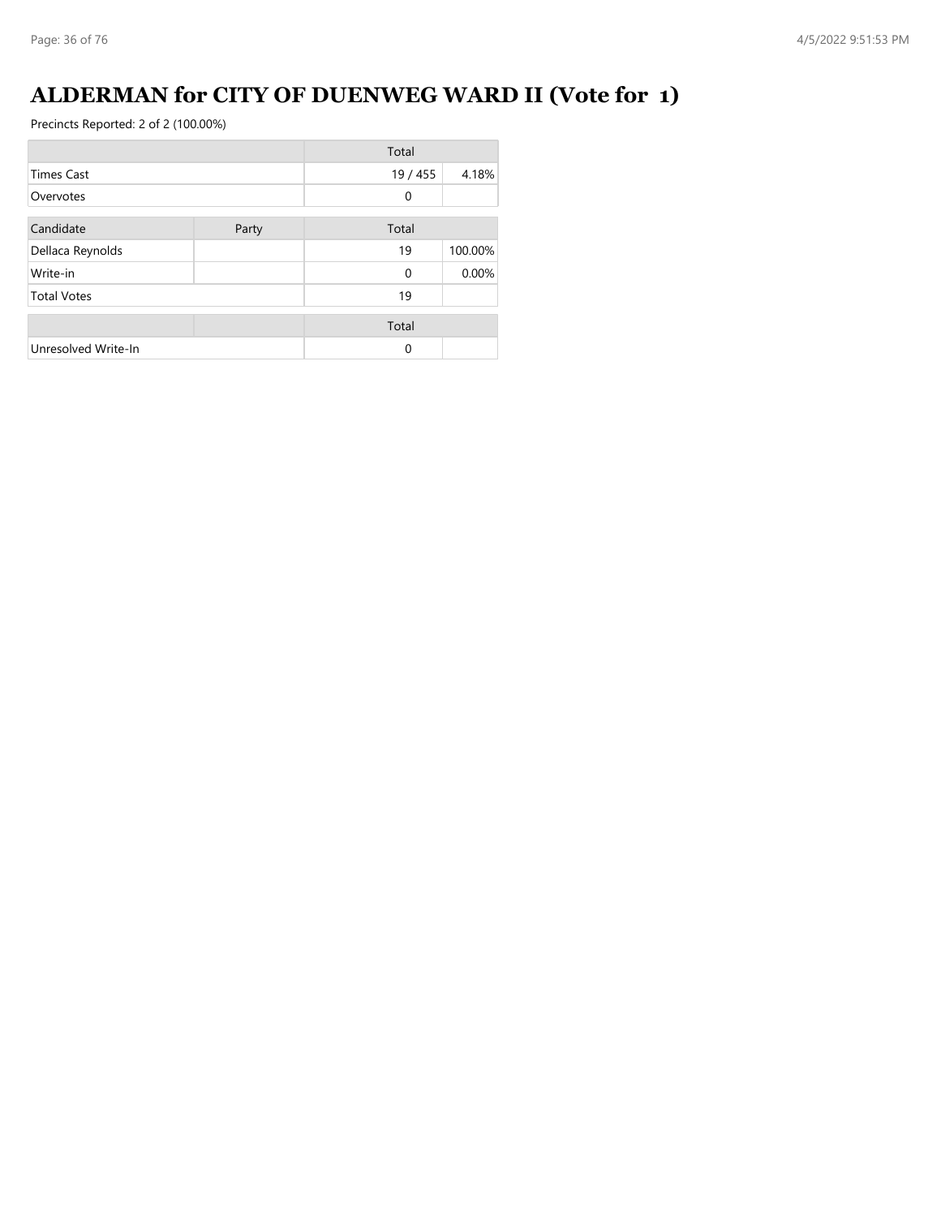# ALDERMAN for CITY OF DUENWEG WARD II (Vote for 1)

Precincts Reported: 2 of 2 (100.00%)

| | Total | |
|---|---|---|
| Times Cast | 19 / 455 | 4.18% |
| Overvotes | 0 | |

| Candidate | Party | Total | |
|---|---|---|---|
| Dellaca Reynolds | | 19 | 100.00% |
| Write-in | | 0 | 0.00% |
| Total Votes | | 19 | |

| | | Total | |
|---|---|---|---|
| Unresolved Write-In | | 0 | |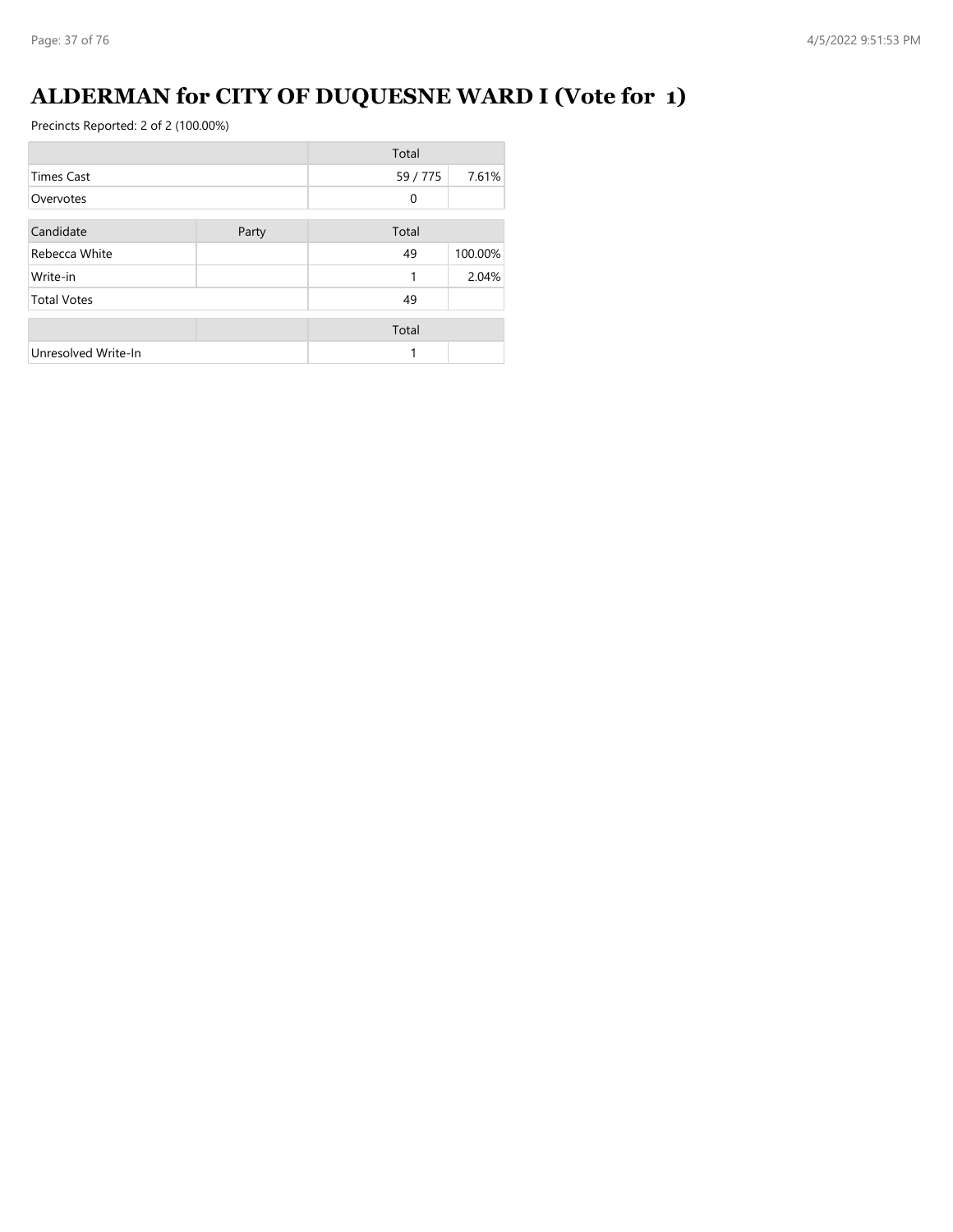# ALDERMAN for CITY OF DUQUESNE WARD I (Vote for 1)

Precincts Reported: 2 of 2 (100.00%)

| | Total | |
|---|---|---|
| Times Cast | 59 / 775 | 7.61% |
| Overvotes | 0 | |

| Candidate | Party | Total | |
|---|---|---|---|
| Rebecca White | | 49 | 100.00% |
| Write-in | | 1 | 2.04% |
| Total Votes | | 49 | |

| | | Total | |
|---|---|---|---|
| Unresolved Write-In | | 1 | |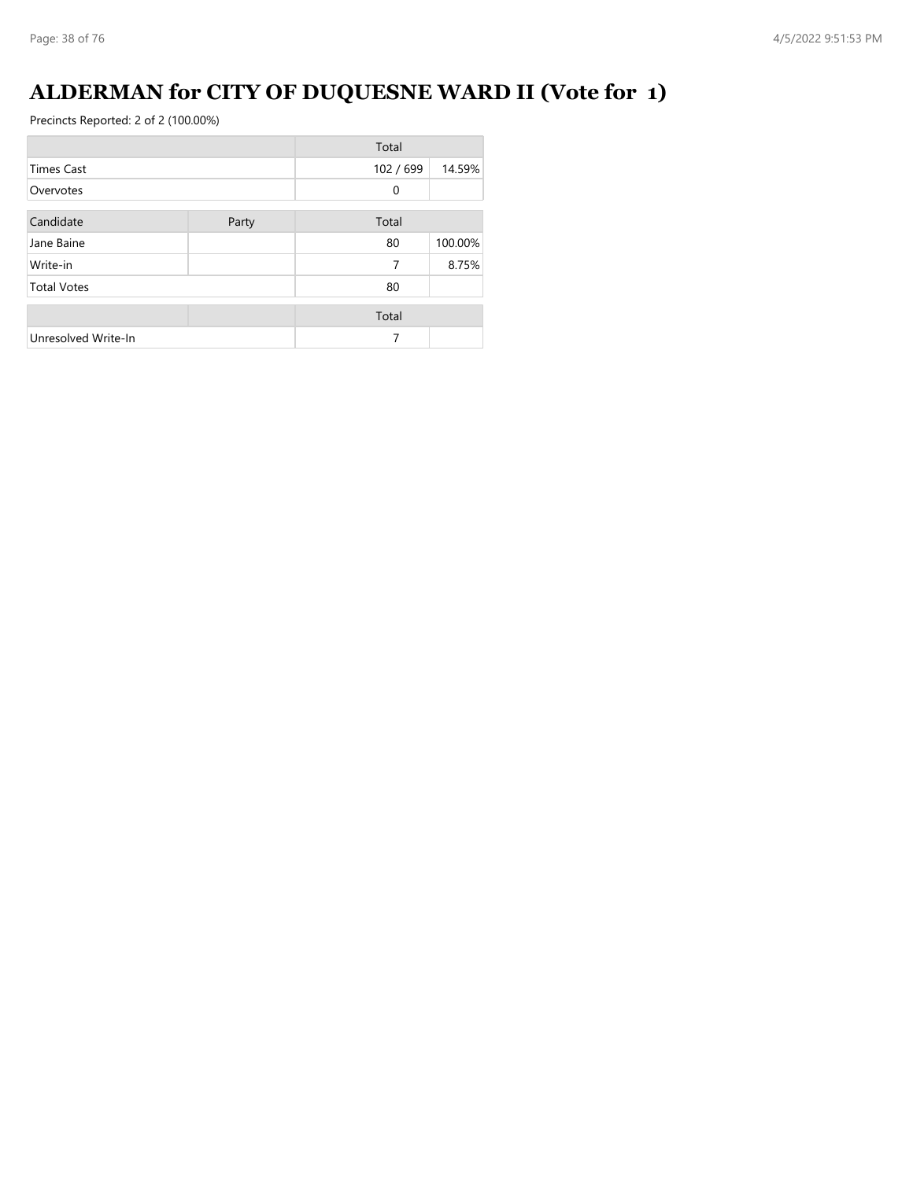# ALDERMAN for CITY OF DUQUESNE WARD II (Vote for 1)

Precincts Reported: 2 of 2 (100.00%)

| | Total | |
|---|---|---|
| Times Cast | 102 / 699 | 14.59% |
| Overvotes | 0 | |

| Candidate | Party | Total | |
|---|---|---|---|
| Jane Baine | | 80 | 100.00% |
| Write-in | | 7 | 8.75% |
| Total Votes | | 80 | |

| | Total | |
|---|---|---|
| Unresolved Write-In | 7 | |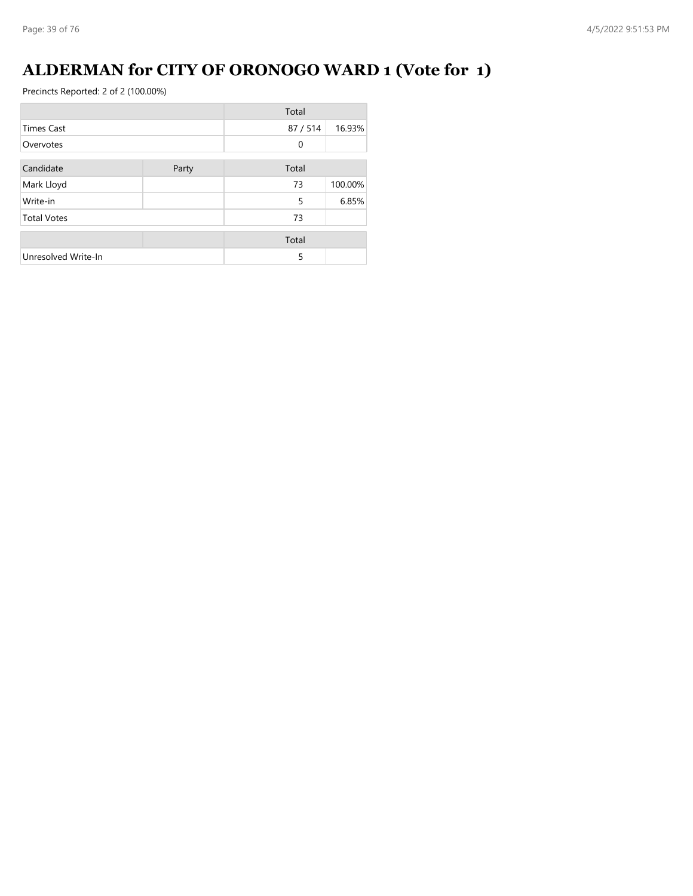# ALDERMAN for CITY OF ORONOGO WARD 1 (Vote for 1)

Precincts Reported: 2 of 2 (100.00%)

| | Total | |
|---|---|---|
| Times Cast | 87 / 514 | 16.93% |
| Overvotes | 0 | |

| Candidate | Party | Total | |
|---|---|---|---|
| Mark Lloyd | | 73 | 100.00% |
| Write-in | | 5 | 6.85% |
| Total Votes | | 73 | |

| | Total |
|---|---|
| Unresolved Write-In | 5 |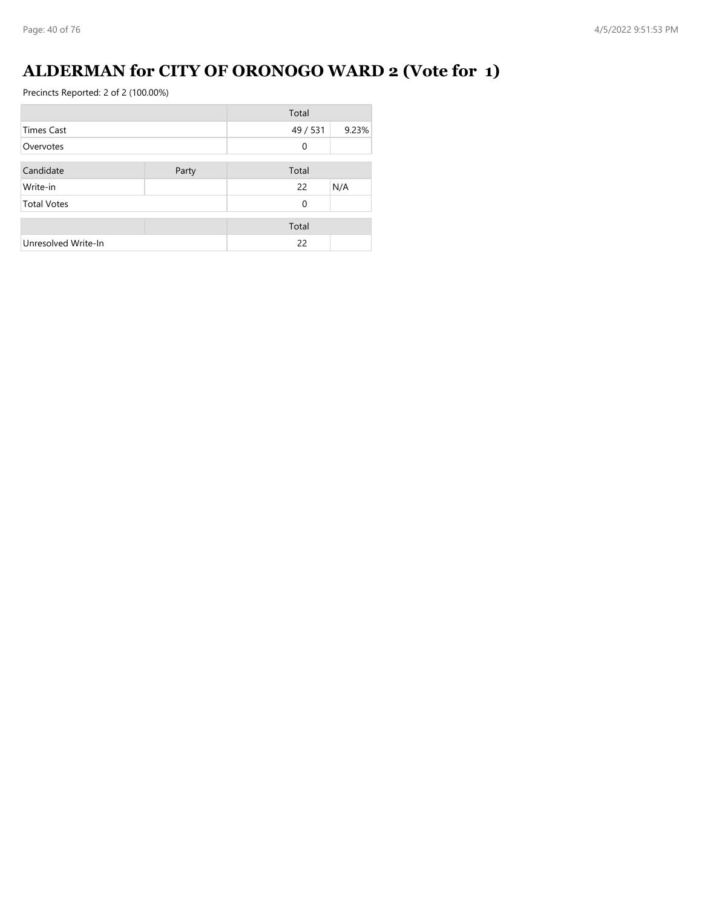# ALDERMAN for CITY OF ORONOGO WARD 2 (Vote for 1)

Precincts Reported: 2 of 2 (100.00%)

| | | Total | |
|---|---|---|---|
| Times Cast | | 49 / 531 | 9.23% |
| Overvotes | | 0 | |

| Candidate | Party | Total | |
|---|---|---|---|
| Write-in | | 22 | N/A |
| Total Votes | | 0 | |

| | | Total | |
|---|---|---|---|
| Unresolved Write-In | | 22 | |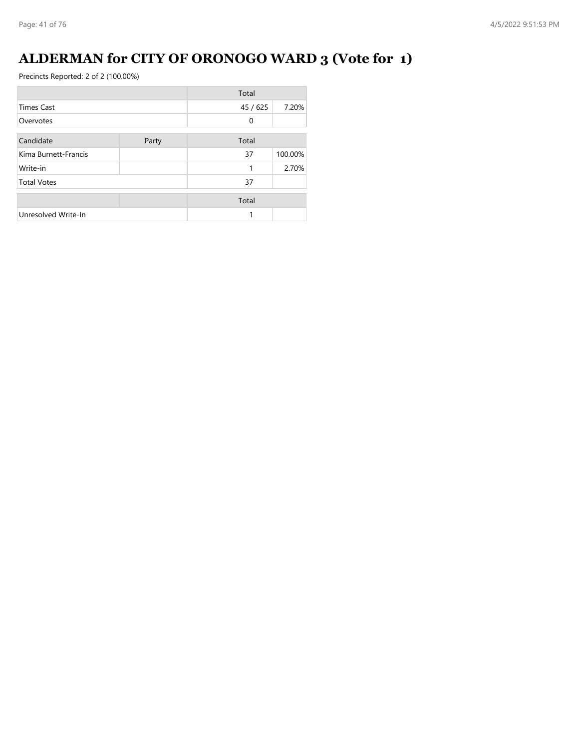# ALDERMAN for CITY OF ORONOGO WARD 3 (Vote for 1)

Precincts Reported: 2 of 2 (100.00%)

| | Total | |
|---|---|---|
| Times Cast | 45 / 625 | 7.20% |
| Overvotes | 0 | |

| Candidate | Party | Total | |
|---|---|---|---|
| Kima Burnett-Francis | | 37 | 100.00% |
| Write-in | | 1 | 2.70% |
| Total Votes | | 37 | |

| | | Total | |
|---|---|---|---|
| Unresolved Write-In | | 1 | |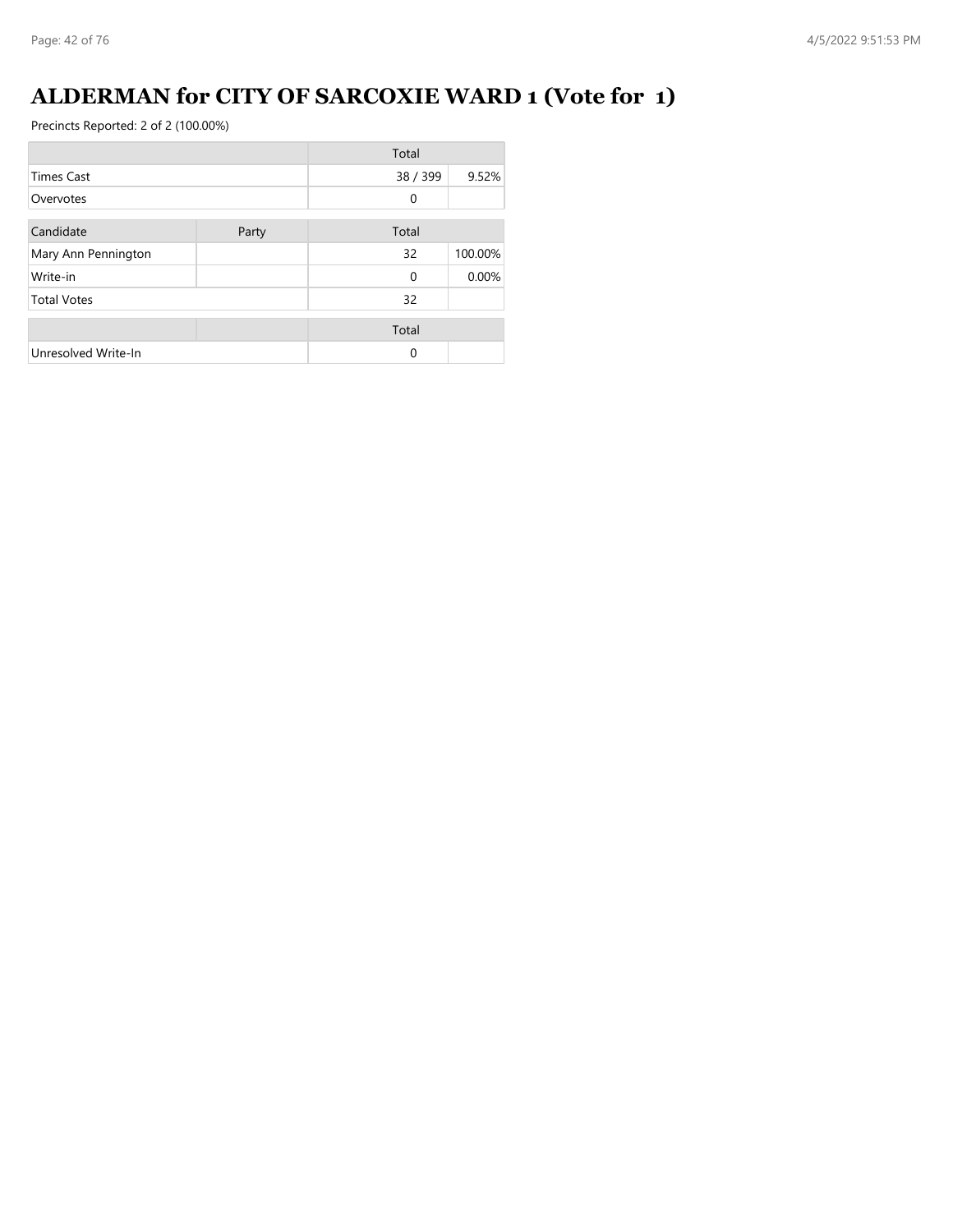# ALDERMAN for CITY OF SARCOXIE WARD 1 (Vote for 1)

Precincts Reported: 2 of 2 (100.00%)

| | Total | |
|---|---|---|
| Times Cast | 38 / 399 | 9.52% |
| Overvotes | 0 | |

| Candidate | Party | Total | |
|---|---|---|---|
| Mary Ann Pennington | | 32 | 100.00% |
| Write-in | | 0 | 0.00% |
| Total Votes | | 32 | |

| | Total | |
|---|---|---|
| Unresolved Write-In | 0 | |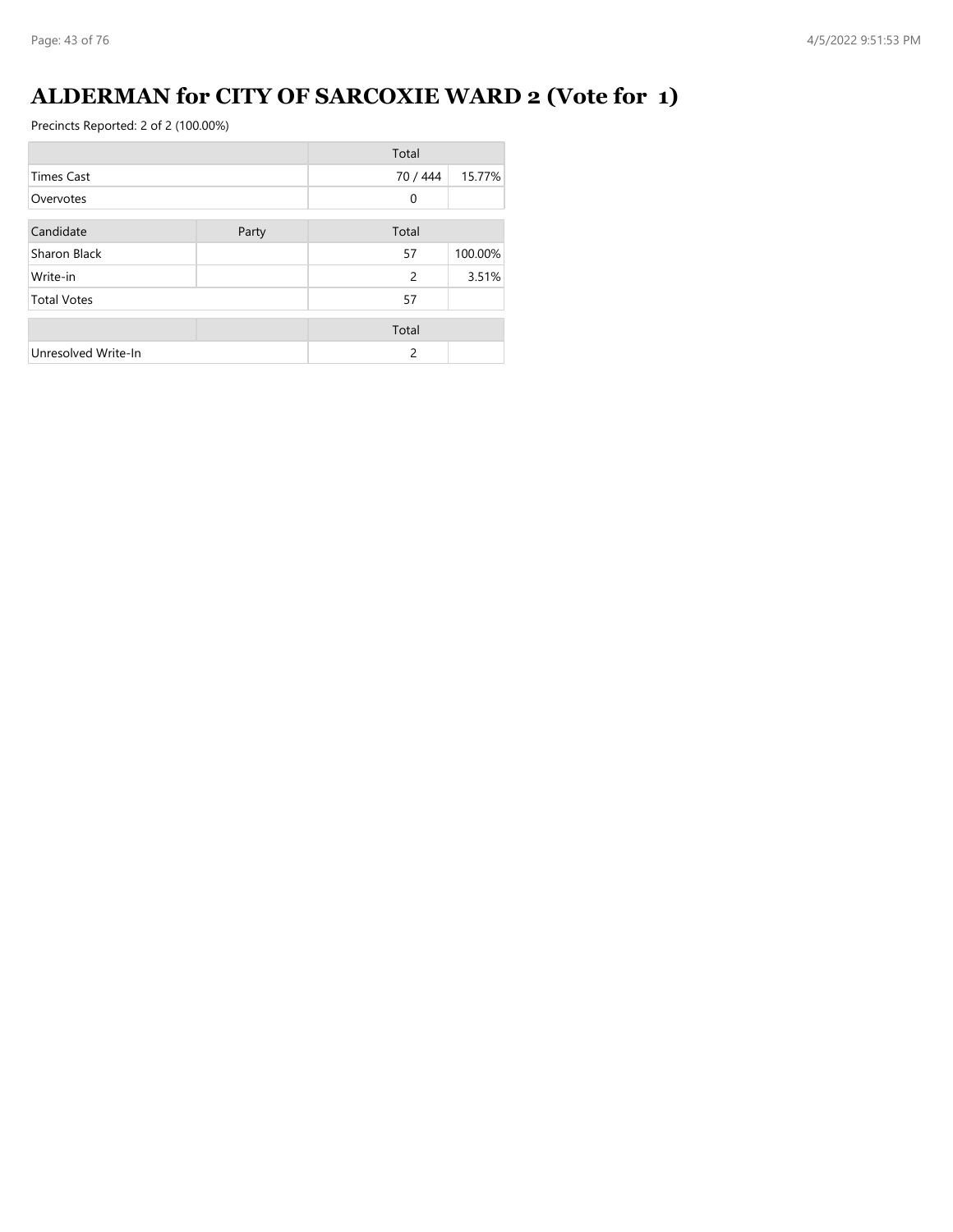# ALDERMAN for CITY OF SARCOXIE WARD 2 (Vote for 1)

Precincts Reported: 2 of 2 (100.00%)

| | Total | |
|---|---|---|
| Times Cast | 70 / 444 | 15.77% |
| Overvotes | 0 | |

| Candidate | Party | Total | |
|---|---|---|---|
| Sharon Black | | 57 | 100.00% |
| Write-in | | 2 | 3.51% |
| Total Votes | | 57 | |

| | | Total | |
|---|---|---|---|
| Unresolved Write-In | | 2 | |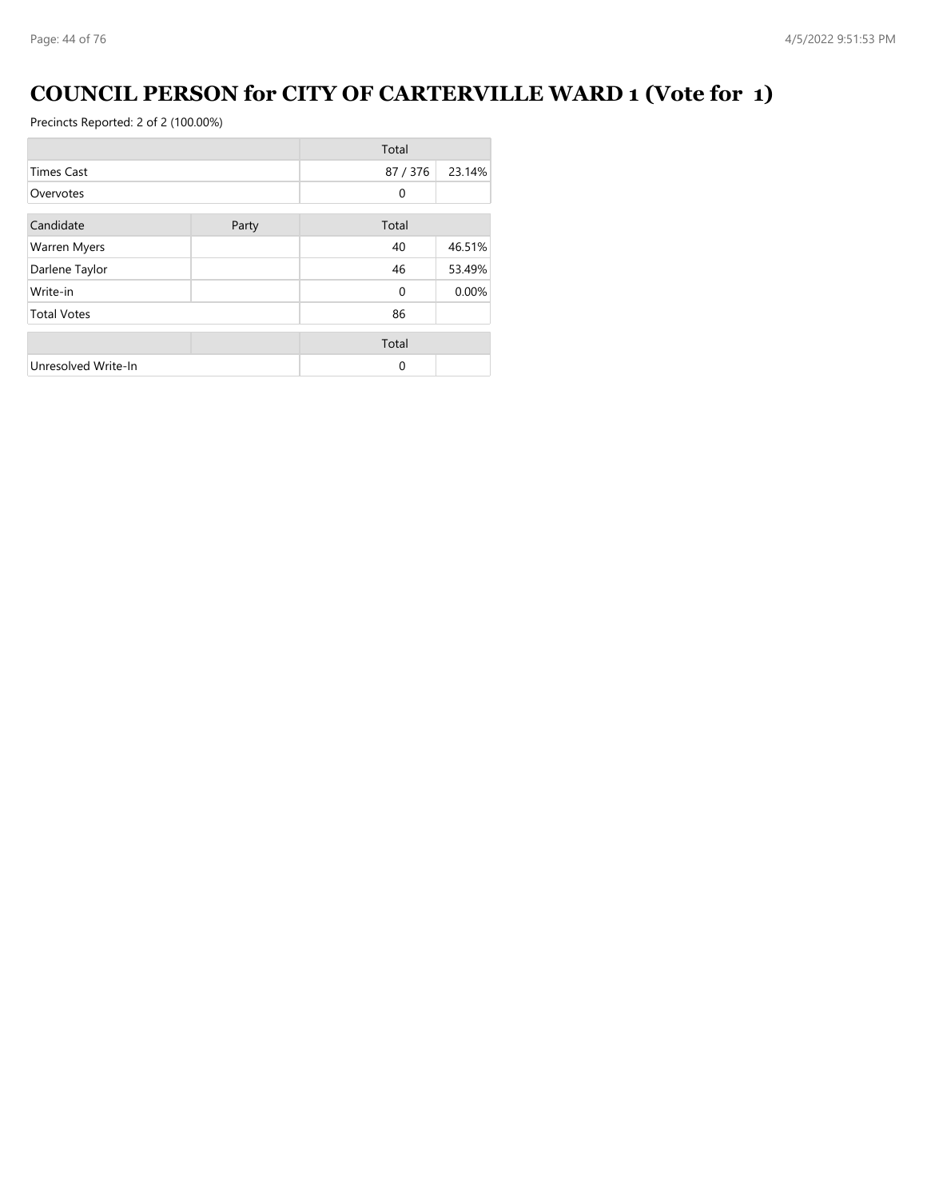# COUNCIL PERSON for CITY OF CARTERVILLE WARD 1 (Vote for 1)

Precincts Reported: 2 of 2 (100.00%)

| | Total | |
|---|---|---|
| Times Cast | 87 / 376 | 23.14% |
| Overvotes | 0 | |

| Candidate | Party | Total | |
|---|---|---|---|
| Warren Myers | | 40 | 46.51% |
| Darlene Taylor | | 46 | 53.49% |
| Write-in | | 0 | 0.00% |
| Total Votes | | 86 | |

| | | Total | |
|---|---|---|---|
| Unresolved Write-In | | 0 | |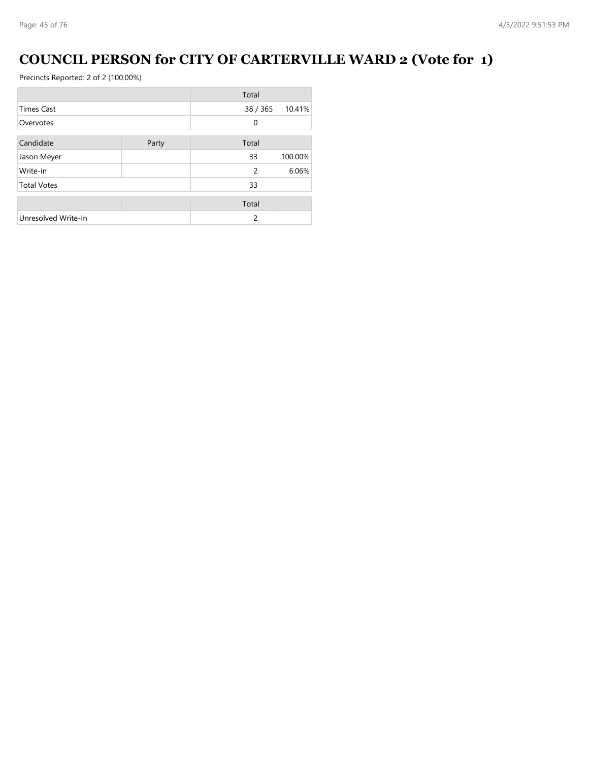# COUNCIL PERSON for CITY OF CARTERVILLE WARD 2 (Vote for 1)

Precincts Reported: 2 of 2 (100.00%)

| | Total | |
|---|---|---|
| Times Cast | 38 / 365 | 10.41% |
| Overvotes | 0 | |

| Candidate | Party | Total | |
|---|---|---|---|
| Jason Meyer | | 33 | 100.00% |
| Write-in | | 2 | 6.06% |
| Total Votes | | 33 | |

| | | Total | |
|---|---|---|---|
| Unresolved Write-In | | 2 | |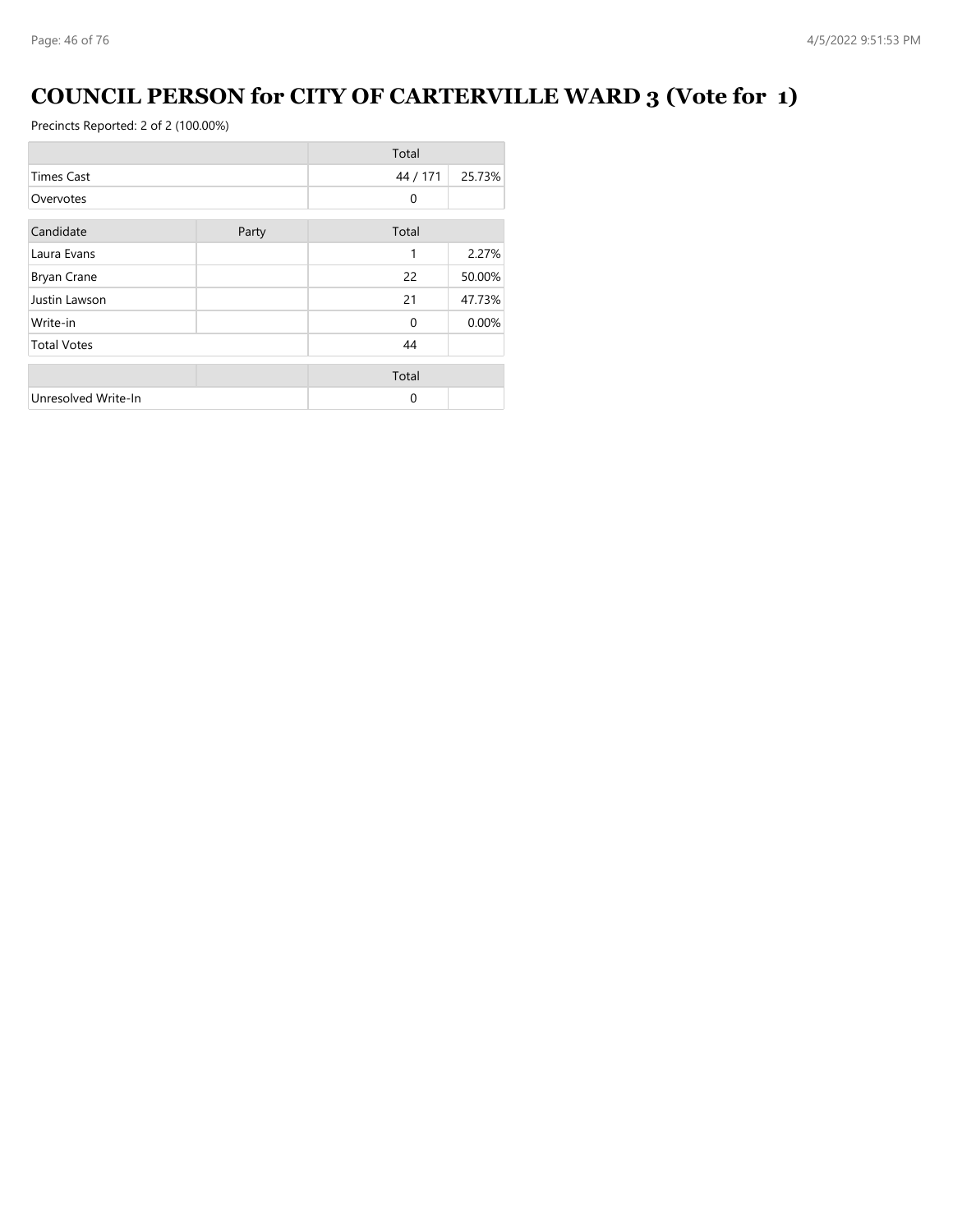# COUNCIL PERSON for CITY OF CARTERVILLE WARD 3 (Vote for 1)

Precincts Reported: 2 of 2 (100.00%)

| | Total | |
|---|---|---|
| Times Cast | 44 / 171 | 25.73% |
| Overvotes | 0 | |

| Candidate | Party | Total | |
|---|---|---|---|
| Laura Evans | | 1 | 2.27% |
| Bryan Crane | | 22 | 50.00% |
| Justin Lawson | | 21 | 47.73% |
| Write-in | | 0 | 0.00% |
| Total Votes | | 44 | |

| | Total | |
|---|---|---|
| Unresolved Write-In | 0 | |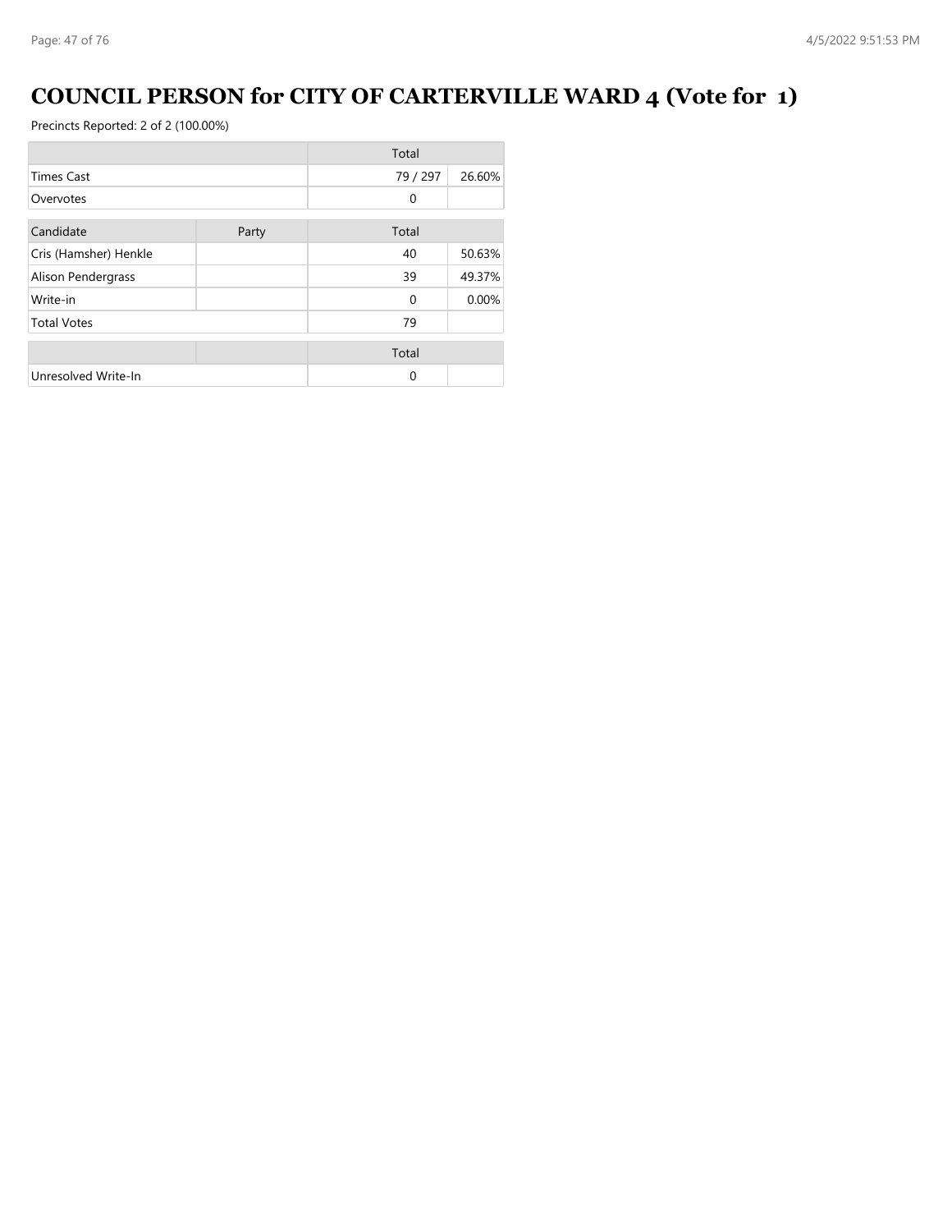# COUNCIL PERSON for CITY OF CARTERVILLE WARD 4 (Vote for 1)

Precincts Reported: 2 of 2 (100.00%)

| | Total | |
|---|---|---|
| Times Cast | 79 / 297 | 26.60% |
| Overvotes | 0 | |

| Candidate | Party | Total | |
|---|---|---|---|
| Cris (Hamsher) Henkle | | 40 | 50.63% |
| Alison Pendergrass | | 39 | 49.37% |
| Write-in | | 0 | 0.00% |
| Total Votes | | 79 | |

| | | Total | |
|---|---|---|---|
| Unresolved Write-In | | 0 | |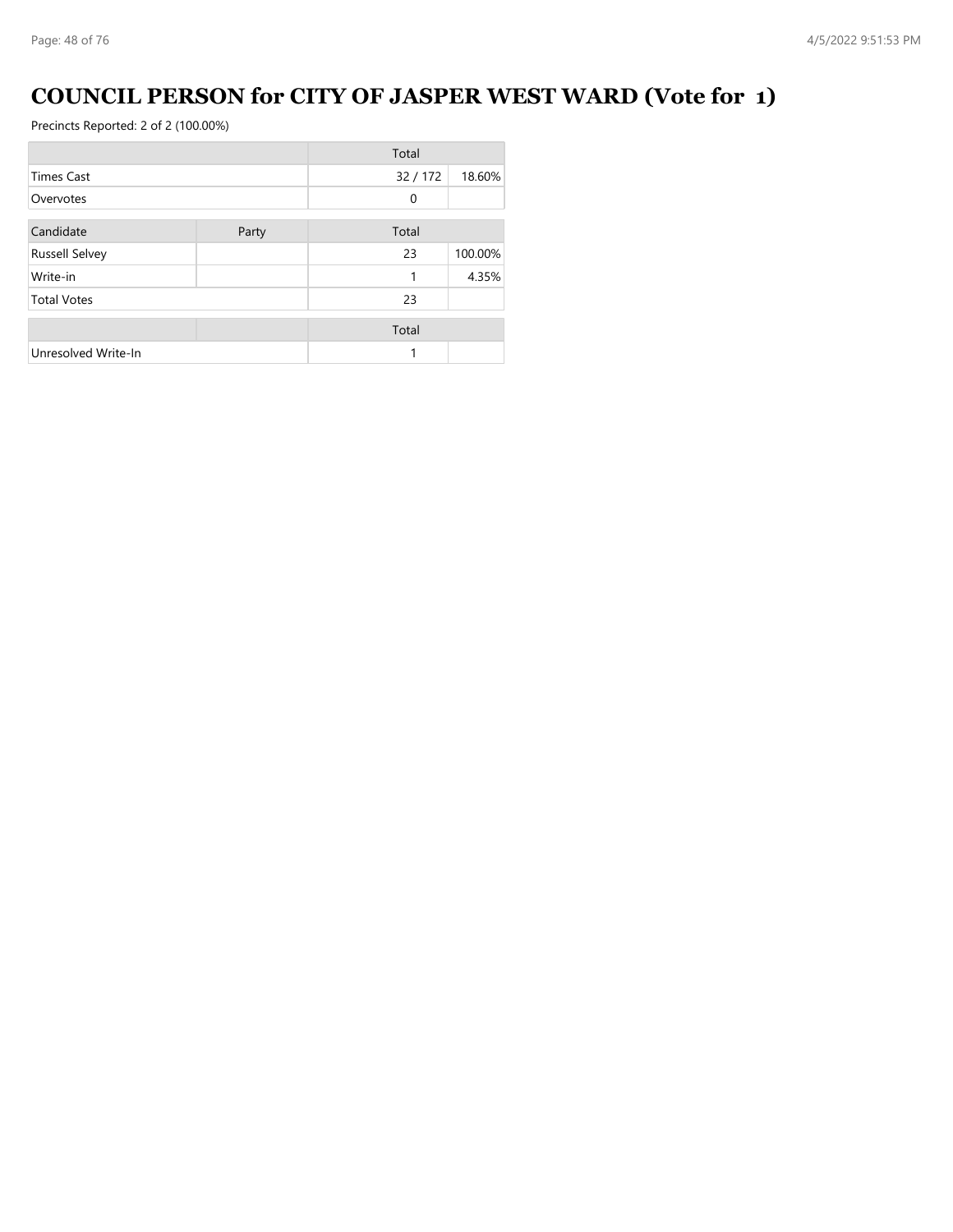# COUNCIL PERSON for CITY OF JASPER WEST WARD (Vote for 1)

Precincts Reported: 2 of 2 (100.00%)

| | Total | |
|---|---|---|
| Times Cast | 32 / 172 | 18.60% |
| Overvotes | 0 | |

| Candidate | Party | Total | |
|---|---|---|---|
| Russell Selvey | | 23 | 100.00% |
| Write-in | | 1 | 4.35% |
| Total Votes | | 23 | |

| | | Total | |
|---|---|---|---|
| Unresolved Write-In | | 1 | |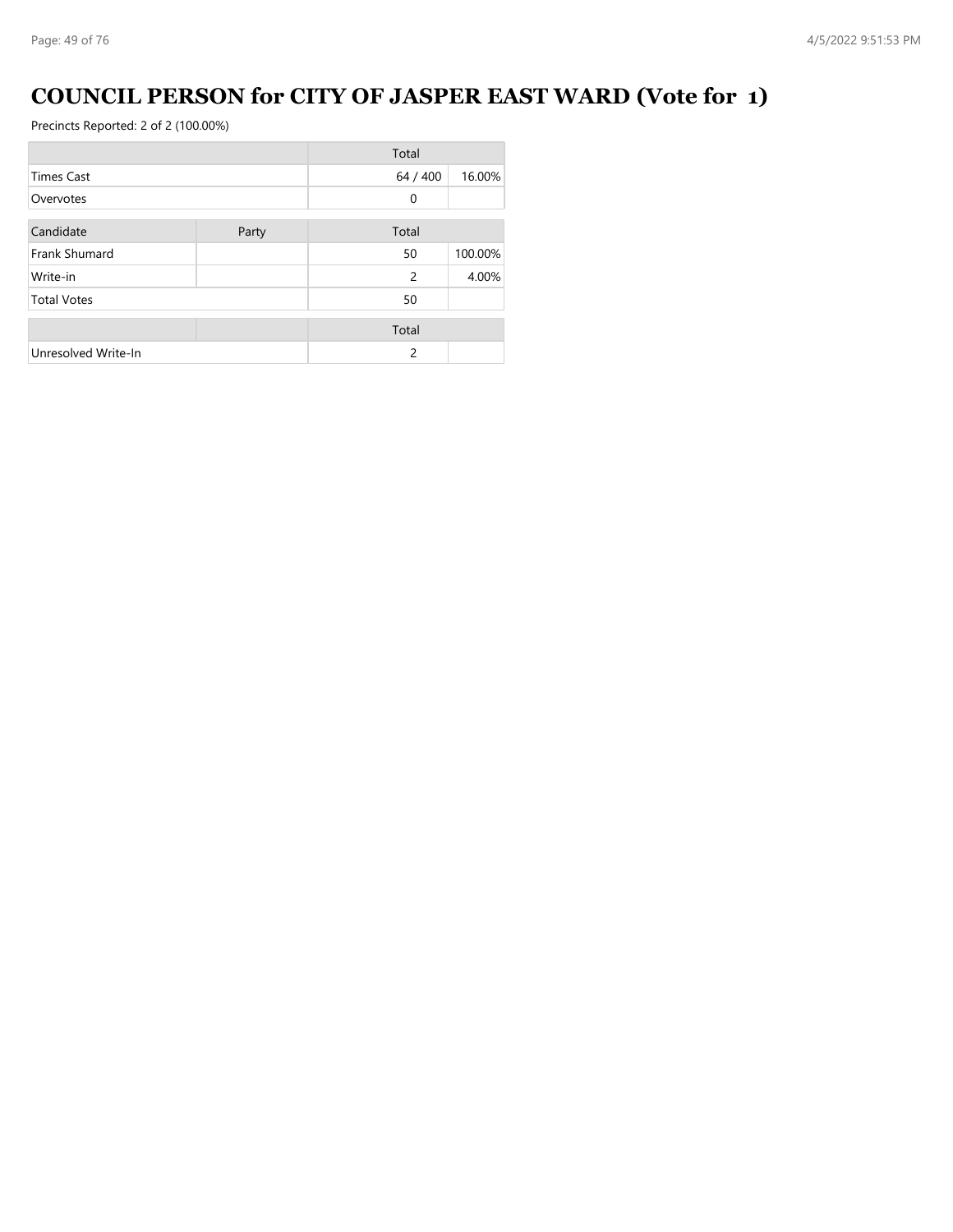# COUNCIL PERSON for CITY OF JASPER EAST WARD (Vote for 1)

Precincts Reported: 2 of 2 (100.00%)

| | Total | |
|---|---|---|
| Times Cast | 64 / 400 | 16.00% |
| Overvotes | 0 | |

| Candidate | Party | Total | |
|---|---|---|---|
| Frank Shumard | | 50 | 100.00% |
| Write-in | | 2 | 4.00% |
| Total Votes | | 50 | |

| | | Total | |
|---|---|---|---|
| Unresolved Write-In | | 2 | |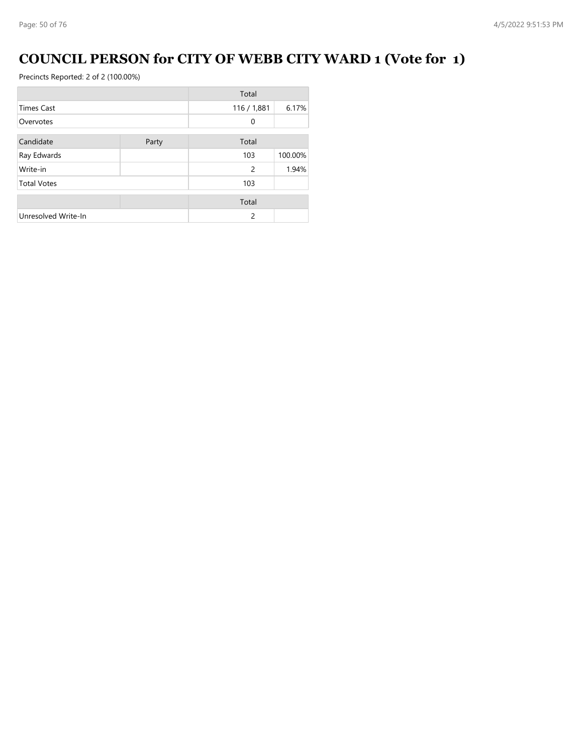# COUNCIL PERSON for CITY OF WEBB CITY WARD 1 (Vote for 1)

Precincts Reported: 2 of 2 (100.00%)

| | Total | |
|---|---|---|
| Times Cast | 116 / 1,881 | 6.17% |
| Overvotes | 0 | |

| Candidate | Party | Total | |
|---|---|---|---|
| Ray Edwards | | 103 | 100.00% |
| Write-in | | 2 | 1.94% |
| Total Votes | | 103 | |

| | | Total | |
|---|---|---|---|
| Unresolved Write-In | | 2 | |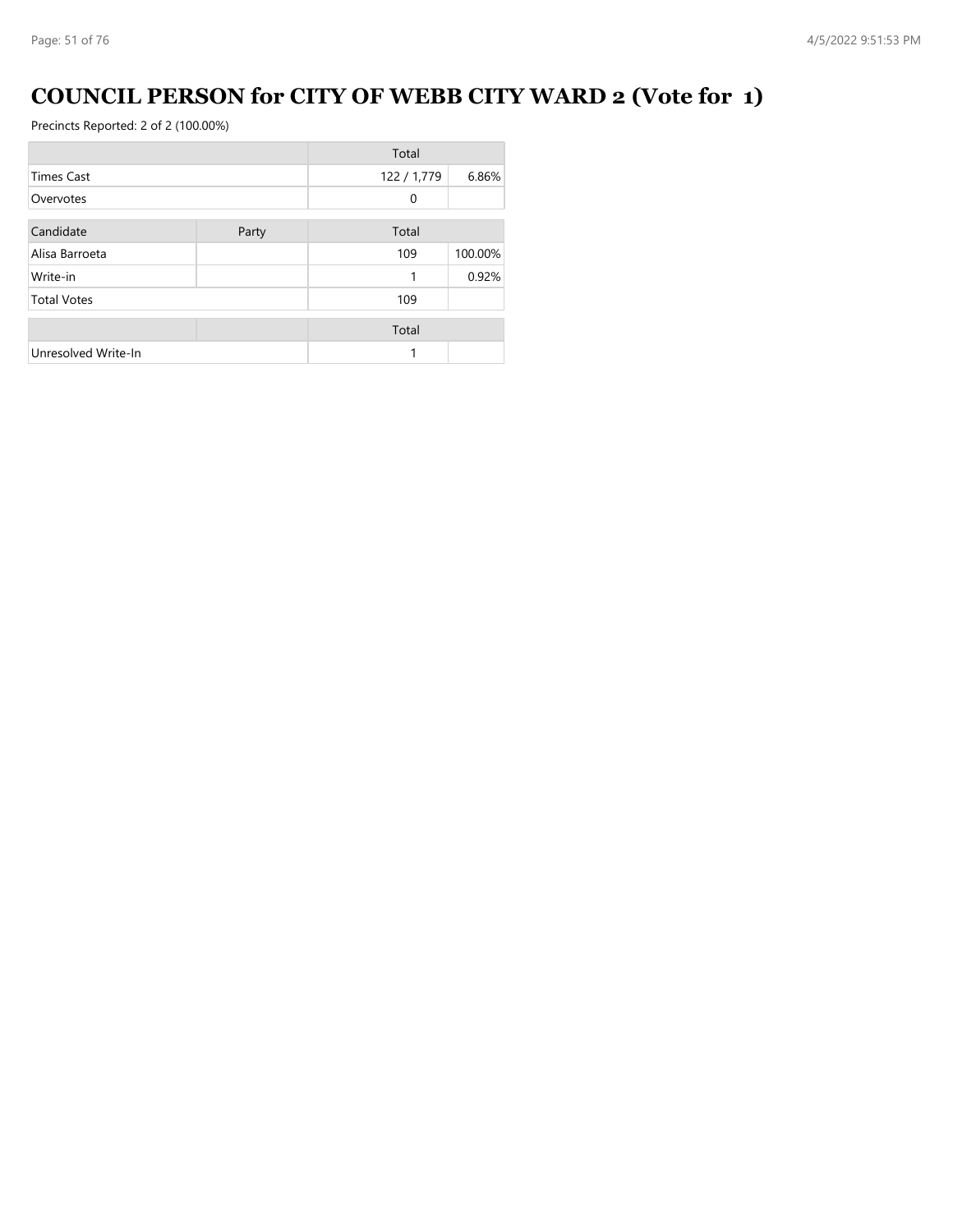# COUNCIL PERSON for CITY OF WEBB CITY WARD 2 (Vote for 1)

Precincts Reported: 2 of 2 (100.00%)

| | Total | |
|---|---|---|
| Times Cast | 122 / 1,779 | 6.86% |
| Overvotes | 0 | |

| Candidate | Party | Total | |
|---|---|---|---|
| Alisa Barroeta | | 109 | 100.00% |
| Write-in | | 1 | 0.92% |
| Total Votes | | 109 | |

| | | Total | |
|---|---|---|---|
| Unresolved Write-In | | 1 | |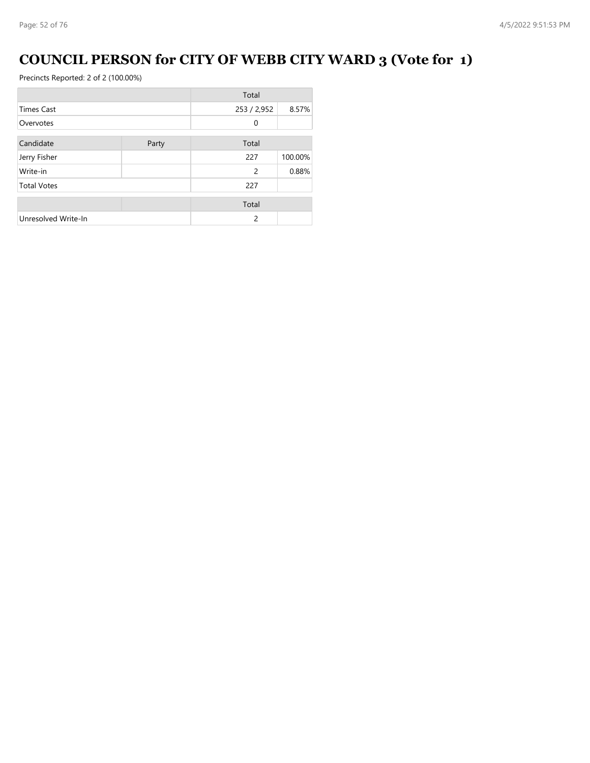# COUNCIL PERSON for CITY OF WEBB CITY WARD 3 (Vote for 1)

Precincts Reported: 2 of 2 (100.00%)

| | Total | |
|---|---|---|
| Times Cast | 253 / 2,952 | 8.57% |
| Overvotes | 0 | |

| Candidate | Party | Total | |
|---|---|---|---|
| Jerry Fisher | | 227 | 100.00% |
| Write-in | | 2 | 0.88% |
| Total Votes | | 227 | |

| | | Total | |
|---|---|---|---|
| Unresolved Write-In | | 2 | |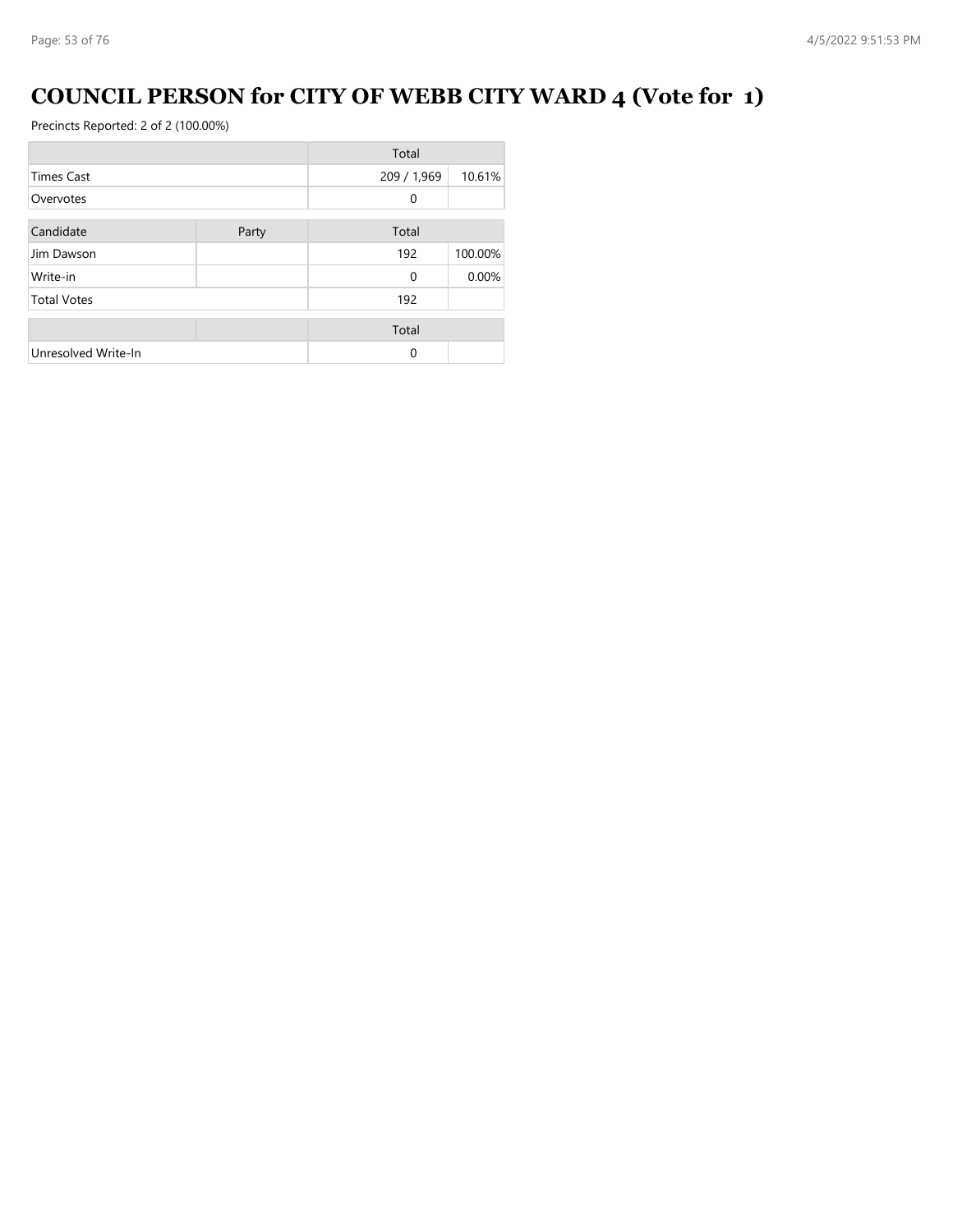# COUNCIL PERSON for CITY OF WEBB CITY WARD 4 (Vote for 1)

Precincts Reported: 2 of 2 (100.00%)

| | Total | |
|---|---|---|
| Times Cast | 209 / 1,969 | 10.61% |
| Overvotes | 0 | |

| Candidate | Party | Total | |
|---|---|---|---|
| Jim Dawson | | 192 | 100.00% |
| Write-in | | 0 | 0.00% |
| Total Votes | | 192 | |

| | | Total | |
|---|---|---|---|
| Unresolved Write-In | | 0 | |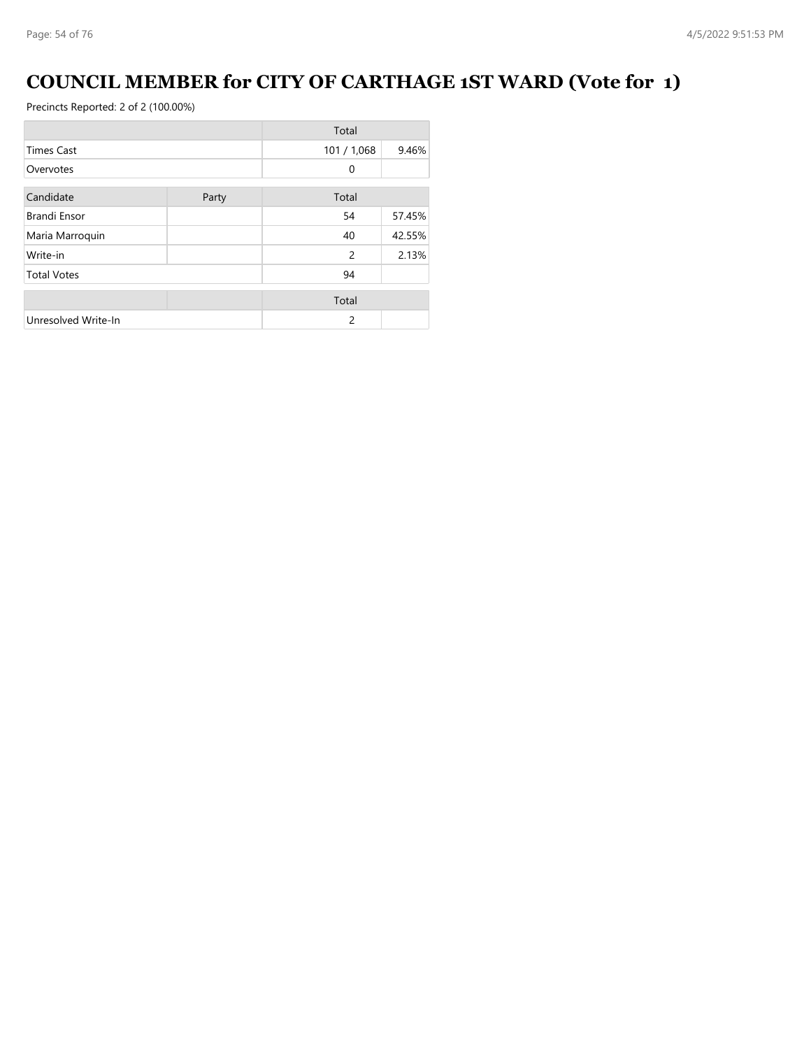# COUNCIL MEMBER for CITY OF CARTHAGE 1ST WARD (Vote for 1)

Precincts Reported: 2 of 2 (100.00%)

| | Total | |
|---|---|---|
| Times Cast | 101 / 1,068 | 9.46% |
| Overvotes | 0 | |

| Candidate | Party | Total | |
|---|---|---|---|
| Brandi Ensor | | 54 | 57.45% |
| Maria Marroquin | | 40 | 42.55% |
| Write-in | | 2 | 2.13% |
| Total Votes | | 94 | |

| | | Total | |
|---|---|---|---|
| Unresolved Write-In | | 2 | |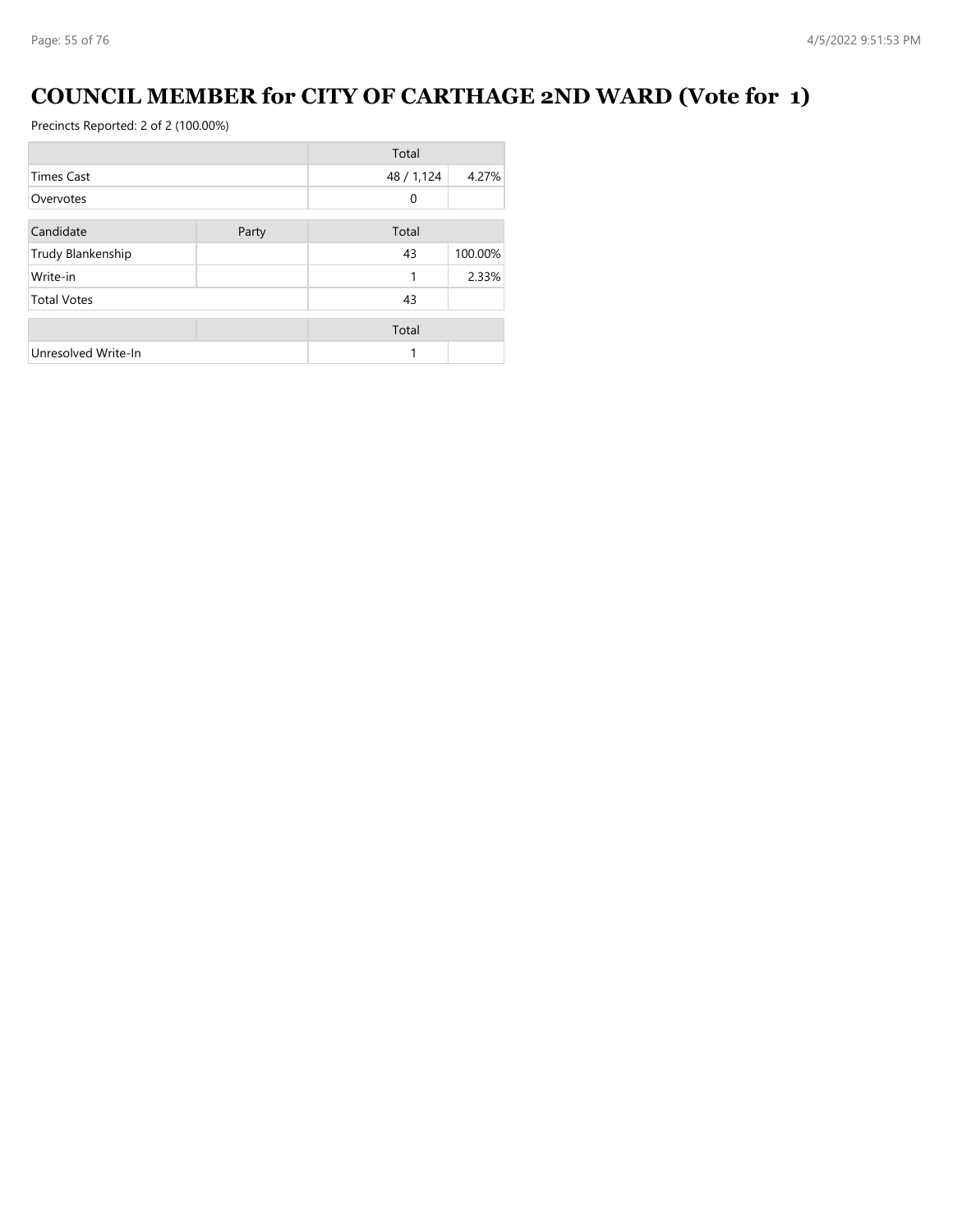# COUNCIL MEMBER for CITY OF CARTHAGE 2ND WARD (Vote for 1)

Precincts Reported: 2 of 2 (100.00%)

| | Total | |
|---|---|---|
| Times Cast | 48 / 1,124 | 4.27% |
| Overvotes | 0 | |

| Candidate | Party | Total | |
|---|---|---|---|
| Trudy Blankenship | | 43 | 100.00% |
| Write-in | | 1 | 2.33% |
| Total Votes | | 43 | |

| | Total | |
|---|---|---|
| Unresolved Write-In | 1 | |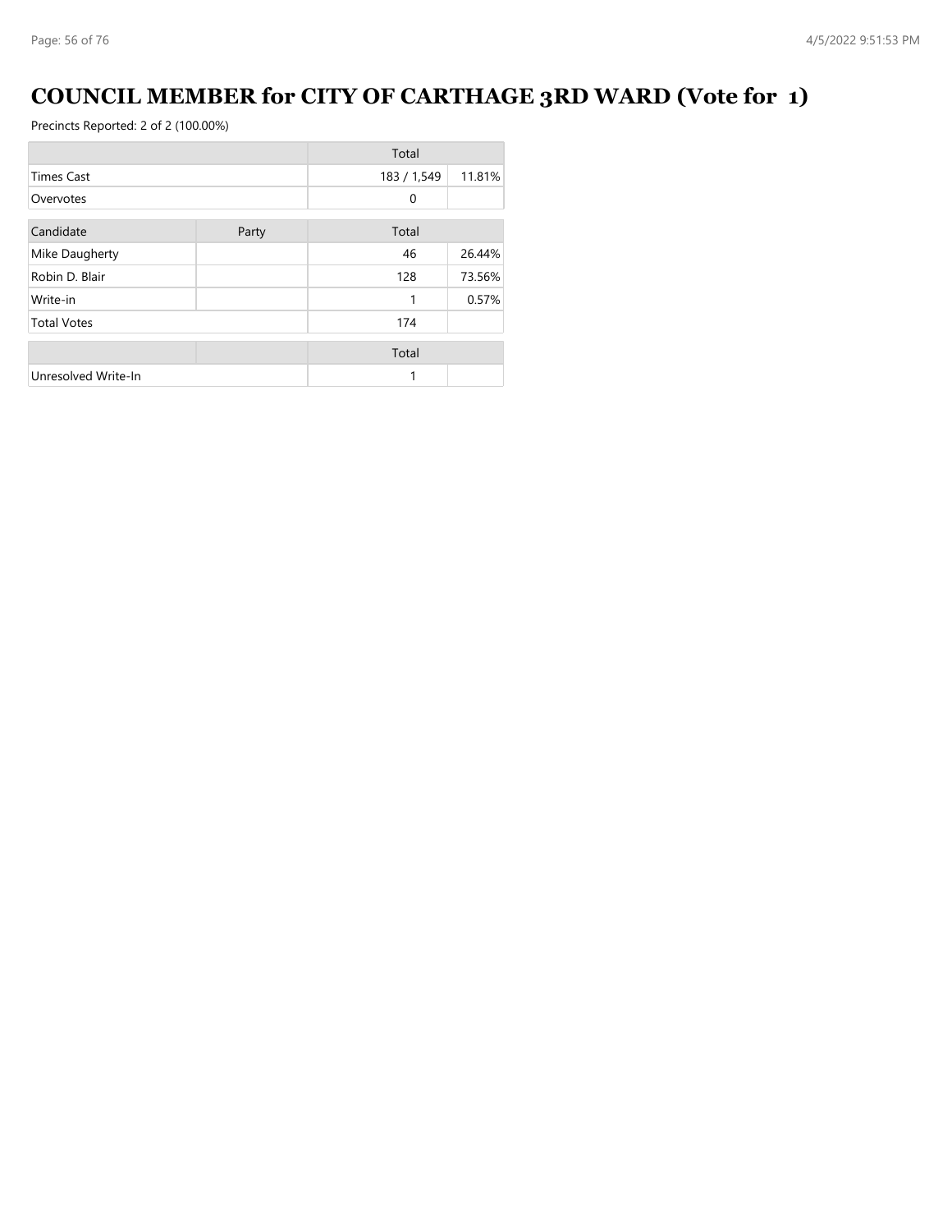# COUNCIL MEMBER for CITY OF CARTHAGE 3RD WARD (Vote for 1)

Precincts Reported: 2 of 2 (100.00%)

| | Total | |
|---|---|---|
| Times Cast | 183 / 1,549 | 11.81% |
| Overvotes | 0 | |

| Candidate | Party | Total | |
|---|---|---|---|
| Mike Daugherty | | 46 | 26.44% |
| Robin D. Blair | | 128 | 73.56% |
| Write-in | | 1 | 0.57% |
| Total Votes | | 174 | |

| | | Total | |
|---|---|---|---|
| Unresolved Write-In | | 1 | |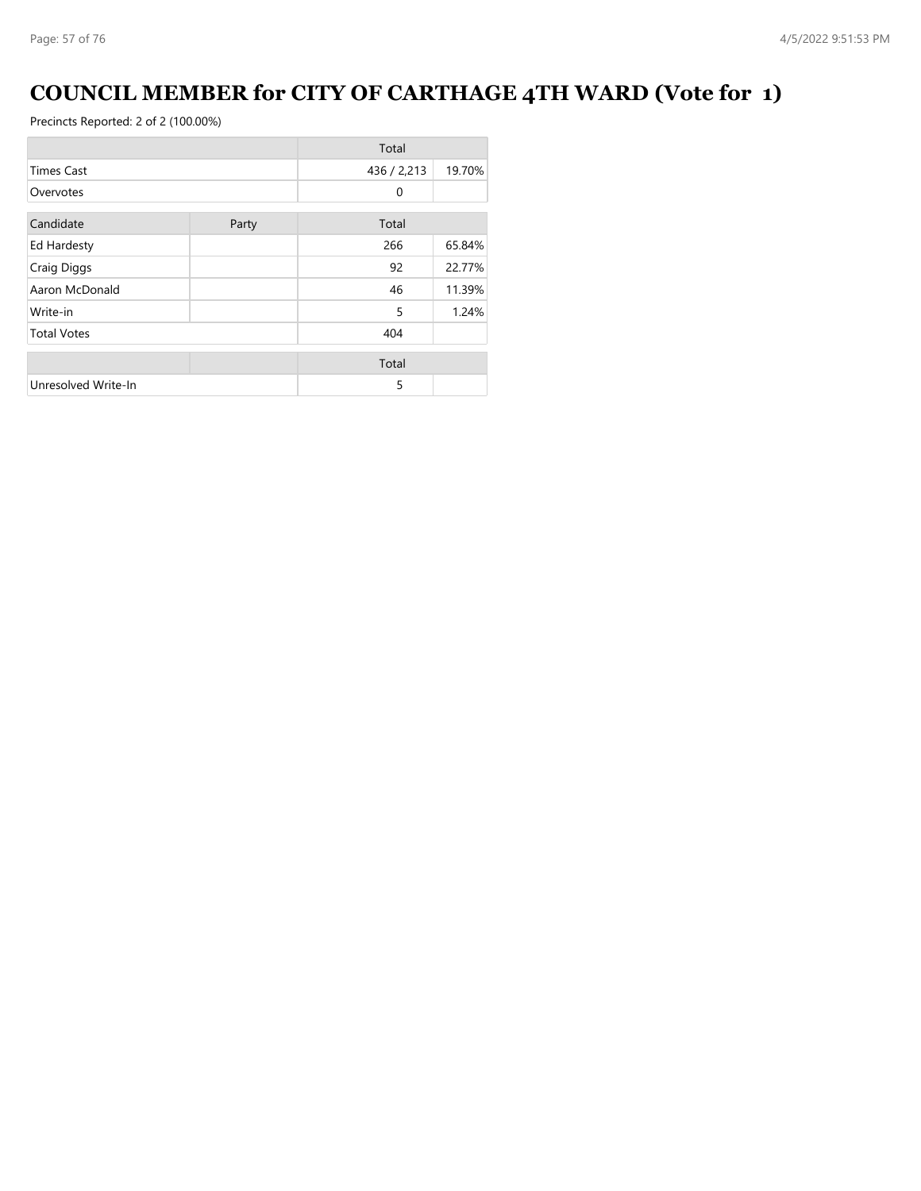# COUNCIL MEMBER for CITY OF CARTHAGE 4TH WARD (Vote for 1)

Precincts Reported: 2 of 2 (100.00%)

| | Total | |
|---|---|---|
| Times Cast | 436 / 2,213 | 19.70% |
| Overvotes | 0 | |

| Candidate | Party | Total | |
|---|---|---|---|
| Ed Hardesty | | 266 | 65.84% |
| Craig Diggs | | 92 | 22.77% |
| Aaron McDonald | | 46 | 11.39% |
| Write-in | | 5 | 1.24% |
| Total Votes | | 404 | |

| | | Total | |
|---|---|---|---|
| Unresolved Write-In | | 5 | |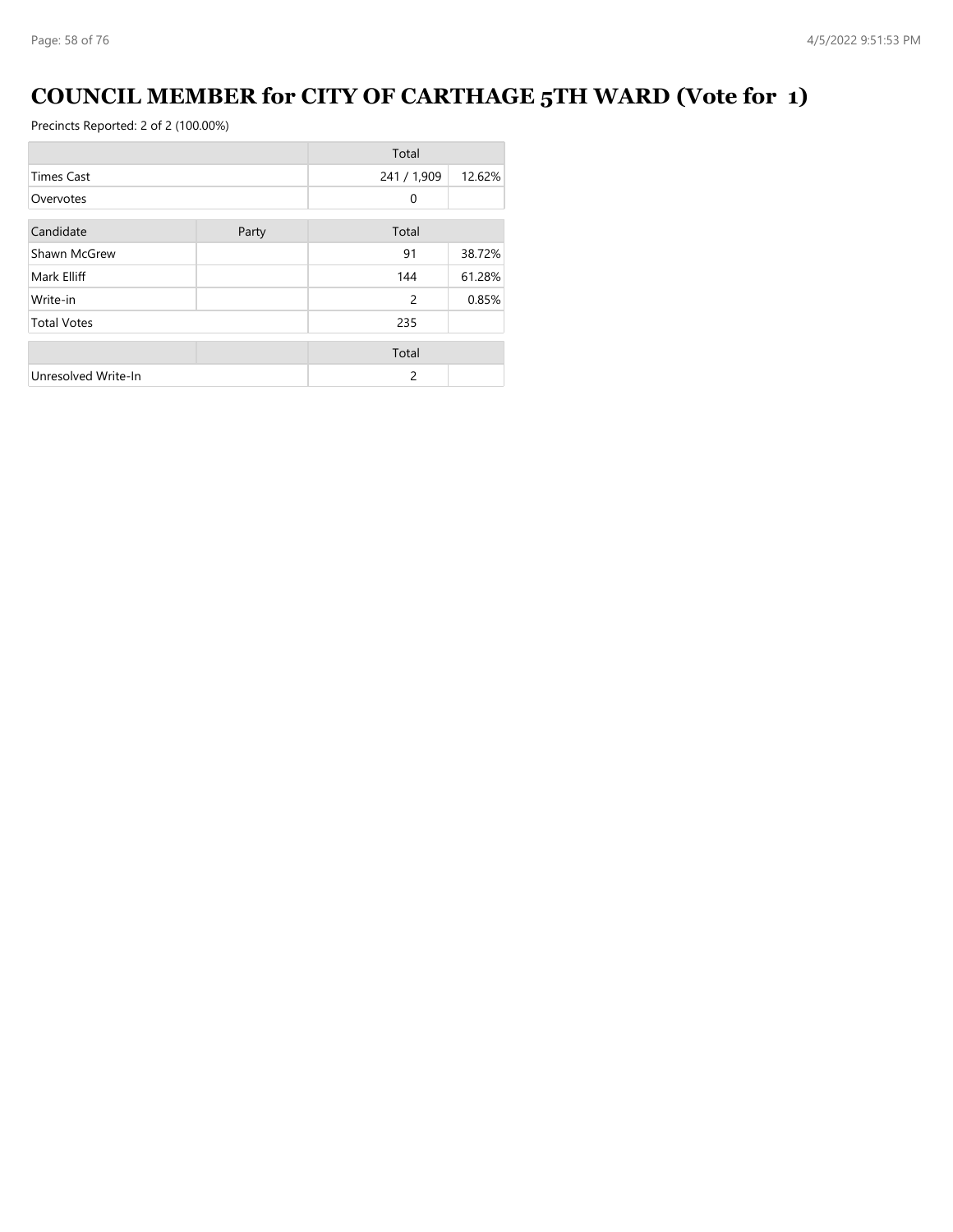# COUNCIL MEMBER for CITY OF CARTHAGE 5TH WARD (Vote for 1)

Precincts Reported: 2 of 2 (100.00%)

| | Total | |
|---|---|---|
| Times Cast | 241 / 1,909 | 12.62% |
| Overvotes | 0 | |

| Candidate | Party | Total | |
|---|---|---|---|
| Shawn McGrew | | 91 | 38.72% |
| Mark Elliff | | 144 | 61.28% |
| Write-in | | 2 | 0.85% |
| Total Votes | | 235 | |

| | | Total | |
|---|---|---|---|
| Unresolved Write-In | | 2 | |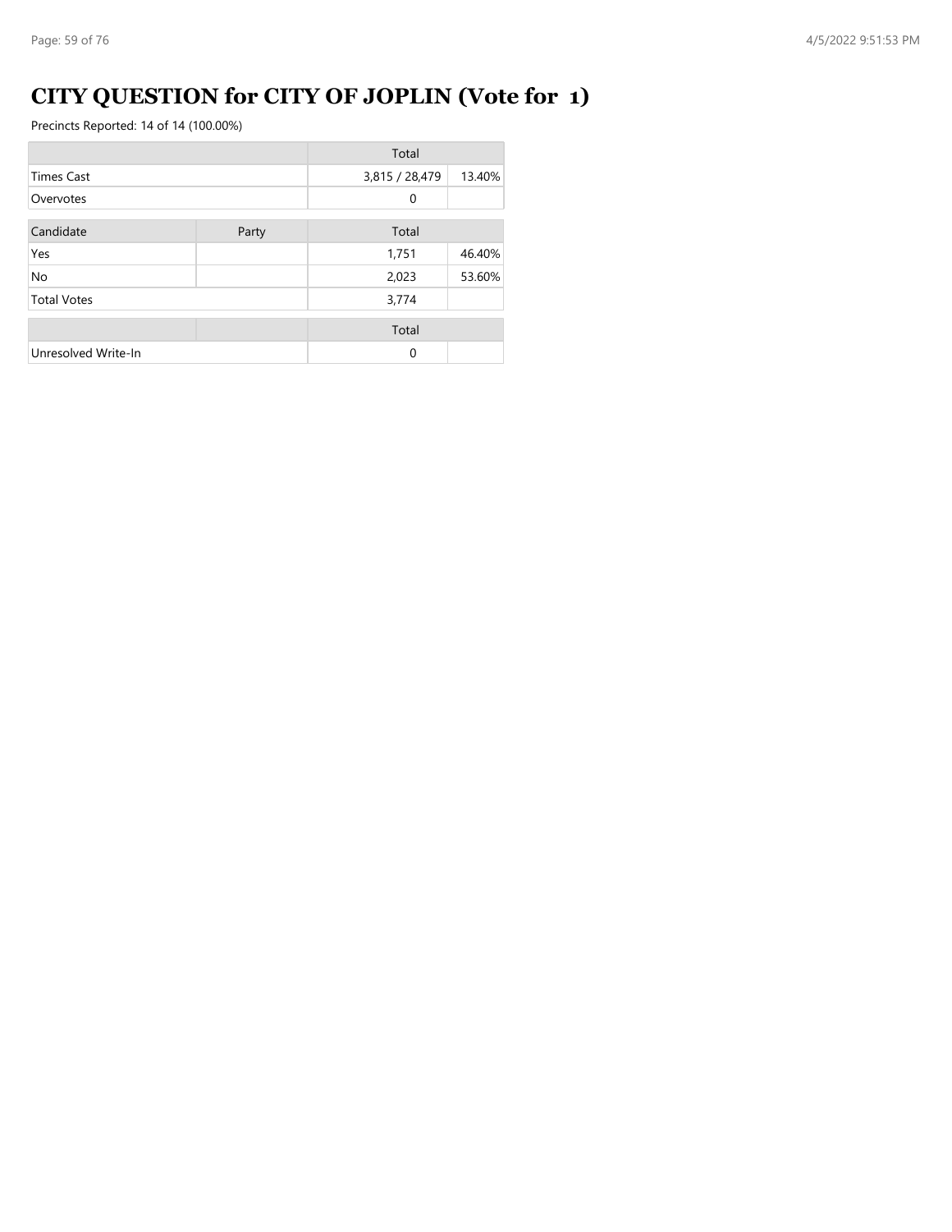# CITY QUESTION for CITY OF JOPLIN (Vote for 1)

Precincts Reported: 14 of 14 (100.00%)

| | Total | |
|---|---|---|
| Times Cast | 3,815 / 28,479 | 13.40% |
| Overvotes | 0 | |

| Candidate | Party | Total | |
|---|---|---|---|
| Yes | | 1,751 | 46.40% |
| No | | 2,023 | 53.60% |
| Total Votes | | 3,774 | |

| | | Total | |
|---|---|---|---|
| Unresolved Write-In | | 0 | |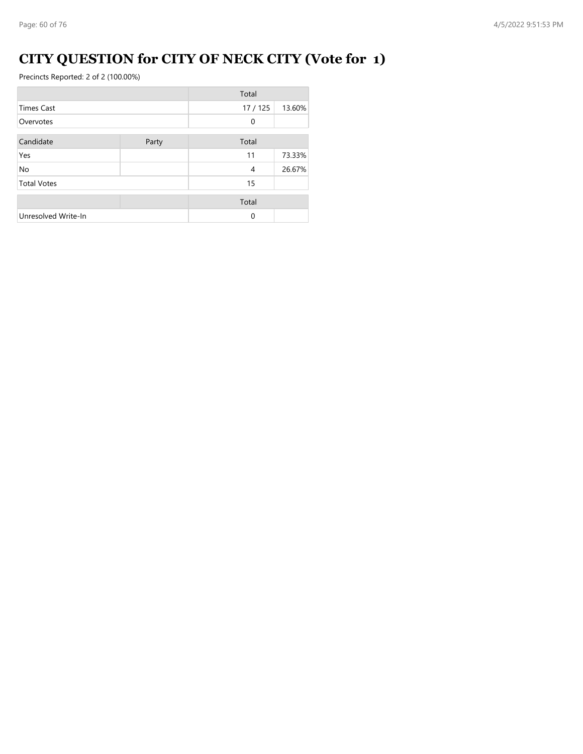# CITY QUESTION for CITY OF NECK CITY (Vote for 1)

Precincts Reported: 2 of 2 (100.00%)

| | Total | |
|---|---|---|
| Times Cast | 17 / 125 | 13.60% |
| Overvotes | 0 | |

| Candidate | Party | Total | |
|---|---|---|---|
| Yes | | 11 | 73.33% |
| No | | 4 | 26.67% |
| Total Votes | | 15 | |

| | | Total | |
|---|---|---|---|
| Unresolved Write-In | | 0 | |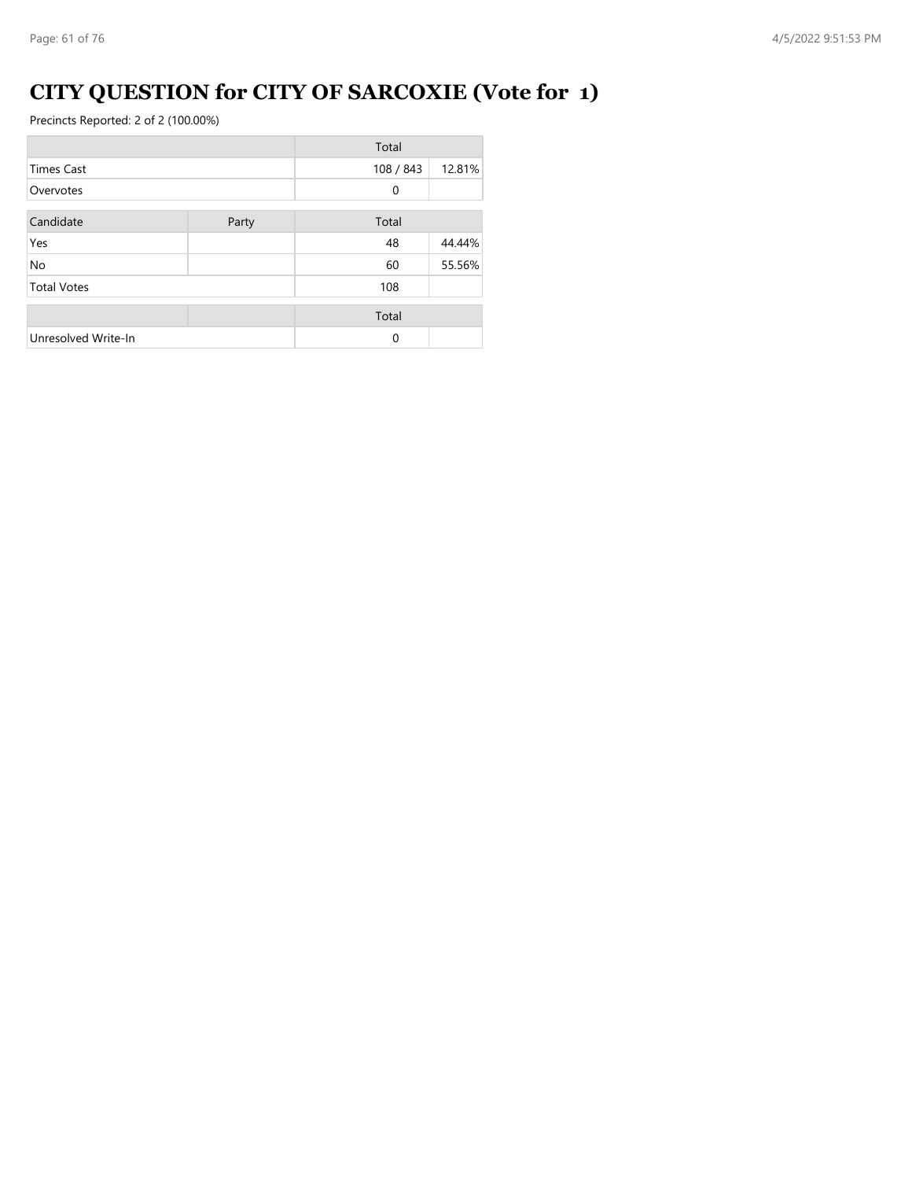# CITY QUESTION for CITY OF SARCOXIE (Vote for 1)

Precincts Reported: 2 of 2 (100.00%)

| | Total | |
|---|---|---|
| Times Cast | 108 / 843 | 12.81% |
| Overvotes | 0 | |

| Candidate | Party | Total | |
|---|---|---|---|
| Yes | | 48 | 44.44% |
| No | | 60 | 55.56% |
| Total Votes | | 108 | |

| | | Total | |
|---|---|---|---|
| Unresolved Write-In | | 0 | |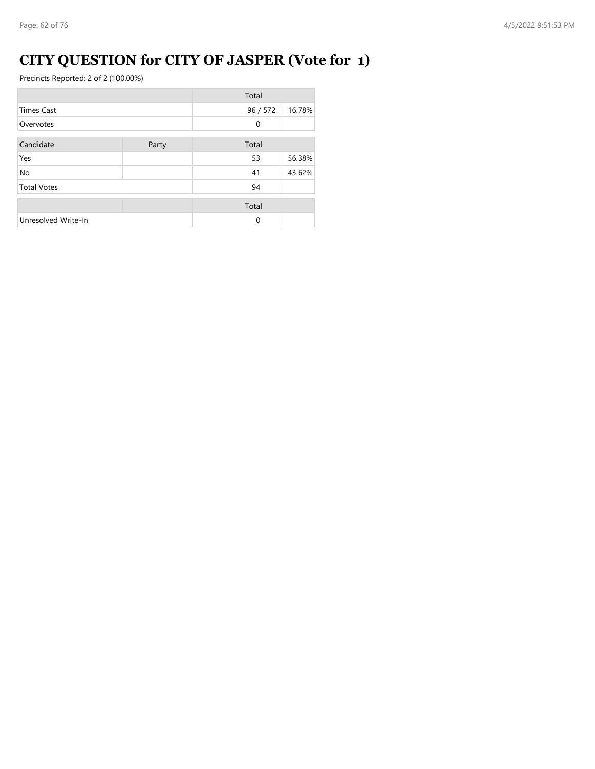# CITY QUESTION for CITY OF JASPER (Vote for 1)

Precincts Reported: 2 of 2 (100.00%)

| | Total | |
|---|---|---|
| Times Cast | 96 / 572 | 16.78% |
| Overvotes | 0 | |

| Candidate | Party | Total | |
|---|---|---|---|
| Yes | | 53 | 56.38% |
| No | | 41 | 43.62% |
| Total Votes | | 94 | |

| | | Total | |
|---|---|---|---|
| Unresolved Write-In | | 0 | |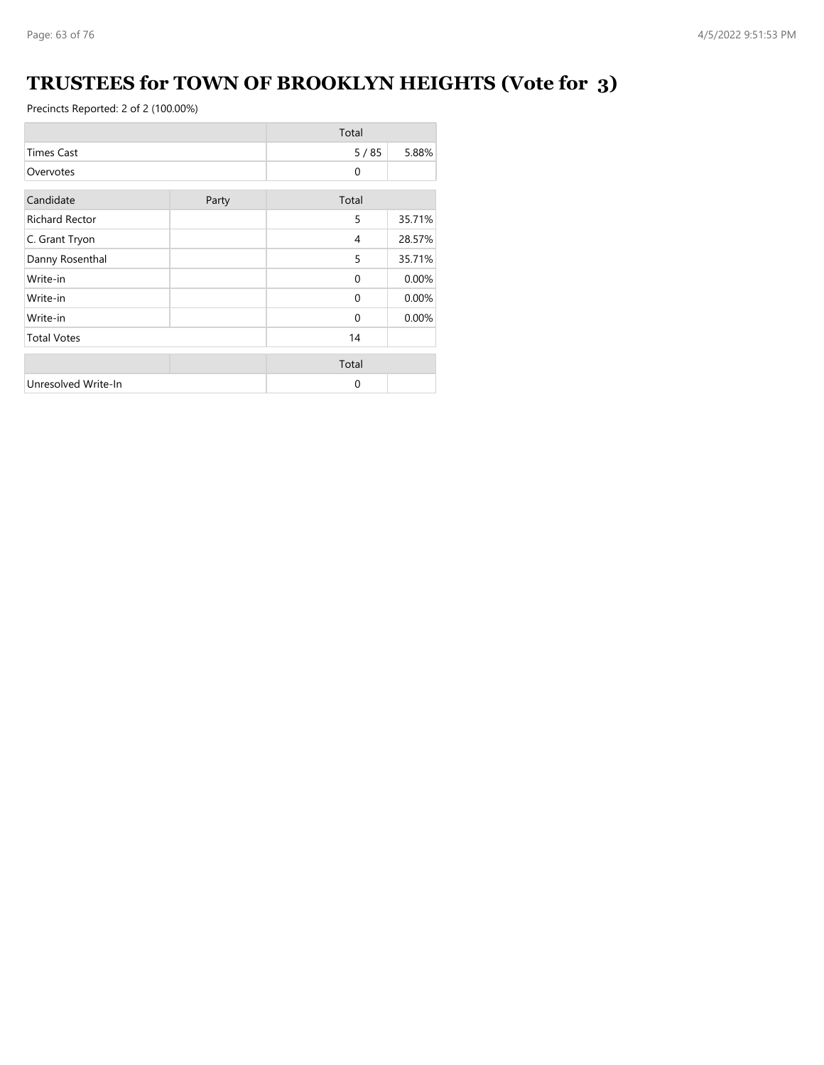# TRUSTEES for TOWN OF BROOKLYN HEIGHTS (Vote for 3)

Precincts Reported: 2 of 2 (100.00%)

| | Total | |
|---|---|---|
| Times Cast | 5 / 85 | 5.88% |
| Overvotes | 0 | |

| Candidate | Party | Total | |
|---|---|---|---|
| Richard Rector | | 5 | 35.71% |
| C. Grant Tryon | | 4 | 28.57% |
| Danny Rosenthal | | 5 | 35.71% |
| Write-in | | 0 | 0.00% |
| Write-in | | 0 | 0.00% |
| Write-in | | 0 | 0.00% |
| Total Votes | | 14 | |

| | | Total | |
|---|---|---|---|
| Unresolved Write-In | | 0 | |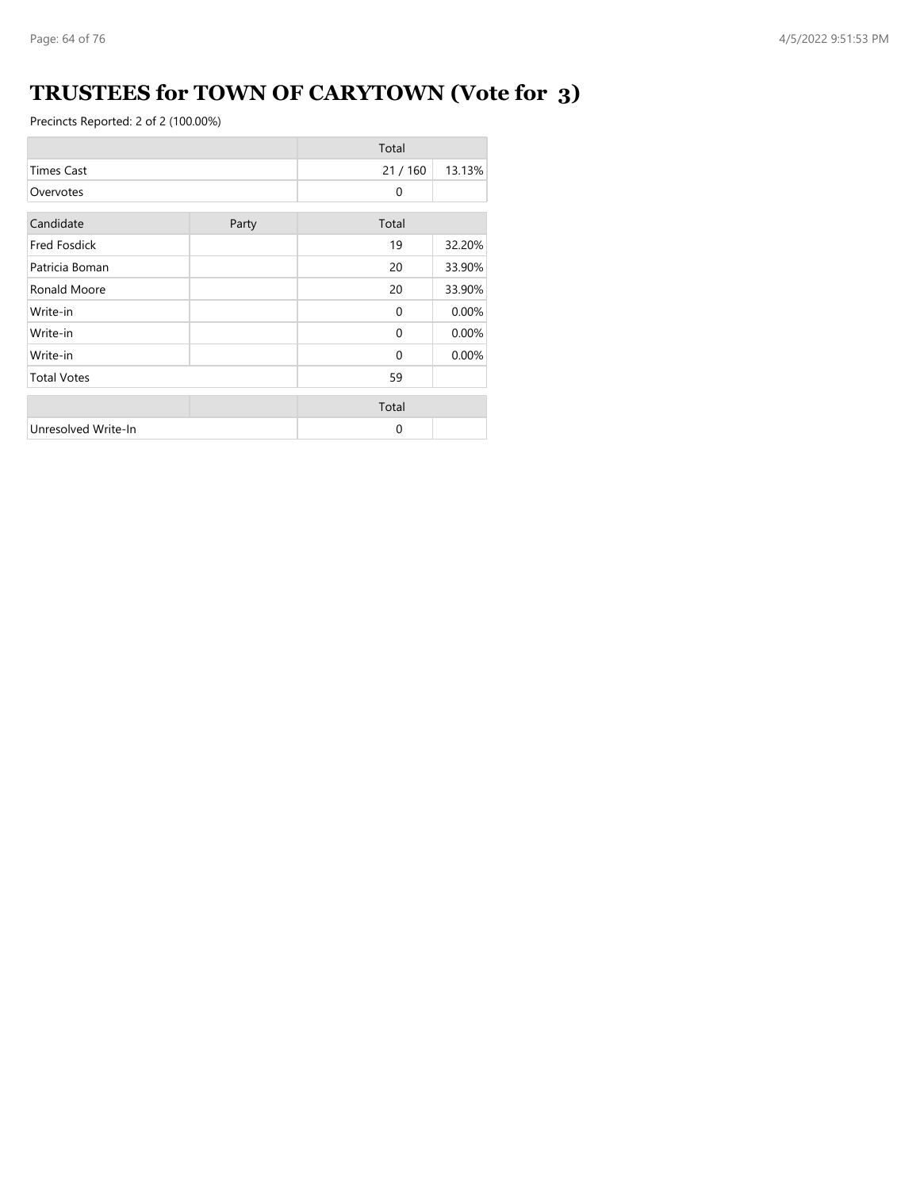# TRUSTEES for TOWN OF CARYTOWN (Vote for 3)

Precincts Reported: 2 of 2 (100.00%)

| | Total | |
|---|---|---|
| Times Cast | 21 / 160 | 13.13% |
| Overvotes | 0 | |

| Candidate | Party | Total | |
|---|---|---|---|
| Fred Fosdick | | 19 | 32.20% |
| Patricia Boman | | 20 | 33.90% |
| Ronald Moore | | 20 | 33.90% |
| Write-in | | 0 | 0.00% |
| Write-in | | 0 | 0.00% |
| Write-in | | 0 | 0.00% |
| Total Votes | | 59 | |

| | | Total | |
|---|---|---|---|
| Unresolved Write-In | | 0 | |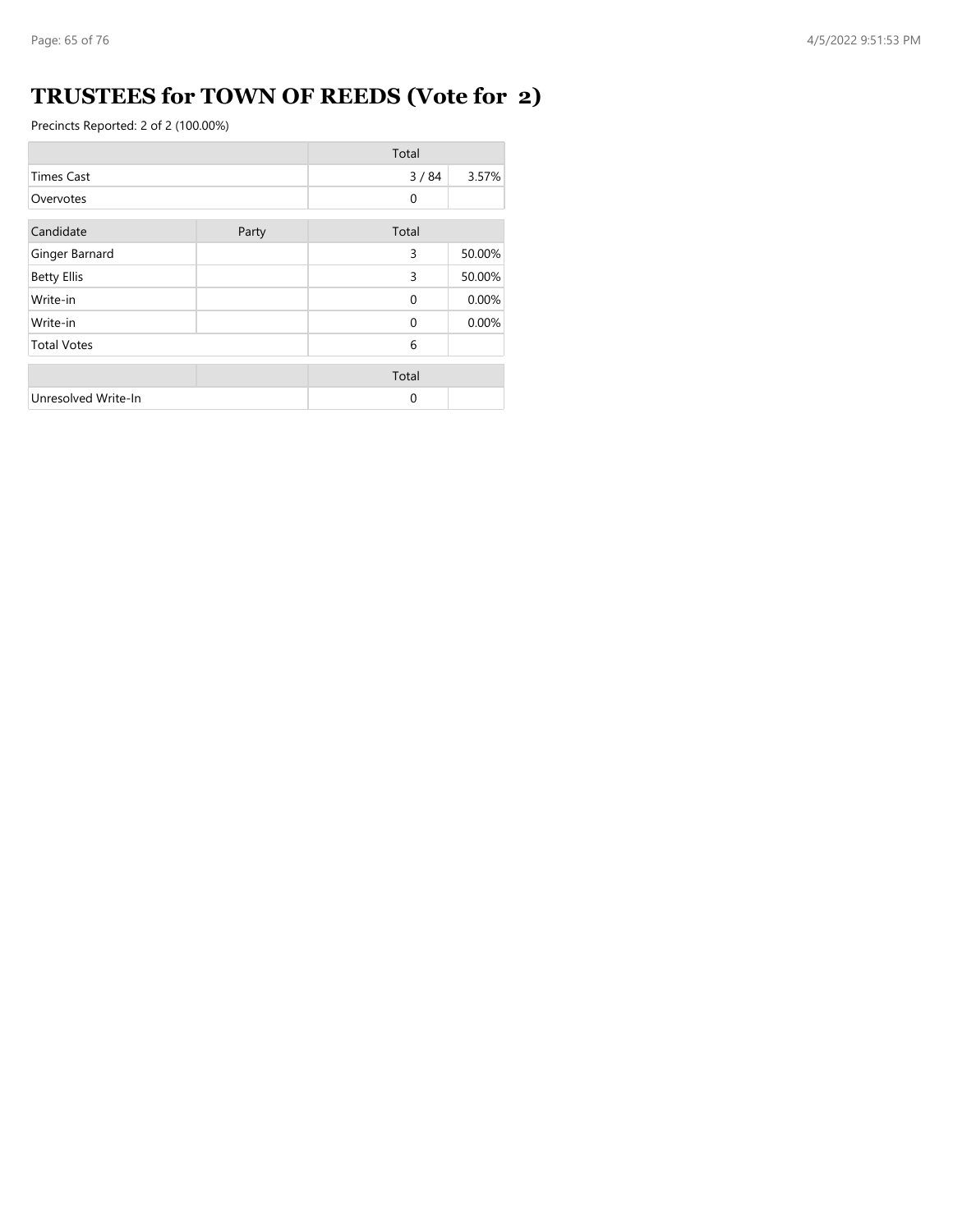# TRUSTEES for TOWN OF REEDS (Vote for 2)

Precincts Reported: 2 of 2 (100.00%)

| | Total | |
|---|---|---|
| Times Cast | 3 / 84 | 3.57% |
| Overvotes | 0 | |

| Candidate | Party | Total | |
|---|---|---|---|
| Ginger Barnard | | 3 | 50.00% |
| Betty Ellis | | 3 | 50.00% |
| Write-in | | 0 | 0.00% |
| Write-in | | 0 | 0.00% |
| Total Votes | | 6 | |

| | | Total | |
|---|---|---|---|
| Unresolved Write-In | | 0 | |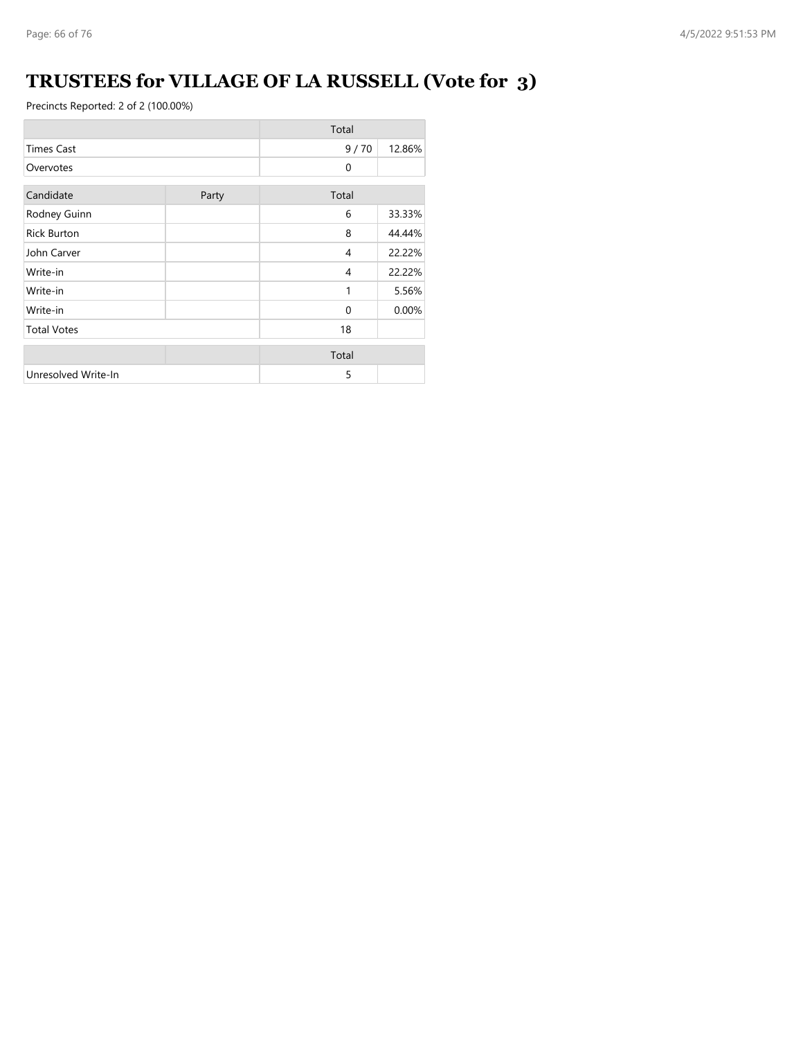# TRUSTEES for VILLAGE OF LA RUSSELL (Vote for 3)

Precincts Reported: 2 of 2 (100.00%)

| | Total | |
|---|---|---|
| Times Cast | 9 / 70 | 12.86% |
| Overvotes | 0 | |

| Candidate | Party | Total | |
|---|---|---|---|
| Rodney Guinn | | 6 | 33.33% |
| Rick Burton | | 8 | 44.44% |
| John Carver | | 4 | 22.22% |
| Write-in | | 4 | 22.22% |
| Write-in | | 1 | 5.56% |
| Write-in | | 0 | 0.00% |
| Total Votes | | 18 | |

| | | Total | |
|---|---|---|---|
| Unresolved Write-In | | 5 | |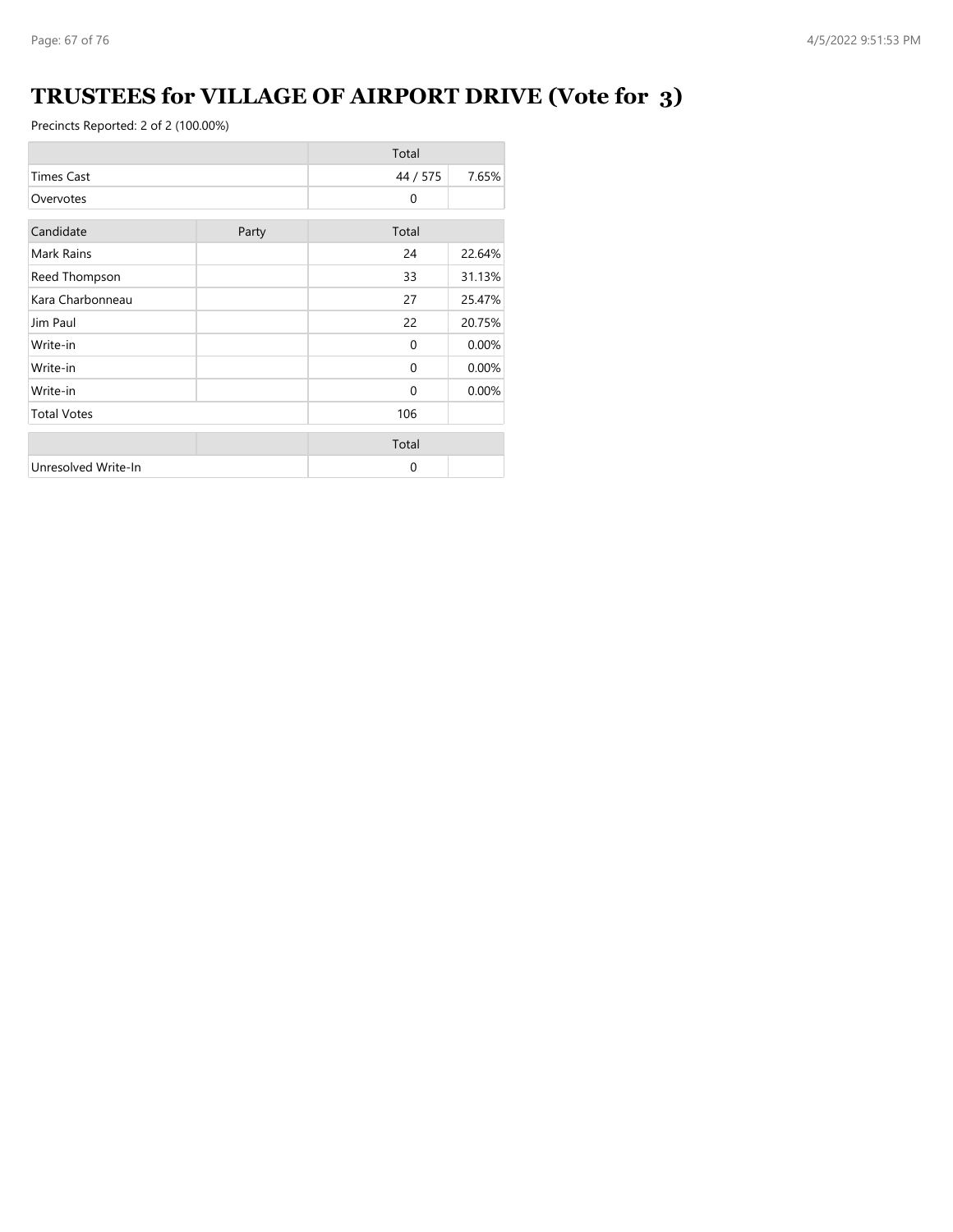# TRUSTEES for VILLAGE OF AIRPORT DRIVE (Vote for 3)

Precincts Reported: 2 of 2 (100.00%)

| | Total | |
|---|---|---|
| Times Cast | 44 / 575 | 7.65% |
| Overvotes | 0 | |

| Candidate | Party | Total | |
|---|---|---|---|
| Mark Rains | | 24 | 22.64% |
| Reed Thompson | | 33 | 31.13% |
| Kara Charbonneau | | 27 | 25.47% |
| Jim Paul | | 22 | 20.75% |
| Write-in | | 0 | 0.00% |
| Write-in | | 0 | 0.00% |
| Write-in | | 0 | 0.00% |
| Total Votes | | 106 | |

| | | Total | |
|---|---|---|---|
| Unresolved Write-In | | 0 | |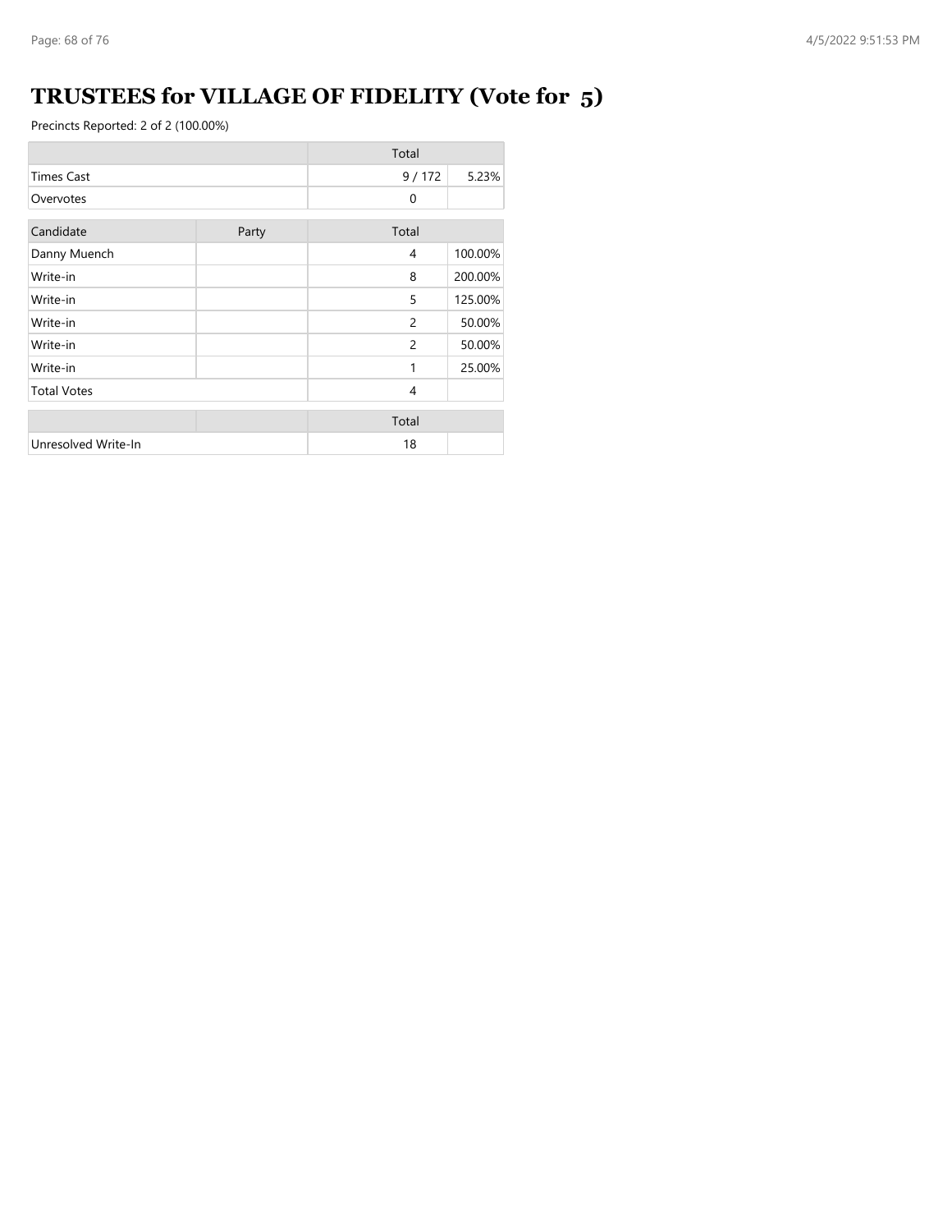# TRUSTEES for VILLAGE OF FIDELITY (Vote for 5)

Precincts Reported: 2 of 2 (100.00%)

| | Total | |
|---|---|---|
| Times Cast | 9 / 172 | 5.23% |
| Overvotes | 0 | |

| Candidate | Party | Total | |
|---|---|---|---|
| Danny Muench | | 4 | 100.00% |
| Write-in | | 8 | 200.00% |
| Write-in | | 5 | 125.00% |
| Write-in | | 2 | 50.00% |
| Write-in | | 2 | 50.00% |
| Write-in | | 1 | 25.00% |
| Total Votes | | 4 | |

| | Total |
|---|---|
| Unresolved Write-In | 18 |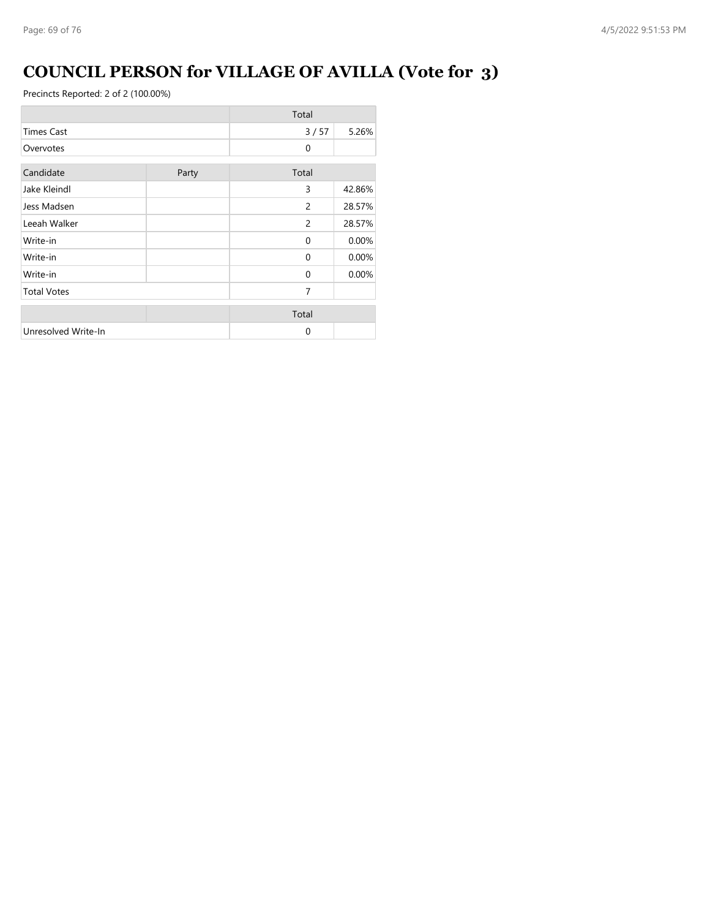# COUNCIL PERSON for VILLAGE OF AVILLA (Vote for 3)

Precincts Reported: 2 of 2 (100.00%)

| | Total | |
|---|---|---|
| Times Cast | 3 / 57 | 5.26% |
| Overvotes | 0 | |

| Candidate | Party | Total | |
|---|---|---|---|
| Jake Kleindl | | 3 | 42.86% |
| Jess Madsen | | 2 | 28.57% |
| Leeah Walker | | 2 | 28.57% |
| Write-in | | 0 | 0.00% |
| Write-in | | 0 | 0.00% |
| Write-in | | 0 | 0.00% |
| Total Votes | | 7 | |

| | | Total | |
|---|---|---|---|
| Unresolved Write-In | | 0 | |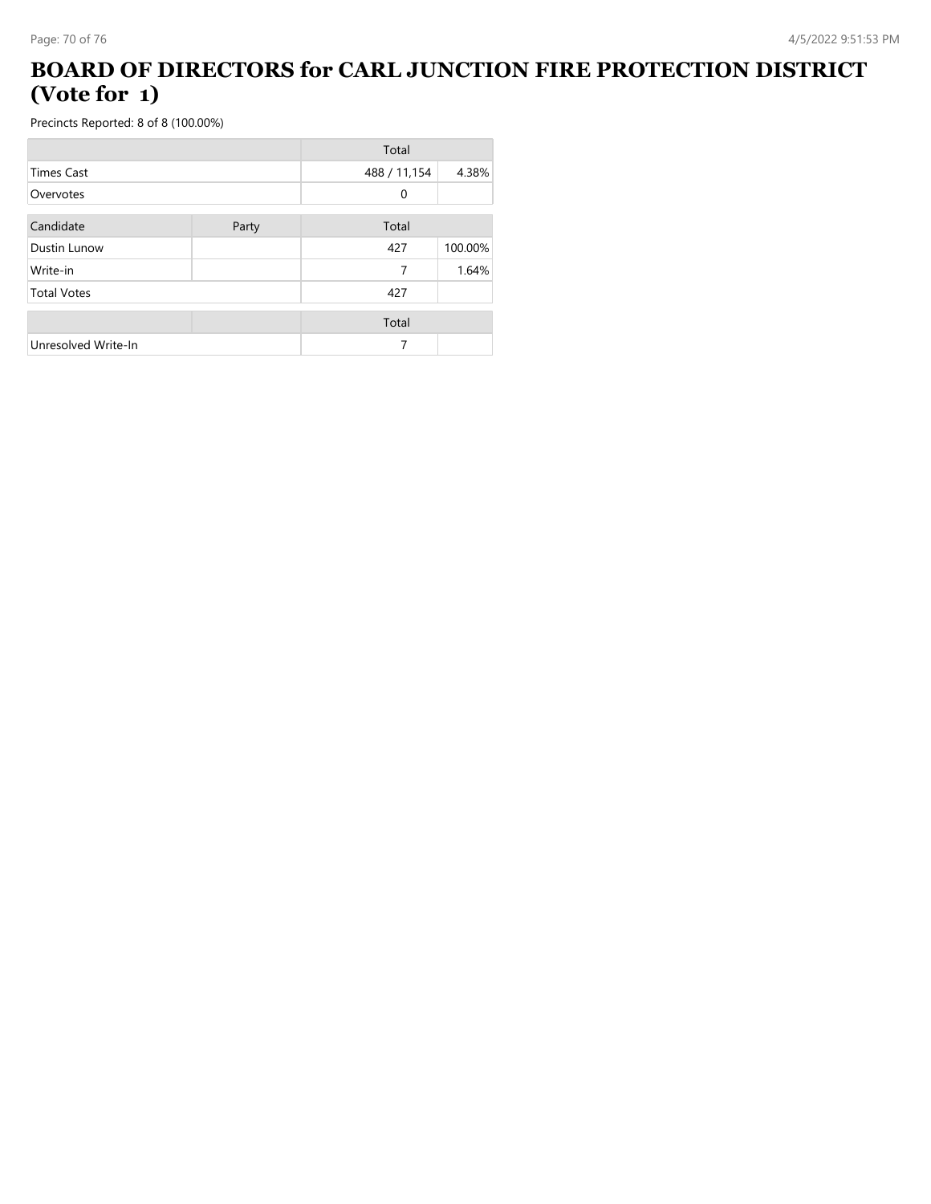# BOARD OF DIRECTORS for CARL JUNCTION FIRE PROTECTION DISTRICT (Vote for 1)

Precincts Reported: 8 of 8 (100.00%)

| | | Total | |
|---|---|---|---|
| Times Cast | | 488 / 11,154 | 4.38% |
| Overvotes | | 0 | |
| **Candidate** | **Party** | **Total** | |
| Dustin Lunow | | 427 | 100.00% |
| Write-in | | 7 | 1.64% |
| Total Votes | | 427 | |

| | | Total | |
|---|---|---|---|
| Unresolved Write-In | | 7 | |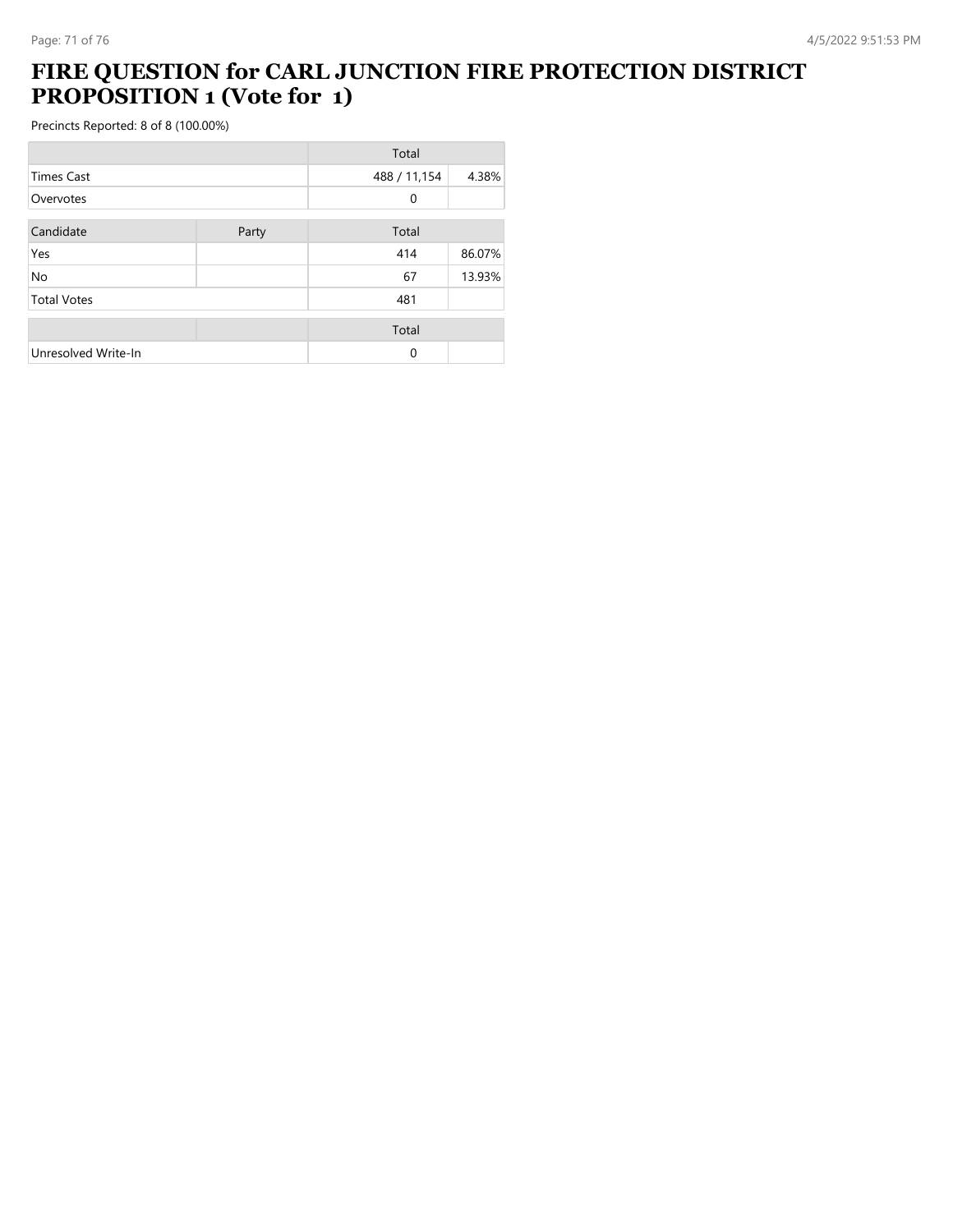# FIRE QUESTION for CARL JUNCTION FIRE PROTECTION DISTRICT PROPOSITION 1 (Vote for 1)

Precincts Reported: 8 of 8 (100.00%)

| | | Total | |
|---|---|---|---|
| Times Cast | | 488 / 11,154 | 4.38% |
| Overvotes | | 0 | |

| Candidate | Party | Total | |
|---|---|---|---|
| Yes | | 414 | 86.07% |
| No | | 67 | 13.93% |
| Total Votes | | 481 | |

| | | Total | |
|---|---|---|---|
| Unresolved Write-In | | 0 | |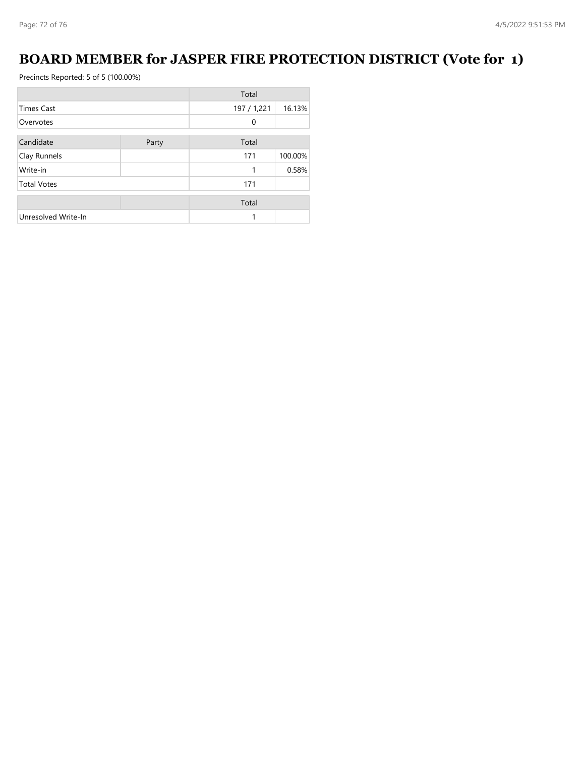# BOARD MEMBER for JASPER FIRE PROTECTION DISTRICT (Vote for 1)

Precincts Reported: 5 of 5 (100.00%)

| | Total | |
|---|---|---|
| Times Cast | 197 / 1,221 | 16.13% |
| Overvotes | 0 | |

| Candidate | Party | Total | |
|---|---|---|---|
| Clay Runnels | | 171 | 100.00% |
| Write-in | | 1 | 0.58% |
| Total Votes | | 171 | |

| | | Total | |
|---|---|---|---|
| Unresolved Write-In | | 1 | |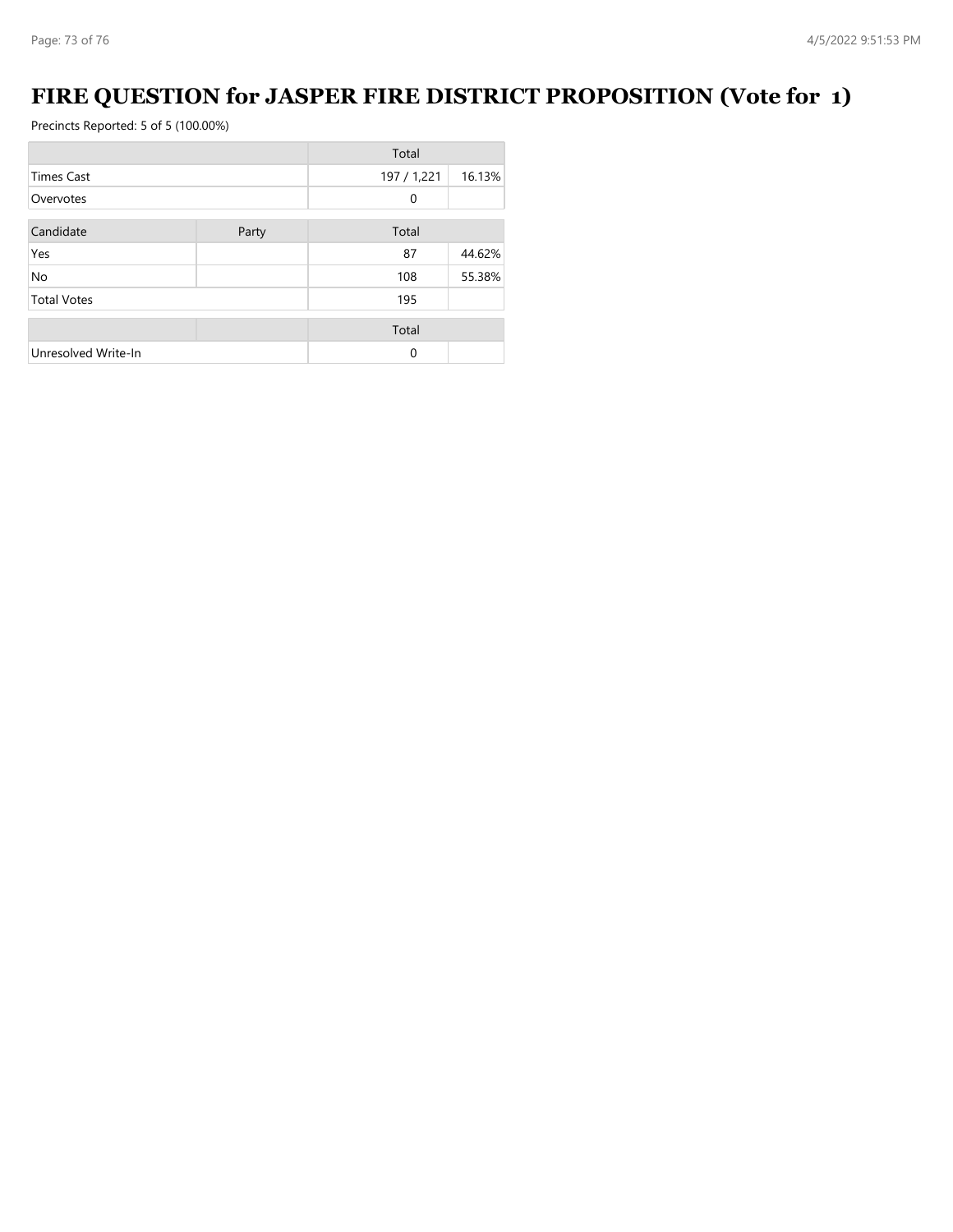# FIRE QUESTION for JASPER FIRE DISTRICT PROPOSITION (Vote for 1)

Precincts Reported: 5 of 5 (100.00%)

| | | Total | |
|---|---|---|---|
| Times Cast | | 197 / 1,221 | 16.13% |
| Overvotes | | 0 | |

| Candidate | Party | Total | |
|---|---|---|---|
| Yes | | 87 | 44.62% |
| No | | 108 | 55.38% |
| Total Votes | | 195 | |

| | | Total | |
|---|---|---|---|
| Unresolved Write-In | | 0 | |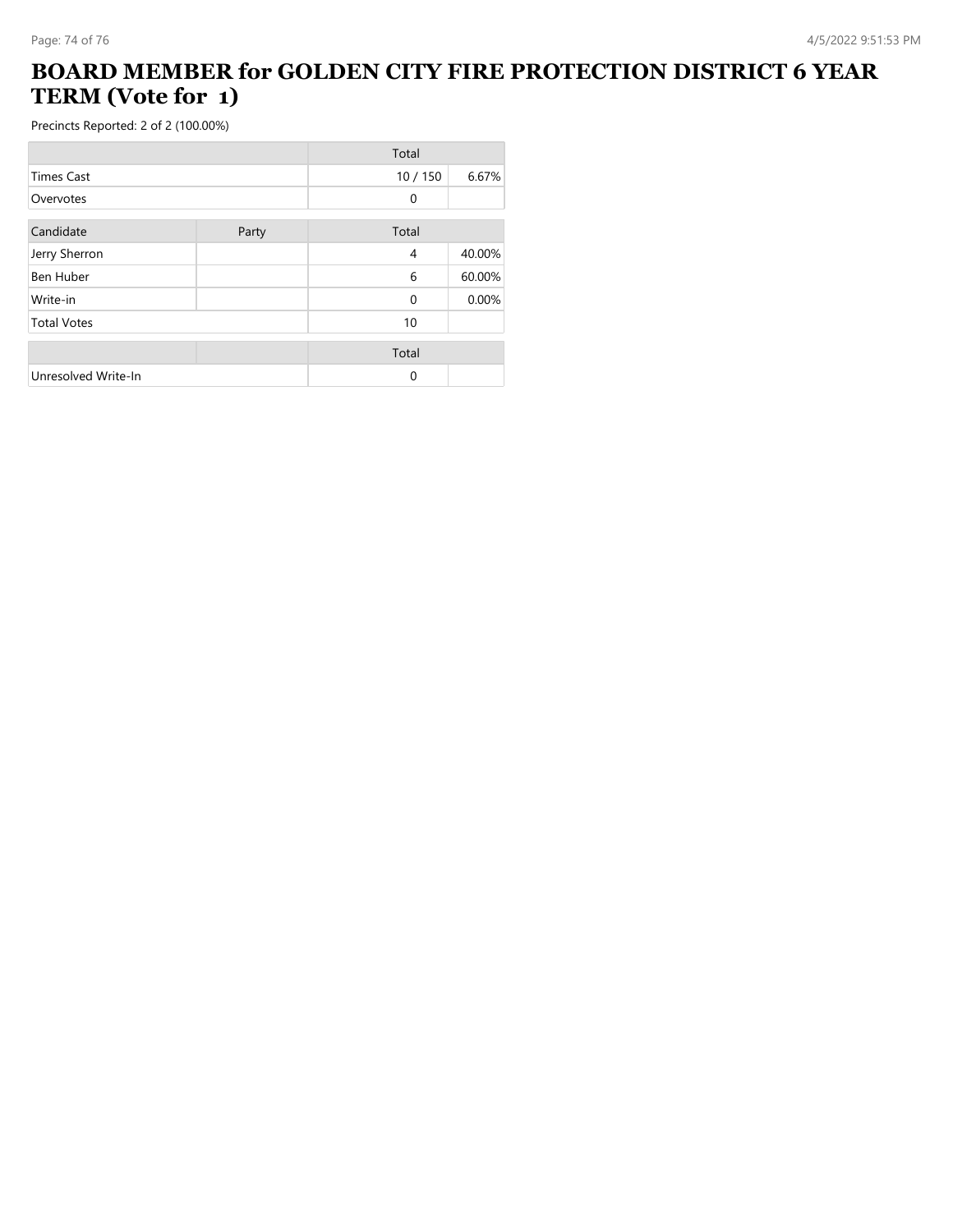# BOARD MEMBER for GOLDEN CITY FIRE PROTECTION DISTRICT 6 YEAR TERM (Vote for 1)

Precincts Reported: 2 of 2 (100.00%)

| | Total | |
|---|---|---|
| Times Cast | 10 / 150 | 6.67% |
| Overvotes | 0 | |

| Candidate | Party | Total | |
|---|---|---|---|
| Jerry Sherron | | 4 | 40.00% |
| Ben Huber | | 6 | 60.00% |
| Write-in | | 0 | 0.00% |
| Total Votes | | 10 | |

| | | Total | |
|---|---|---|---|
| Unresolved Write-In | | 0 | |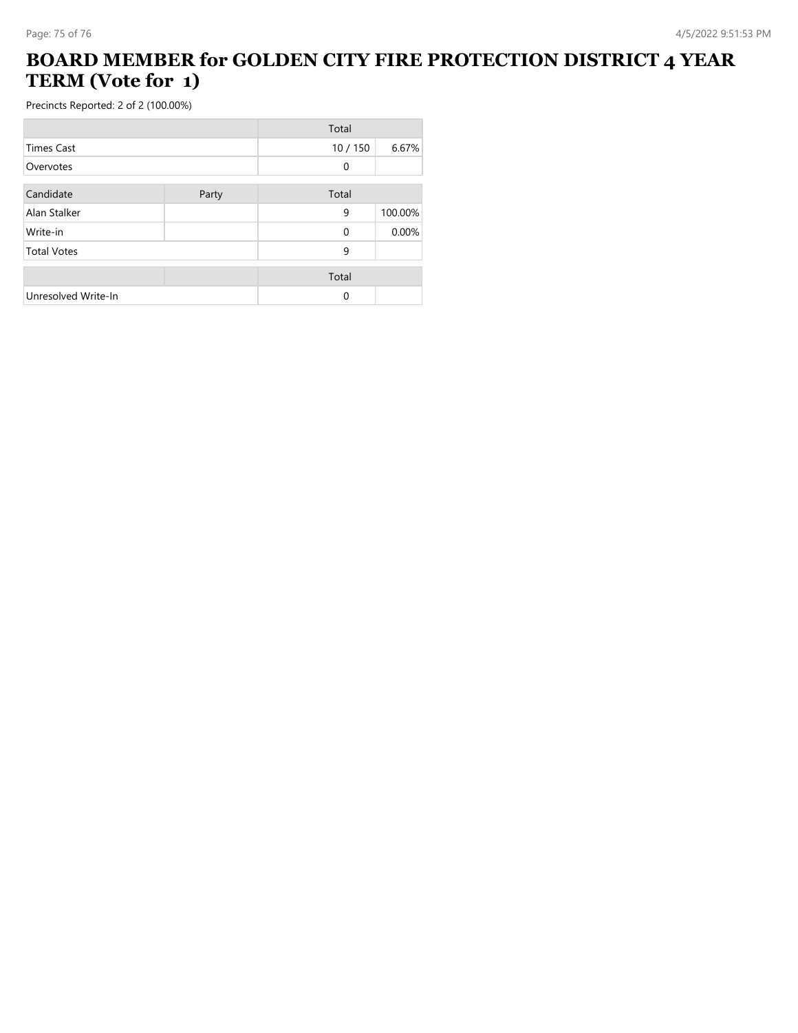# BOARD MEMBER for GOLDEN CITY FIRE PROTECTION DISTRICT 4 YEAR TERM (Vote for 1)

Precincts Reported: 2 of 2 (100.00%)

| | Total | |
|---|---|---|
| Times Cast | 10 / 150 | 6.67% |
| Overvotes | 0 | |

| Candidate | Party | Total | |
|---|---|---|---|
| Alan Stalker | | 9 | 100.00% |
| Write-in | | 0 | 0.00% |
| Total Votes | | 9 | |

| | | Total | |
|---|---|---|---|
| Unresolved Write-In | | 0 | |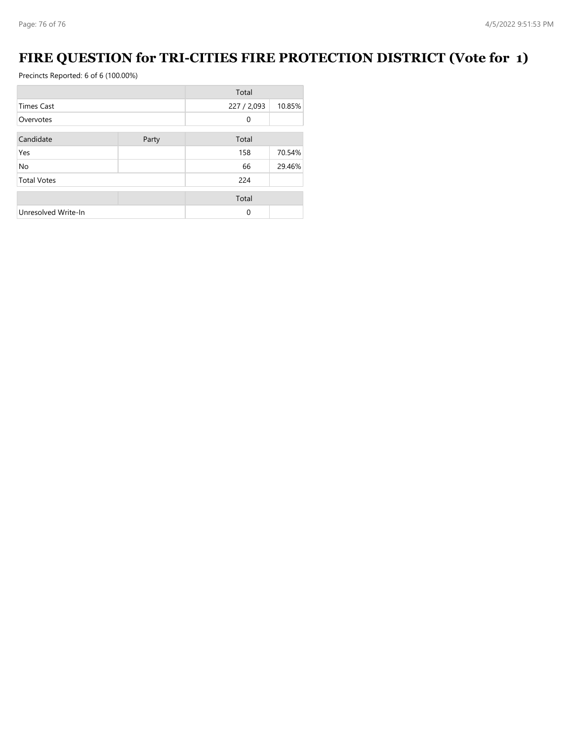# FIRE QUESTION for TRI-CITIES FIRE PROTECTION DISTRICT (Vote for 1)

Precincts Reported: 6 of 6 (100.00%)

| | Total | |
|---|---|---|
| Times Cast | 227 / 2,093 | 10.85% |
| Overvotes | 0 | |

| Candidate | Party | Total | |
|---|---|---|---|
| Yes | | 158 | 70.54% |
| No | | 66 | 29.46% |
| Total Votes | | 224 | |

| | | Total | |
|---|---|---|---|
| Unresolved Write-In | | 0 | |